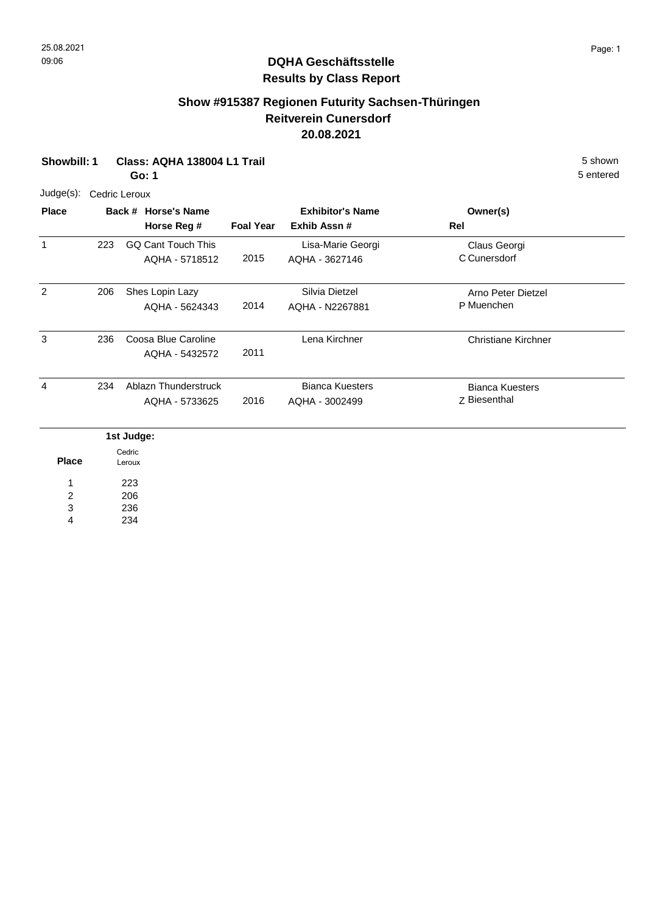## DQHA Geschäftsstelle
## Results by Class Report

### Show #915387 Regionen Futurity Sachsen-Thüringen
### Reitverein Cunersdorf
### 20.08.2021

**Showbill: 1** **Class: AQHA 138004 L1 Trail** 5 shown
**Go: 1** 5 entered

Judge(s): Cedric Leroux

| Place | Back # | Horse's Name / Horse Reg # | Foal Year | Exhibitor's Name / Exhib Assn # | Owner(s) / Rel |
|---|---|---|---|---|---|
| 1 | 223 | GQ Cant Touch This<br>AQHA - 5718512 | 2015 | Lisa-Marie Georgi<br>AQHA - 3627146 | Claus Georgi<br>C Cunersdorf |
| 2 | 206 | Shes Lopin Lazy<br>AQHA - 5624343 | 2014 | Silvia Dietzel<br>AQHA - N2267881 | Arno Peter Dietzel<br>P Muenchen |
| 3 | 236 | Coosa Blue Caroline<br>AQHA - 5432572 | 2011 | Lena Kirchner | Christiane Kirchner |
| 4 | 234 | Ablazn Thunderstruck<br>AQHA - 5733625 | 2016 | Bianca Kuesters<br>AQHA - 3002499 | Bianca Kuesters<br>Z Biesenthal |

| Place | 1st Judge: Cedric Leroux |
|---|---|
| 1 | 223 |
| 2 | 206 |
| 3 | 236 |
| 4 | 234 |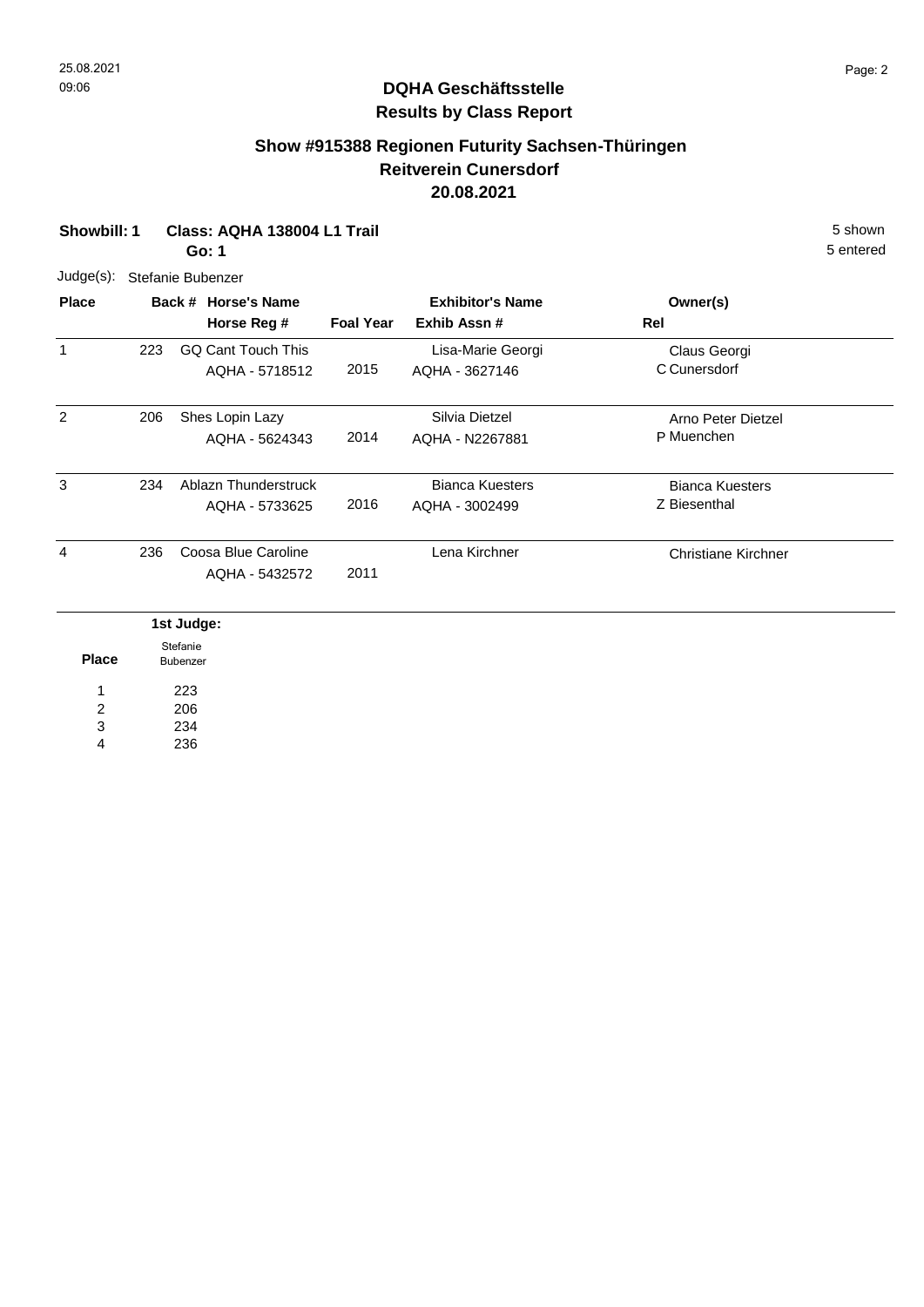## DQHA Geschäftsstelle
## Results by Class Report

### Show #915388 Regionen Futurity Sachsen-Thüringen
### Reitverein Cunersdorf
### 20.08.2021

**Showbill: 1** **Class: AQHA 138004 L1 Trail** 5 shown
**Go: 1** 5 entered

Judge(s): Stefanie Bubenzer

| Place | Back # | Horse's Name / Horse Reg # | Foal Year | Exhibitor's Name / Exhib Assn # | Owner(s) / Rel |
|---|---|---|---|---|---|
| 1 | 223 | GQ Cant Touch This<br>AQHA - 5718512 | 2015 | Lisa-Marie Georgi<br>AQHA - 3627146 | Claus Georgi<br>C Cunersdorf |
| 2 | 206 | Shes Lopin Lazy<br>AQHA - 5624343 | 2014 | Silvia Dietzel<br>AQHA - N2267881 | Arno Peter Dietzel<br>P Muenchen |
| 3 | 234 | Ablazn Thunderstruck<br>AQHA - 5733625 | 2016 | Bianca Kuesters<br>AQHA - 3002499 | Bianca Kuesters<br>Z Biesenthal |
| 4 | 236 | Coosa Blue Caroline<br>AQHA - 5432572 | 2011 | Lena Kirchner | Christiane Kirchner |

| Place | 1st Judge: Stefanie Bubenzer |
|---|---|
| 1 | 223 |
| 2 | 206 |
| 3 | 234 |
| 4 | 236 |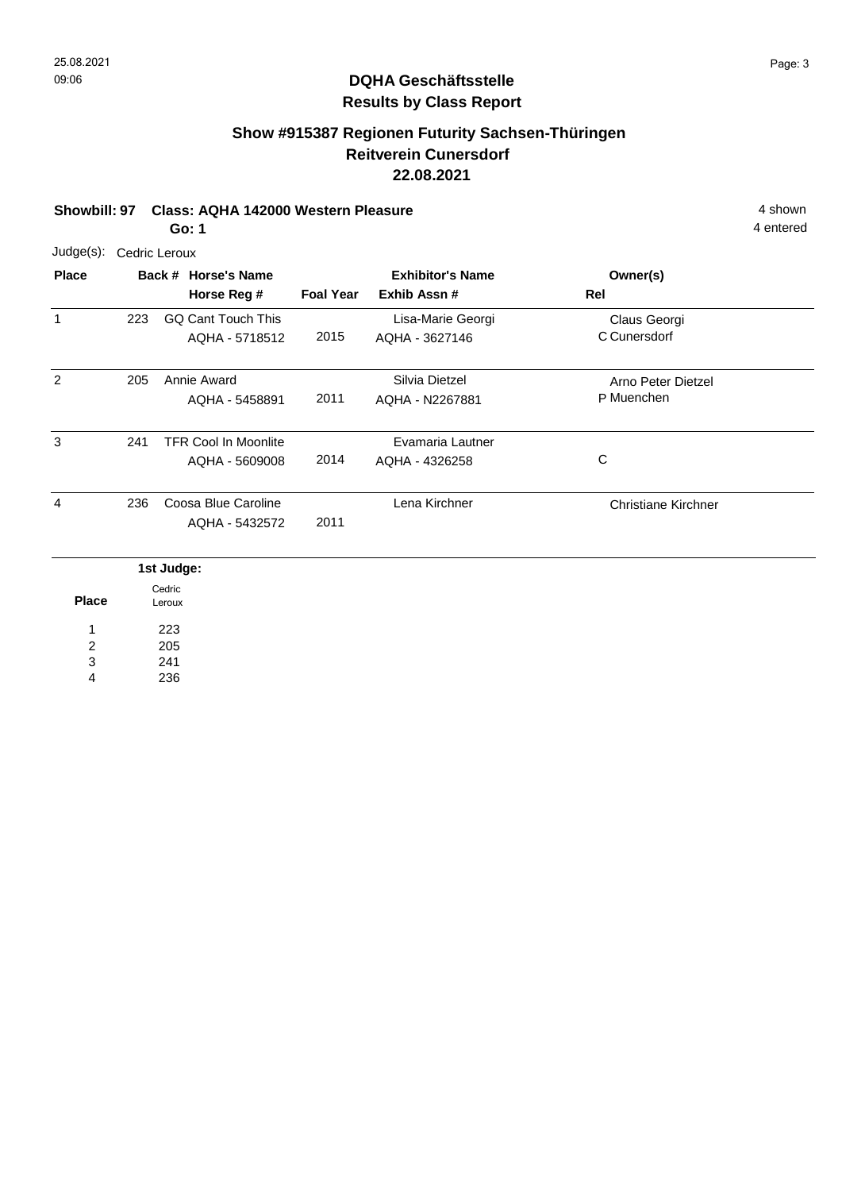## DQHA Geschäftsstelle
## Results by Class Report

### Show #915387 Regionen Futurity Sachsen-Thüringen
### Reitverein Cunersdorf
### 22.08.2021

**Showbill: 97 Class: AQHA 142000 Western Pleasure** 4 shown

**Go: 1** 4 entered

Judge(s): Cedric Leroux

| Place | Back # | Horse's Name / Horse Reg # | Foal Year | Exhibitor's Name / Exhib Assn # | Owner(s) / Rel |
|---|---|---|---|---|---|
| 1 | 223 | GQ Cant Touch This<br>AQHA - 5718512 | 2015 | Lisa-Marie Georgi<br>AQHA - 3627146 | Claus Georgi<br>C Cunersdorf |
| 2 | 205 | Annie Award<br>AQHA - 5458891 | 2011 | Silvia Dietzel<br>AQHA - N2267881 | Arno Peter Dietzel<br>P Muenchen |
| 3 | 241 | TFR Cool In Moonlite<br>AQHA - 5609008 | 2014 | Evamaria Lautner<br>AQHA - 4326258 | C |
| 4 | 236 | Coosa Blue Caroline<br>AQHA - 5432572 | 2011 | Lena Kirchner | Christiane Kirchner |

| Place | 1st Judge: Cedric Leroux |
|---|---|
| 1 | 223 |
| 2 | 205 |
| 3 | 241 |
| 4 | 236 |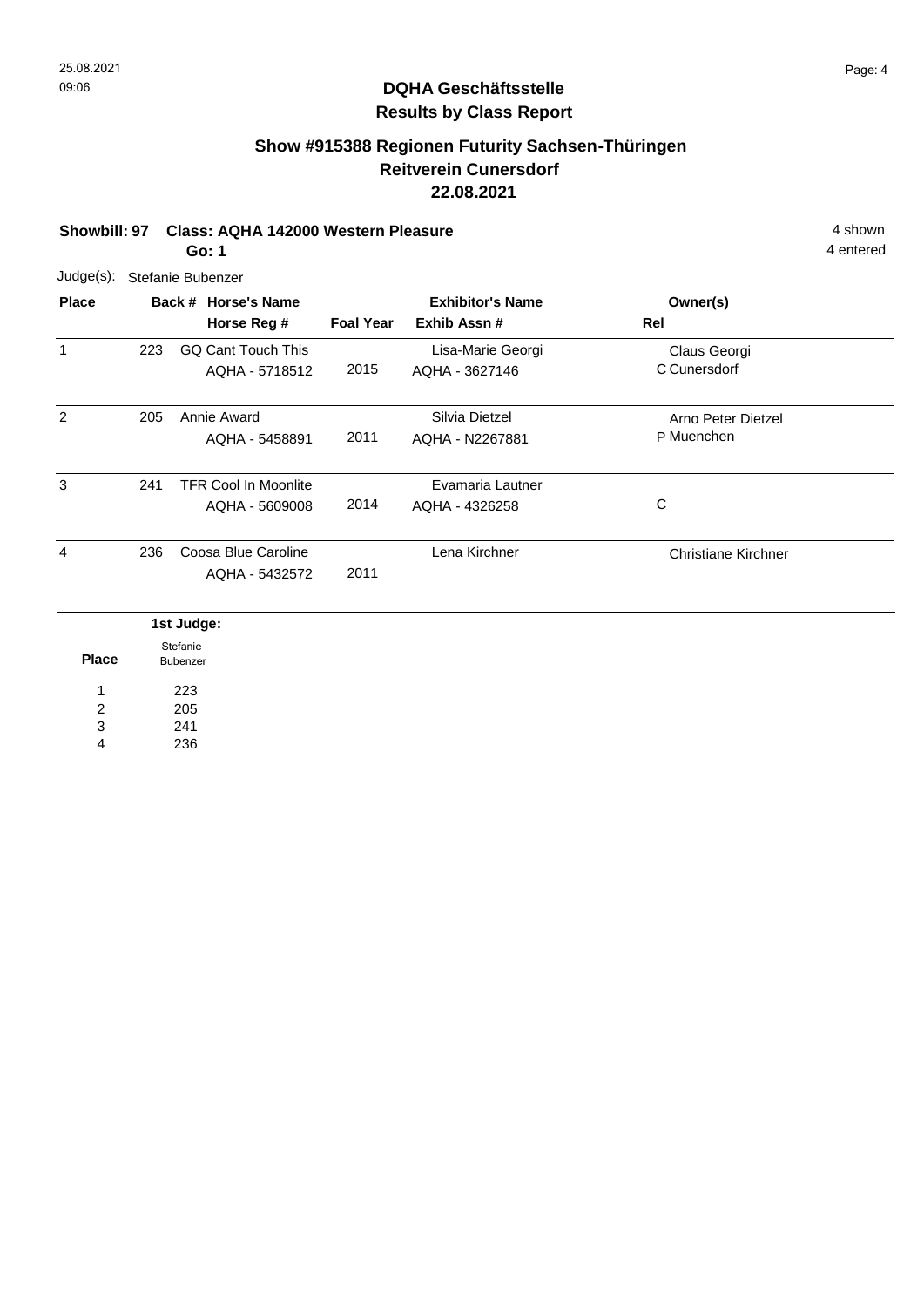25.08.2021
09:06

## DQHA Geschäftsstelle
## Results by Class Report

### Show #915388 Regionen Futurity Sachsen-Thüringen
### Reitverein Cunersdorf
### 22.08.2021

**Showbill: 97 Class: AQHA 142000 Western Pleasure** 4 shown
**Go: 1** 4 entered

Judge(s): Stefanie Bubenzer

| Place | Back # | Horse's Name / Horse Reg # | Foal Year | Exhibitor's Name / Exhib Assn # | Owner(s) / Rel |
|---|---|---|---|---|---|
| 1 | 223 | GQ Cant Touch This<br>AQHA - 5718512 | 2015 | Lisa-Marie Georgi<br>AQHA - 3627146 | Claus Georgi<br>C Cunersdorf |
| 2 | 205 | Annie Award<br>AQHA - 5458891 | 2011 | Silvia Dietzel<br>AQHA - N2267881 | Arno Peter Dietzel<br>P Muenchen |
| 3 | 241 | TFR Cool In Moonlite<br>AQHA - 5609008 | 2014 | Evamaria Lautner<br>AQHA - 4326258 | C |
| 4 | 236 | Coosa Blue Caroline<br>AQHA - 5432572 | 2011 | Lena Kirchner | Christiane Kirchner |

| Place | 1st Judge: Stefanie Bubenzer |
|---|---|
| 1 | 223 |
| 2 | 205 |
| 3 | 241 |
| 4 | 236 |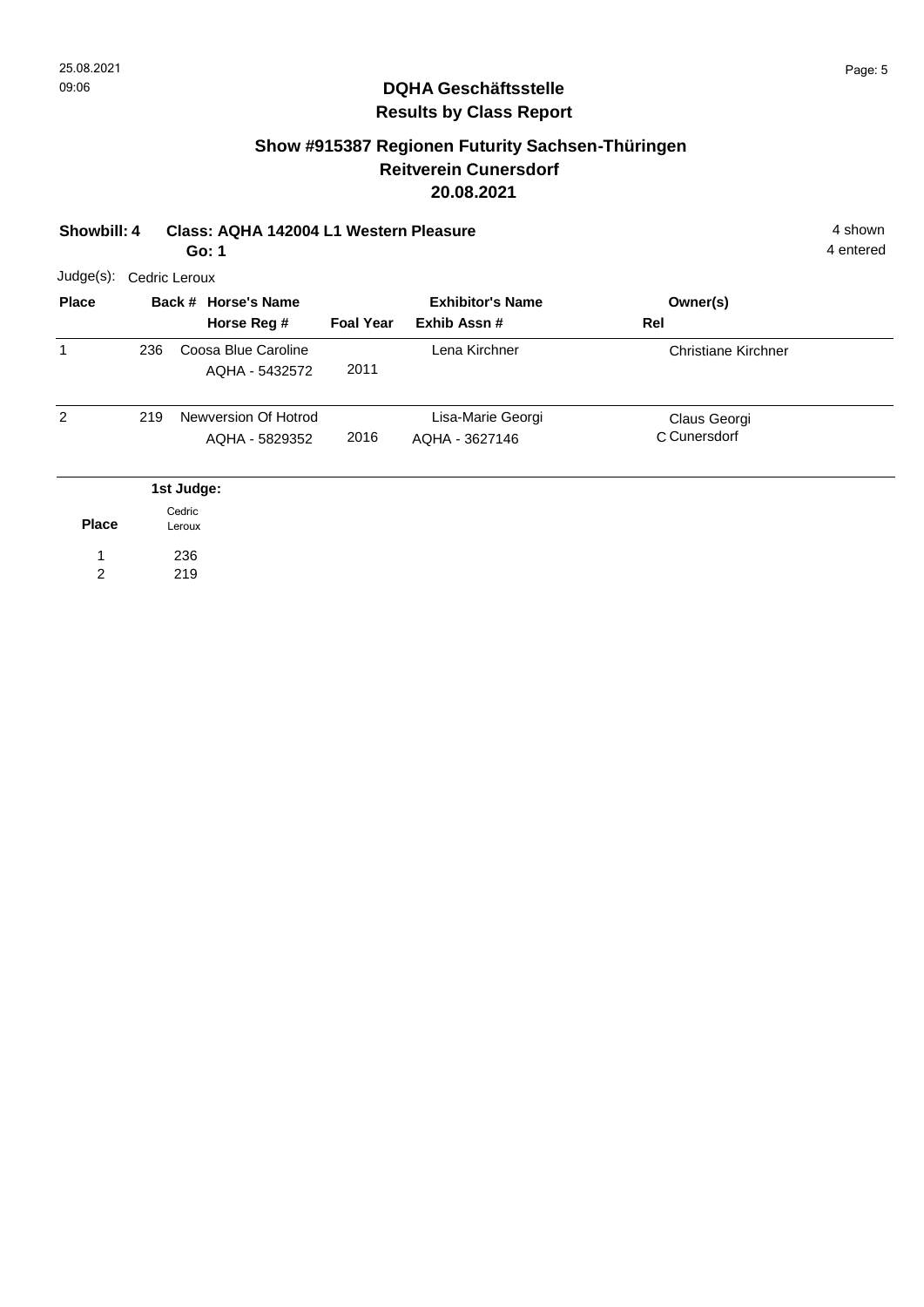## DQHA Geschäftsstelle
## Results by Class Report

### Show #915387 Regionen Futurity Sachsen-Thüringen
### Reitverein Cunersdorf
### 20.08.2021

**Showbill: 4** **Class: AQHA 142004 L1 Western Pleasure** 4 shown
**Go: 1** 4 entered

Judge(s): Cedric Leroux

| Place | Back # | Horse's Name / Horse Reg # | Foal Year | Exhibitor's Name / Exhib Assn # | Owner(s) / Rel |
|---|---|---|---|---|---|
| 1 | 236 | Coosa Blue Caroline<br>AQHA - 5432572 | 2011 | Lena Kirchner | Christiane Kirchner |
| 2 | 219 | Newversion Of Hotrod<br>AQHA - 5829352 | 2016 | Lisa-Marie Georgi<br>AQHA - 3627146 | Claus Georgi<br>C Cunersdorf |

| Place | 1st Judge: Cedric Leroux |
|---|---|
| 1 | 236 |
| 2 | 219 |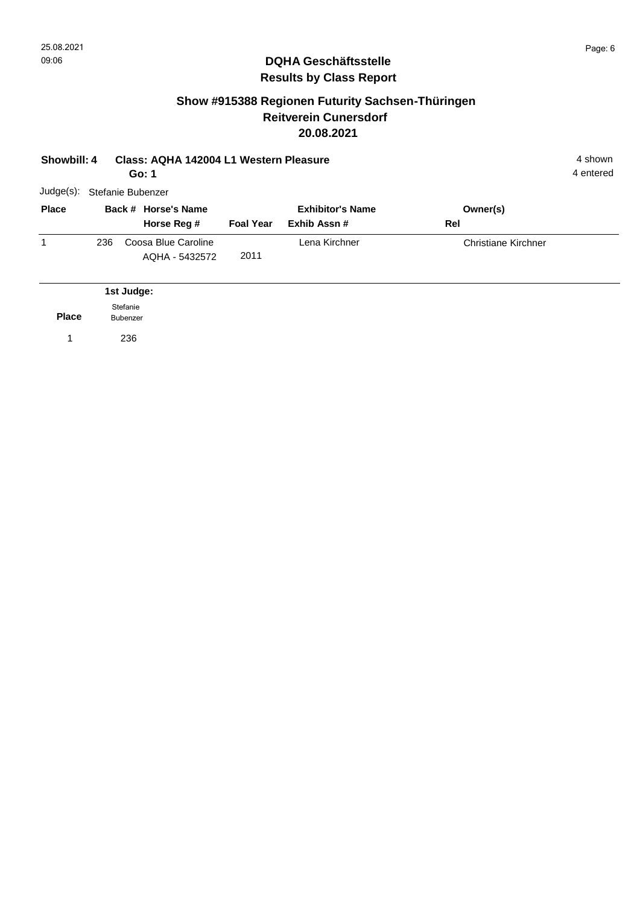# DQHA Geschäftsstelle
## Results by Class Report

### Show #915388 Regionen Futurity Sachsen-Thüringen
### Reitverein Cunersdorf
### 20.08.2021

**Showbill: 4** **Class: AQHA 142004 L1 Western Pleasure** 4 shown
**Go: 1** 4 entered

Judge(s): Stefanie Bubenzer

| Place | Back # | Horse's Name / Horse Reg # | Foal Year | Exhibitor's Name / Exhib Assn # | Owner(s) / Rel |
|---|---|---|---|---|---|
| 1 | 236 | Coosa Blue Caroline<br>AQHA - 5432572 | 2011 | Lena Kirchner | Christiane Kirchner |

| Place | 1st Judge: Stefanie Bubenzer |
|---|---|
| 1 | 236 |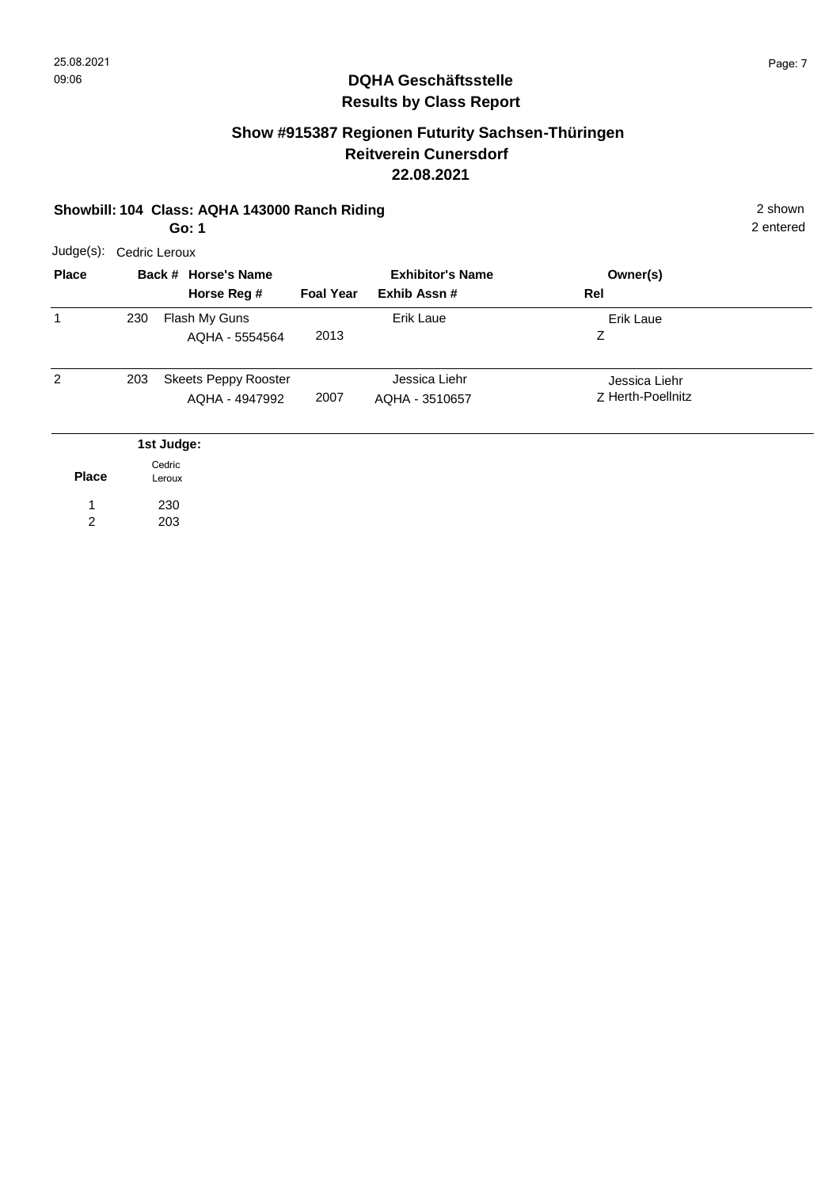## DQHA Geschäftsstelle
## Results by Class Report

### Show #915387 Regionen Futurity Sachsen-Thüringen
### Reitverein Cunersdorf
### 22.08.2021

**Showbill: 104 Class: AQHA 143000 Ranch Riding** — 2 shown

**Go: 1** — 2 entered

Judge(s): Cedric Leroux

| Place | Back # | Horse's Name / Horse Reg # | Foal Year | Exhibitor's Name / Exhib Assn # | Owner(s) / Rel |
|---|---|---|---|---|---|
| 1 | 230 | Flash My Guns<br>AQHA - 5554564 | 2013 | Erik Laue | Erik Laue<br>Z |
| 2 | 203 | Skeets Peppy Rooster<br>AQHA - 4947992 | 2007 | Jessica Liehr<br>AQHA - 3510657 | Jessica Liehr<br>Z Herth-Poellnitz |

| Place | 1st Judge: Cedric Leroux |
|---|---|
| 1 | 230 |
| 2 | 203 |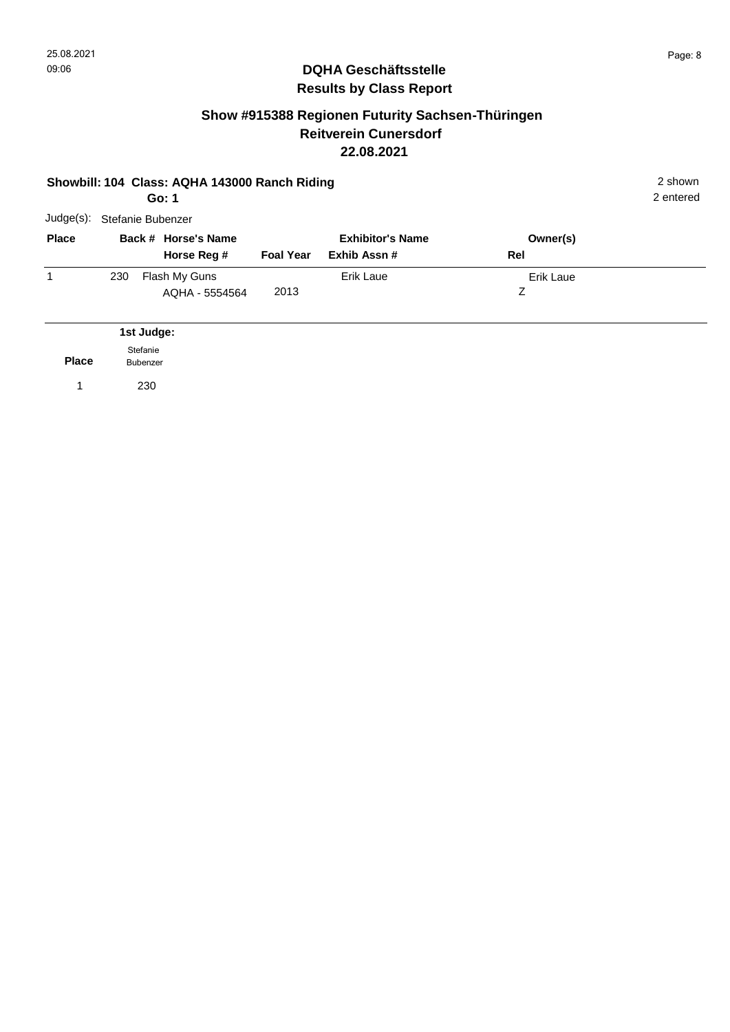25.08.2021
09:06

# DQHA Geschäftsstelle
## Results by Class Report

## Show #915388 Regionen Futurity Sachsen-Thüringen
## Reitverein Cunersdorf
## 22.08.2021

**Showbill: 104 Class: AQHA 143000 Ranch Riding** — 2 shown, 2 entered

**Go: 1**

Judge(s): Stefanie Bubenzer

| Place | Back # | Horse's Name / Horse Reg # | Foal Year | Exhibitor's Name / Exhib Assn # | Owner(s) / Rel |
|---|---|---|---|---|---|
| 1 | 230 | Flash My Guns / AQHA - 5554564 | 2013 | Erik Laue | Erik Laue / Z |

| Place | 1st Judge: Stefanie Bubenzer |
|---|---|
| 1 | 230 |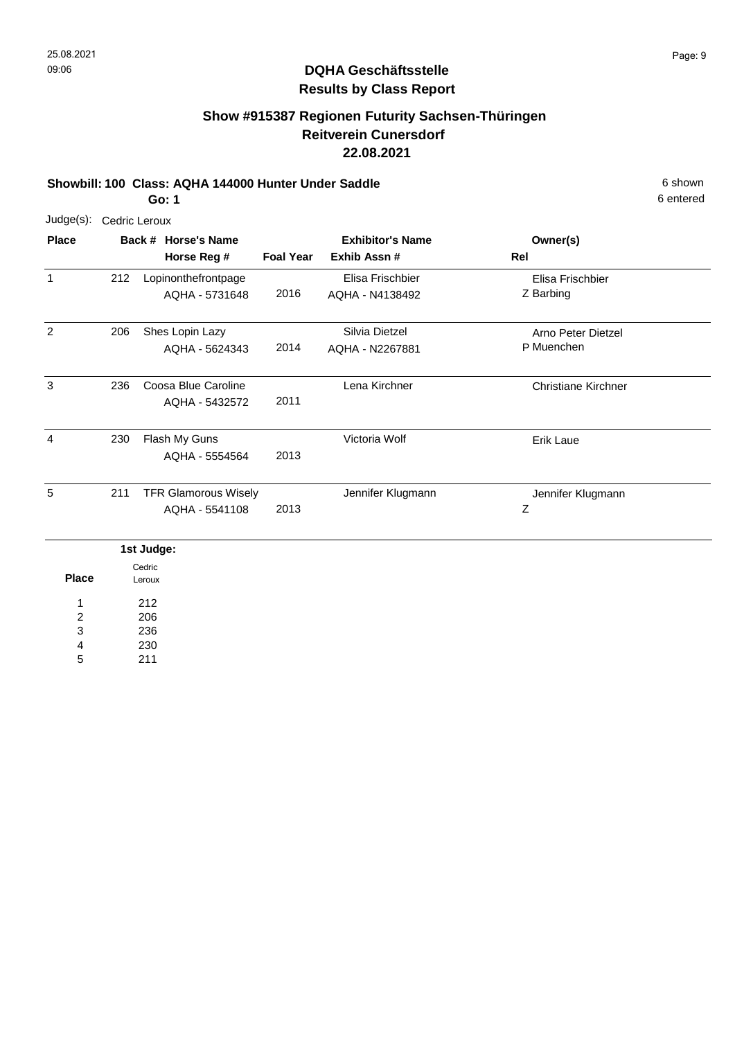# DQHA Geschäftsstelle
## Results by Class Report

### Show #915387 Regionen Futurity Sachsen-Thüringen
### Reitverein Cunersdorf
### 22.08.2021

**Showbill: 100 Class: AQHA 144000 Hunter Under Saddle** 6 shown

**Go: 1** 6 entered

Judge(s): Cedric Leroux

| Place | Back # | Horse's Name / Horse Reg # | Foal Year | Exhibitor's Name / Exhib Assn # | Owner(s) / Rel |
|---|---|---|---|---|---|
| 1 | 212 | Lopinonthefrontpage<br>AQHA - 5731648 | 2016 | Elisa Frischbier<br>AQHA - N4138492 | Elisa Frischbier<br>Z Barbing |
| 2 | 206 | Shes Lopin Lazy<br>AQHA - 5624343 | 2014 | Silvia Dietzel<br>AQHA - N2267881 | Arno Peter Dietzel<br>P Muenchen |
| 3 | 236 | Coosa Blue Caroline<br>AQHA - 5432572 | 2011 | Lena Kirchner | Christiane Kirchner |
| 4 | 230 | Flash My Guns<br>AQHA - 5554564 | 2013 | Victoria Wolf | Erik Laue |
| 5 | 211 | TFR Glamorous Wisely<br>AQHA - 5541108 | 2013 | Jennifer Klugmann | Jennifer Klugmann<br>Z |

**1st Judge:**

| Place | Cedric Leroux |
|---|---|
| 1 | 212 |
| 2 | 206 |
| 3 | 236 |
| 4 | 230 |
| 5 | 211 |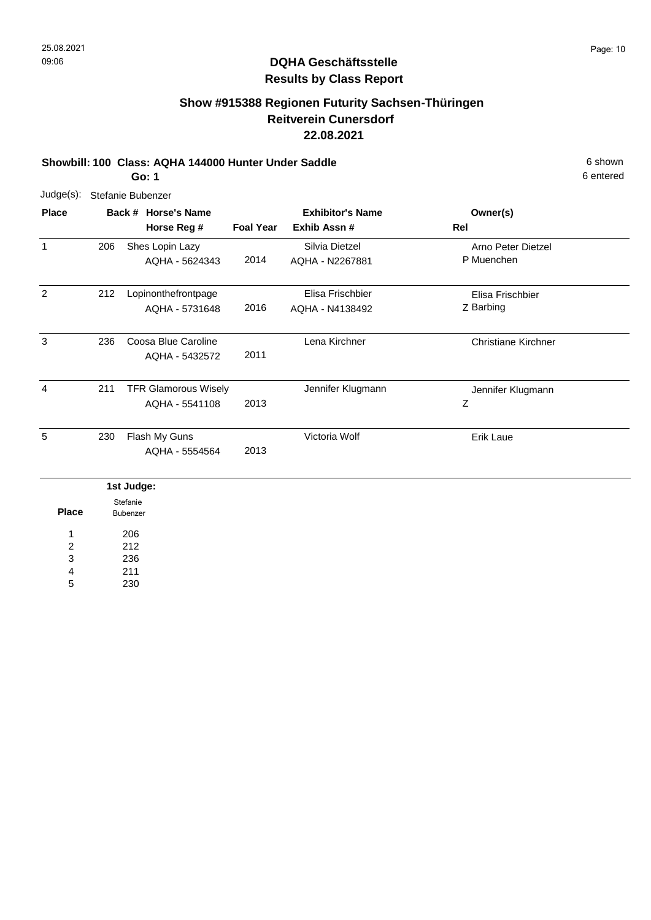## DQHA Geschäftsstelle
## Results by Class Report

### Show #915388 Regionen Futurity Sachsen-Thüringen
### Reitverein Cunersdorf
### 22.08.2021

**Showbill: 100 Class: AQHA 144000 Hunter Under Saddle** — 6 shown

**Go: 1** — 6 entered

Judge(s): Stefanie Bubenzer

| Place | Back # | Horse's Name / Horse Reg # | Foal Year | Exhibitor's Name / Exhib Assn # | Owner(s) / Rel |
|---|---|---|---|---|---|
| 1 | 206 | Shes Lopin Lazy<br>AQHA - 5624343 | 2014 | Silvia Dietzel<br>AQHA - N2267881 | Arno Peter Dietzel<br>P Muenchen |
| 2 | 212 | Lopinonthefrontpage<br>AQHA - 5731648 | 2016 | Elisa Frischbier<br>AQHA - N4138492 | Elisa Frischbier<br>Z Barbing |
| 3 | 236 | Coosa Blue Caroline<br>AQHA - 5432572 | 2011 | Lena Kirchner | Christiane Kirchner |
| 4 | 211 | TFR Glamorous Wisely<br>AQHA - 5541108 | 2013 | Jennifer Klugmann | Jennifer Klugmann<br>Z |
| 5 | 230 | Flash My Guns<br>AQHA - 5554564 | 2013 | Victoria Wolf | Erik Laue |

| Place | 1st Judge: Stefanie Bubenzer |
|---|---|
| 1 | 206 |
| 2 | 212 |
| 3 | 236 |
| 4 | 211 |
| 5 | 230 |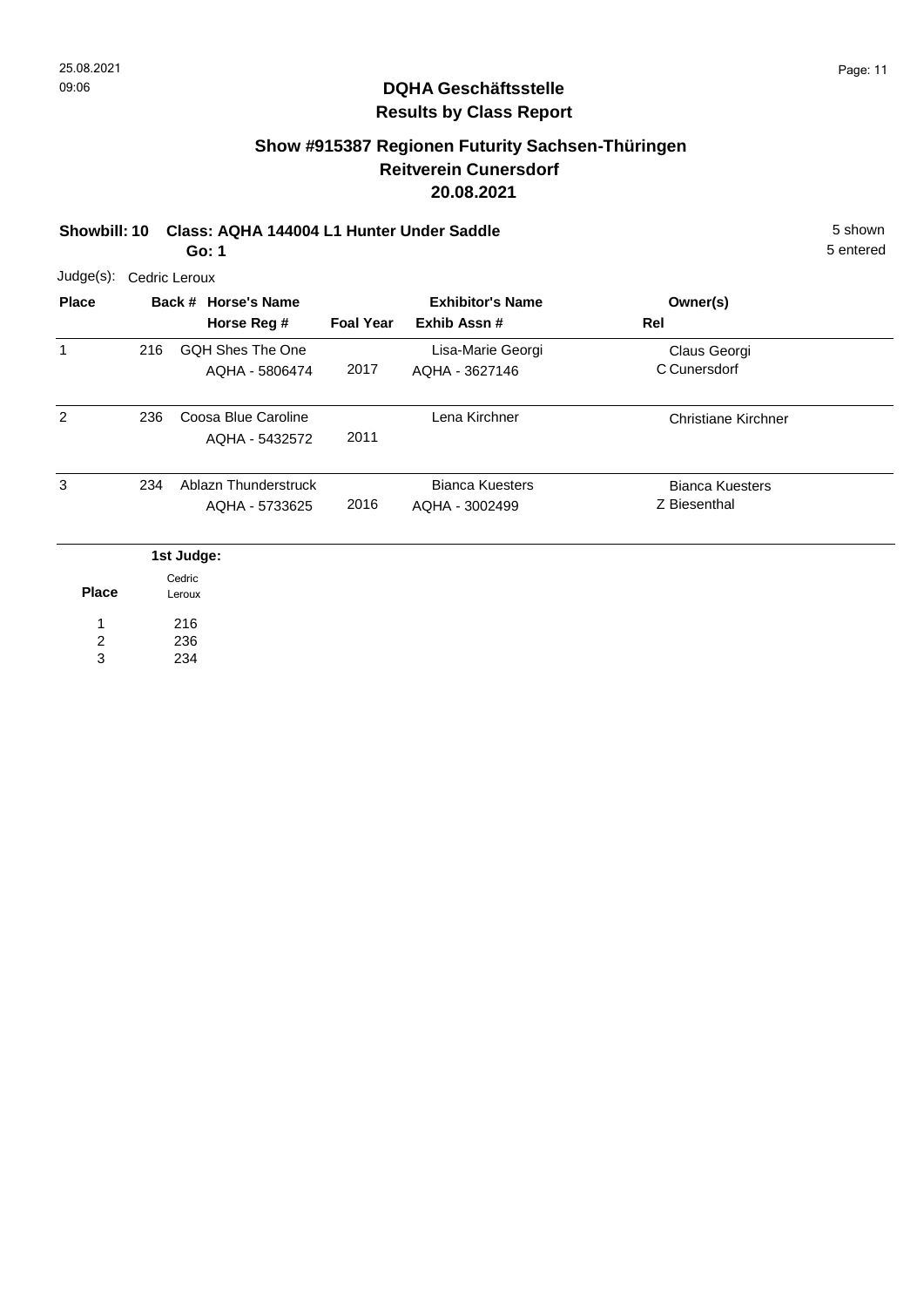25.08.2021
09:06

**DQHA Geschäftsstelle**
**Results by Class Report**

## Show #915387 Regionen Futurity Sachsen-Thüringen
## Reitverein Cunersdorf
## 20.08.2021

**Showbill: 10 Class: AQHA 144004 L1 Hunter Under Saddle** 5 shown
**Go: 1** 5 entered

Judge(s): Cedric Leroux

| Place | Back # | Horse's Name / Horse Reg # | Foal Year | Exhibitor's Name / Exhib Assn # | Owner(s) / Rel |
|---|---|---|---|---|---|
| 1 | 216 | GQH Shes The One<br>AQHA - 5806474 | 2017 | Lisa-Marie Georgi<br>AQHA - 3627146 | Claus Georgi<br>C Cunersdorf |
| 2 | 236 | Coosa Blue Caroline<br>AQHA - 5432572 | 2011 | Lena Kirchner | Christiane Kirchner |
| 3 | 234 | Ablazn Thunderstruck<br>AQHA - 5733625 | 2016 | Bianca Kuesters<br>AQHA - 3002499 | Bianca Kuesters<br>Z Biesenthal |

| Place | 1st Judge: Cedric Leroux |
|---|---|
| 1 | 216 |
| 2 | 236 |
| 3 | 234 |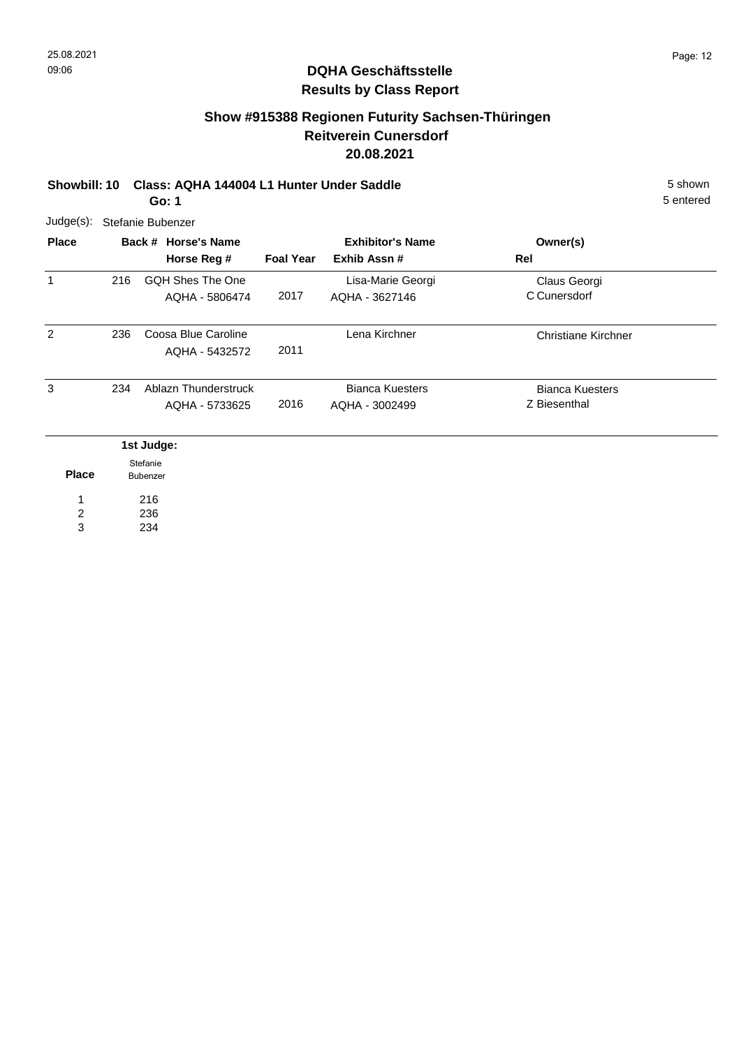## DQHA Geschäftsstelle
## Results by Class Report

### Show #915388 Regionen Futurity Sachsen-Thüringen
### Reitverein Cunersdorf
### 20.08.2021

**Showbill: 10 Class: AQHA 144004 L1 Hunter Under Saddle** — 5 shown

**Go: 1** — 5 entered

Judge(s): Stefanie Bubenzer

| Place | Back # | Horse's Name / Horse Reg # | Foal Year | Exhibitor's Name / Exhib Assn # | Owner(s) / Rel |
|---|---|---|---|---|---|
| 1 | 216 | GQH Shes The One<br>AQHA - 5806474 | 2017 | Lisa-Marie Georgi<br>AQHA - 3627146 | Claus Georgi<br>C Cunersdorf |
| 2 | 236 | Coosa Blue Caroline<br>AQHA - 5432572 | 2011 | Lena Kirchner | Christiane Kirchner |
| 3 | 234 | Ablazn Thunderstruck<br>AQHA - 5733625 | 2016 | Bianca Kuesters<br>AQHA - 3002499 | Bianca Kuesters<br>Z Biesenthal |

| Place | 1st Judge: Stefanie Bubenzer |
|---|---|
| 1 | 216 |
| 2 | 236 |
| 3 | 234 |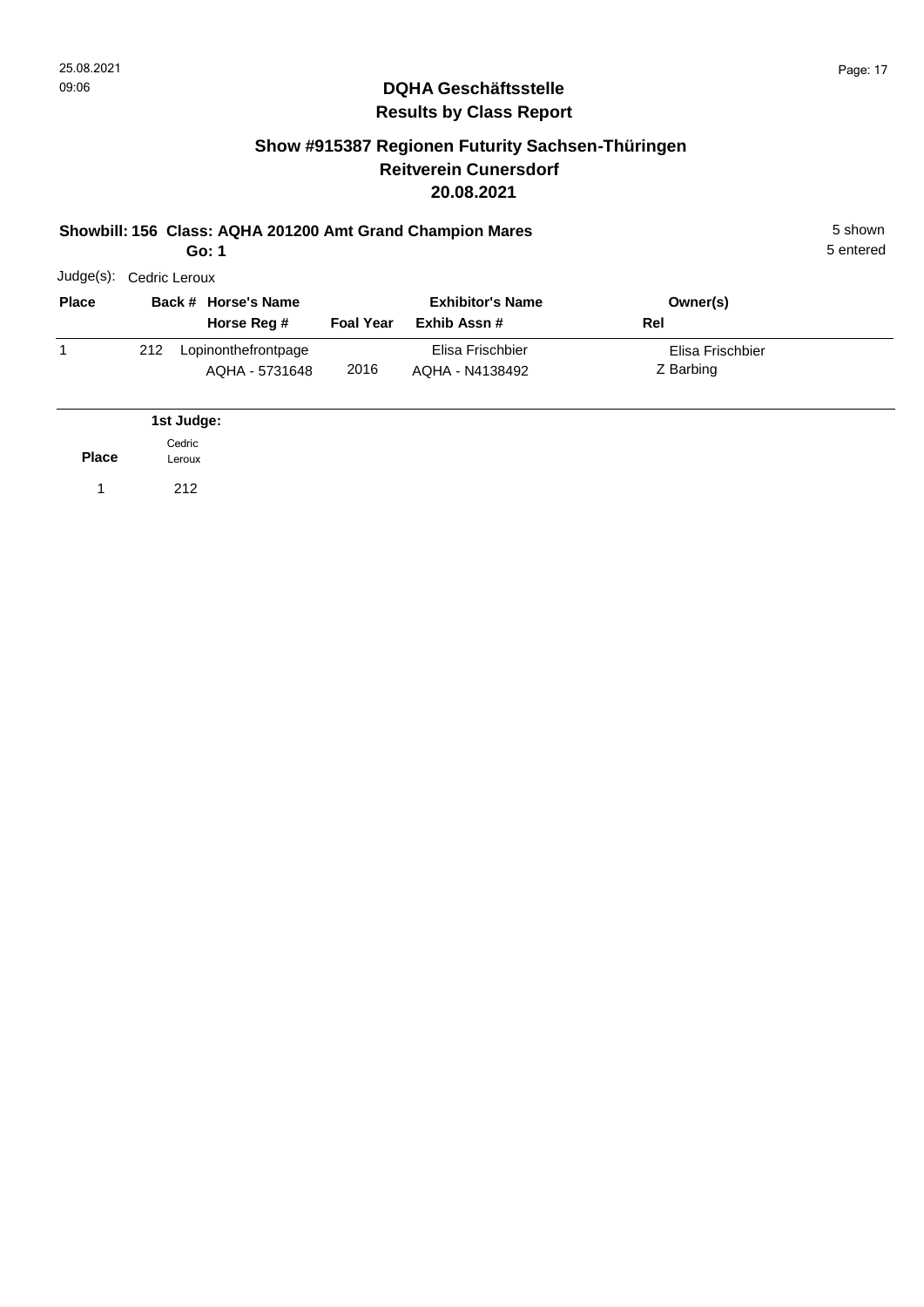# DQHA Geschäftsstelle
## Results by Class Report

### Show #915387 Regionen Futurity Sachsen-Thüringen
### Reitverein Cunersdorf
### 20.08.2021

**Showbill: 156 Class: AQHA 201200 Amt Grand Champion Mares** — 5 shown

**Go: 1** — 5 entered

Judge(s): Cedric Leroux

| Place | Back # | Horse's Name / Horse Reg # | Foal Year | Exhibitor's Name / Exhib Assn # | Owner(s) / Rel |
|---|---|---|---|---|---|
| 1 | 212 | Lopinonthefrontpage / AQHA - 5731648 | 2016 | Elisa Frischbier / AQHA - N4138492 | Elisa Frischbier / Z Barbing |

| Place | 1st Judge: Cedric Leroux |
|---|---|
| 1 | 212 |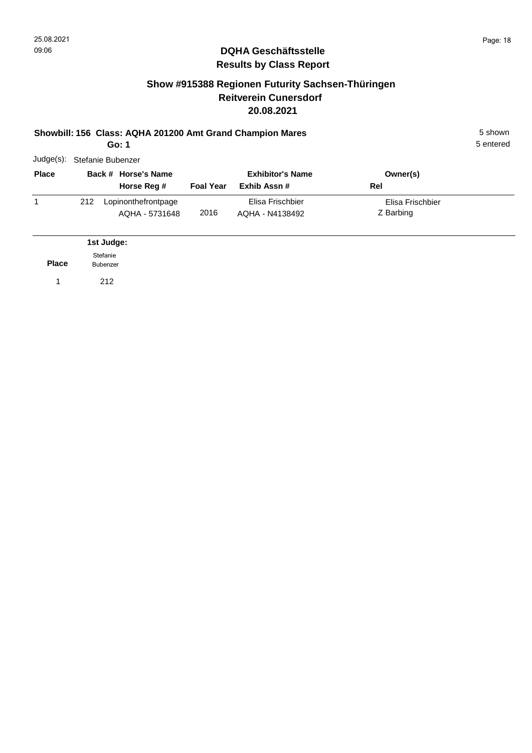## DQHA Geschäftsstelle
## Results by Class Report

### Show #915388 Regionen Futurity Sachsen-Thüringen
### Reitverein Cunersdorf
### 20.08.2021

**Showbill: 156 Class: AQHA 201200 Amt Grand Champion Mares** 5 shown
**Go: 1** 5 entered

Judge(s): Stefanie Bubenzer

| Place | Back # | Horse's Name / Horse Reg # | Foal Year | Exhibitor's Name / Exhib Assn # | Owner(s) / Rel |
|---|---|---|---|---|---|
| 1 | 212 | Lopinonthefrontpage<br>AQHA - 5731648 | 2016 | Elisa Frischbier<br>AQHA - N4138492 | Elisa Frischbier<br>Z Barbing |

| Place | 1st Judge: Stefanie Bubenzer |
|---|---|
| 1 | 212 |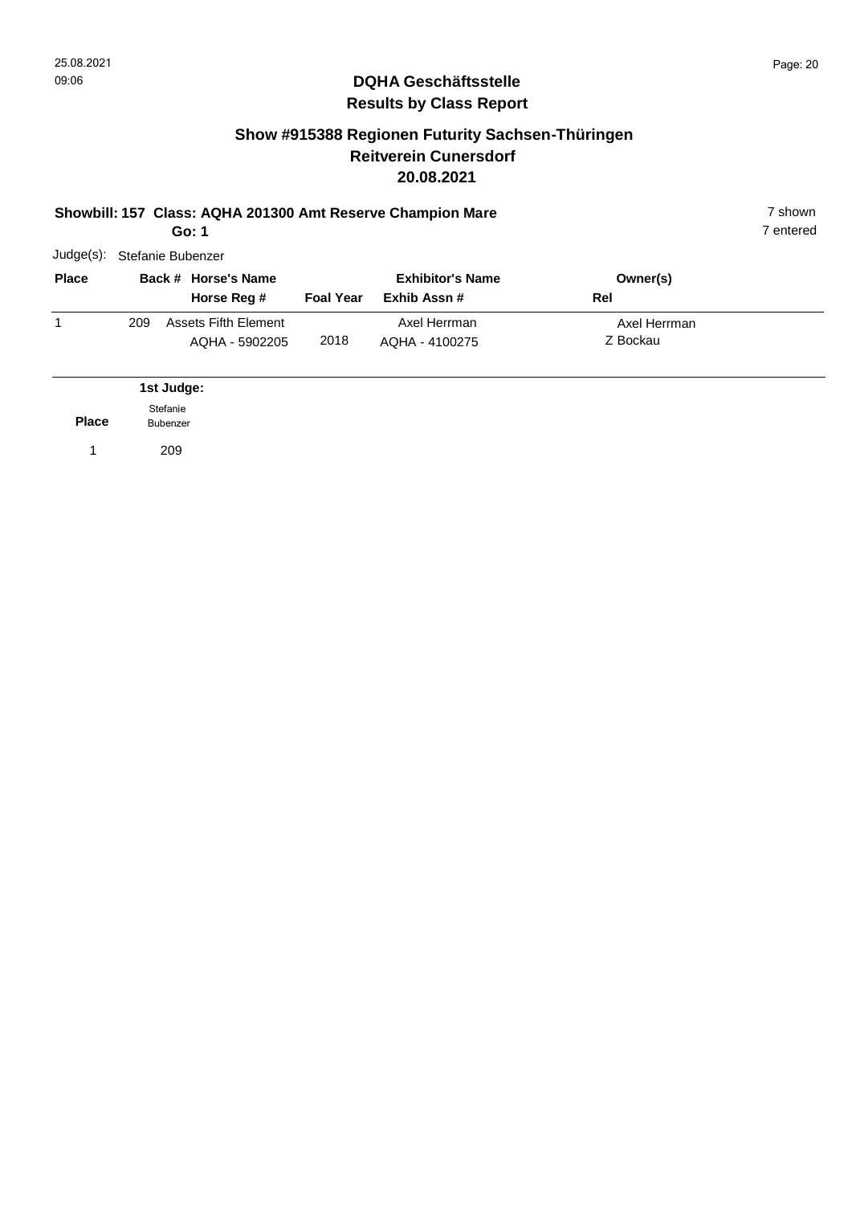## DQHA Geschäftsstelle
## Results by Class Report

### Show #915388 Regionen Futurity Sachsen-Thüringen
### Reitverein Cunersdorf
### 20.08.2021

**Showbill: 157 Class: AQHA 201300 Amt Reserve Champion Mare** 7 shown
**Go: 1** 7 entered

Judge(s): Stefanie Bubenzer

| Place | Back # | Horse's Name / Horse Reg # | Foal Year | Exhibitor's Name / Exhib Assn # | Owner(s) / Rel |
|---|---|---|---|---|---|
| 1 | 209 | Assets Fifth Element<br>AQHA - 5902205 | 2018 | Axel Herrman<br>AQHA - 4100275 | Axel Herrman<br>Z Bockau |

| Place | 1st Judge: Stefanie Bubenzer |
|---|---|
| 1 | 209 |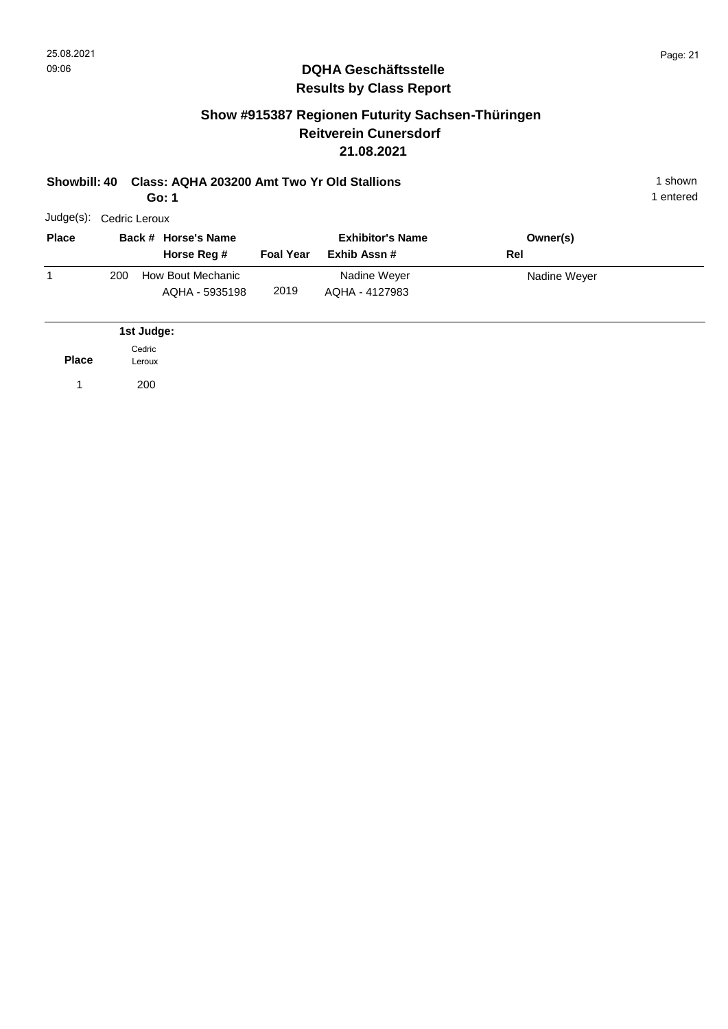# DQHA Geschäftsstelle
## Results by Class Report

### Show #915387 Regionen Futurity Sachsen-Thüringen
### Reitverein Cunersdorf
### 21.08.2021

**Showbill: 40 Class: AQHA 203200 Amt Two Yr Old Stallions** 1 shown

**Go: 1** 1 entered

Judge(s): Cedric Leroux

| Place | Back # | Horse's Name / Horse Reg # | Foal Year | Exhibitor's Name / Exhib Assn # | Owner(s) / Rel |
|---|---|---|---|---|---|
| 1 | 200 | How Bout Mechanic<br>AQHA - 5935198 | 2019 | Nadine Weyer<br>AQHA - 4127983 | Nadine Weyer |

| Place | 1st Judge: Cedric Leroux |
|---|---|
| 1 | 200 |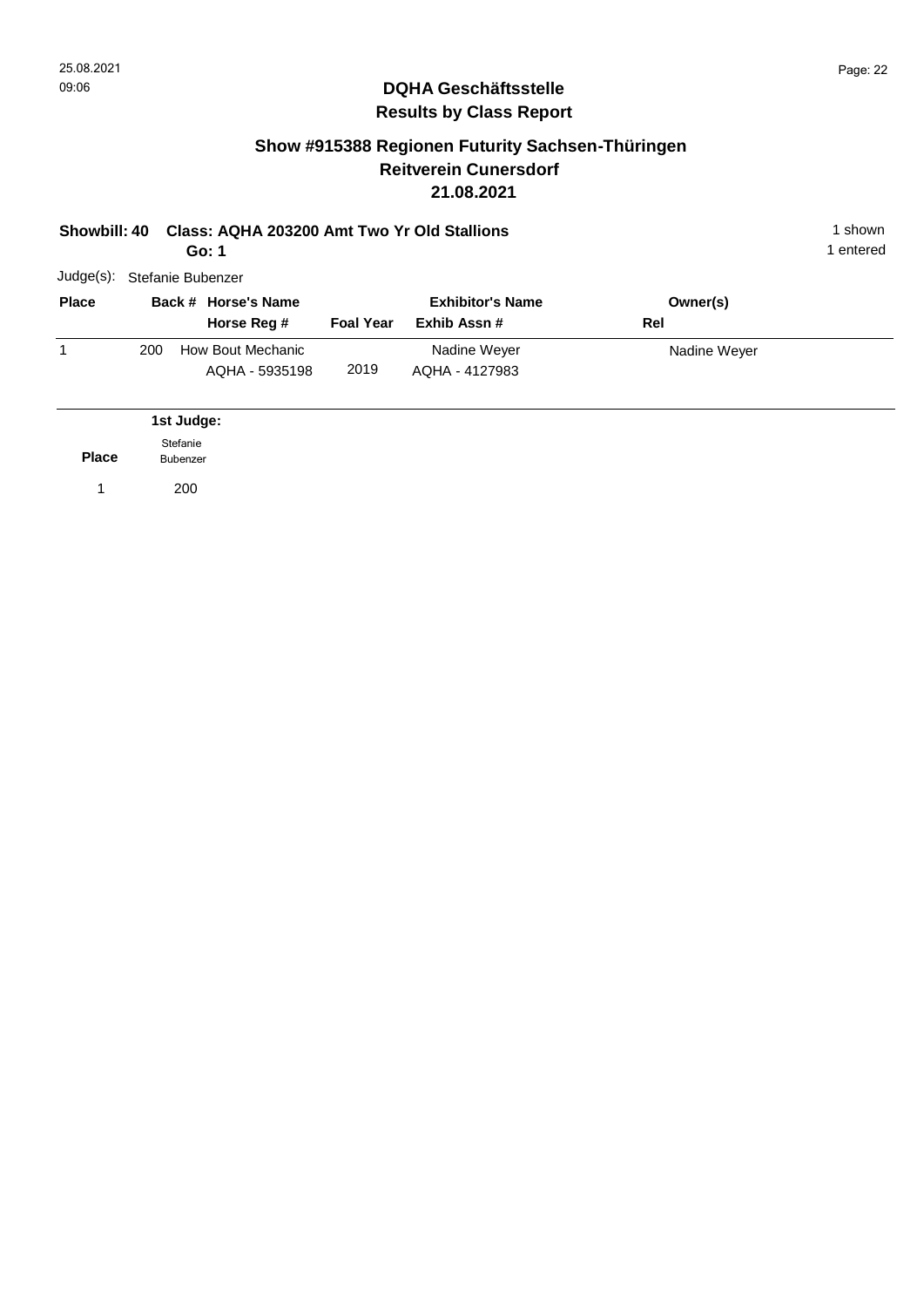## DQHA Geschäftsstelle
## Results by Class Report

### Show #915388 Regionen Futurity Sachsen-Thüringen
### Reitverein Cunersdorf
### 21.08.2021

**Showbill: 40 Class: AQHA 203200 Amt Two Yr Old Stallions** 1 shown
**Go: 1** 1 entered

Judge(s): Stefanie Bubenzer

| Place | Back # | Horse's Name / Horse Reg # | Foal Year | Exhibitor's Name / Exhib Assn # | Owner(s) / Rel |
|---|---|---|---|---|---|
| 1 | 200 | How Bout Mechanic<br>AQHA - 5935198 | 2019 | Nadine Weyer<br>AQHA - 4127983 | Nadine Weyer |

| Place | 1st Judge: Stefanie Bubenzer |
|---|---|
| 1 | 200 |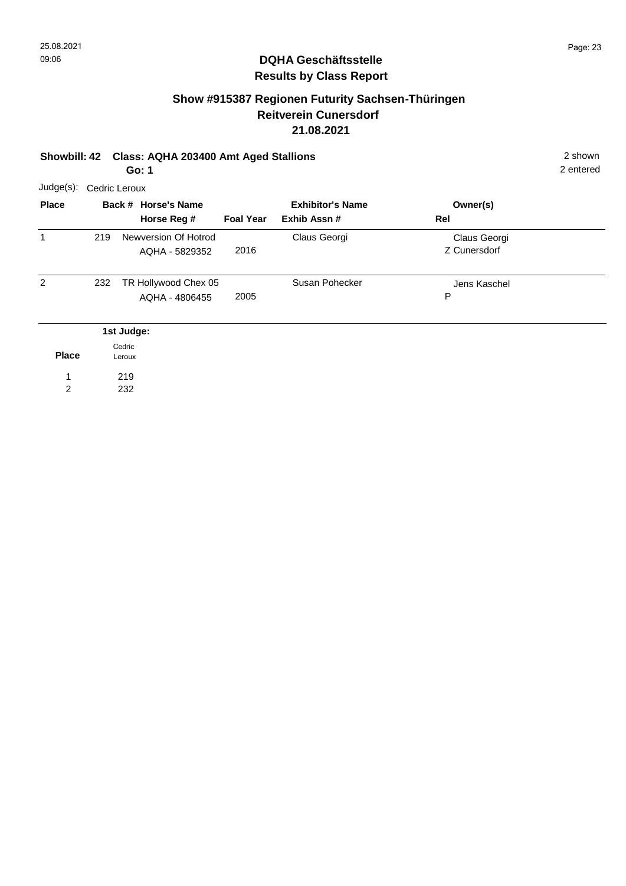# DQHA Geschäftsstelle

## Results by Class Report

### Show #915387 Regionen Futurity Sachsen-Thüringen
### Reitverein Cunersdorf
### 21.08.2021

**Showbill: 42 Class: AQHA 203400 Amt Aged Stallions** 2 shown

**Go: 1** 2 entered

Judge(s): Cedric Leroux

| Place | Back # | Horse's Name / Horse Reg # | Foal Year | Exhibitor's Name / Exhib Assn # | Owner(s) / Rel |
|---|---|---|---|---|---|
| 1 | 219 | Newversion Of Hotrod<br>AQHA - 5829352 | 2016 | Claus Georgi | Claus Georgi<br>Z Cunersdorf |
| 2 | 232 | TR Hollywood Chex 05<br>AQHA - 4806455 | 2005 | Susan Pohecker | Jens Kaschel<br>P |

| Place | 1st Judge: Cedric Leroux |
|---|---|
| 1 | 219 |
| 2 | 232 |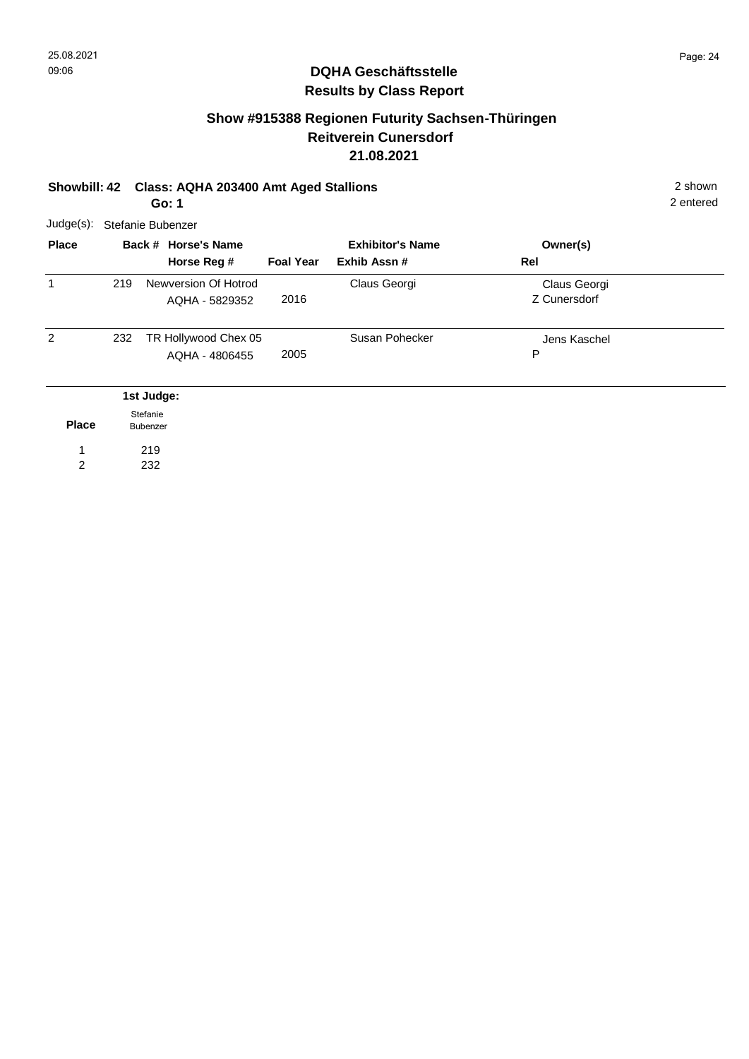## DQHA Geschäftsstelle
## Results by Class Report

### Show #915388 Regionen Futurity Sachsen-Thüringen
### Reitverein Cunersdorf
### 21.08.2021

**Showbill: 42 Class: AQHA 203400 Amt Aged Stallions** 2 shown

**Go: 1** 2 entered

Judge(s): Stefanie Bubenzer

| Place | Back # | Horse's Name / Horse Reg # | Foal Year | Exhibitor's Name / Exhib Assn # | Owner(s) / Rel |
|---|---|---|---|---|---|
| 1 | 219 | Newversion Of Hotrod<br>AQHA - 5829352 | 2016 | Claus Georgi | Claus Georgi<br>Z Cunersdorf |
| 2 | 232 | TR Hollywood Chex 05<br>AQHA - 4806455 | 2005 | Susan Pohecker | Jens Kaschel<br>P |

| Place | 1st Judge: Stefanie Bubenzer |
|---|---|
| 1 | 219 |
| 2 | 232 |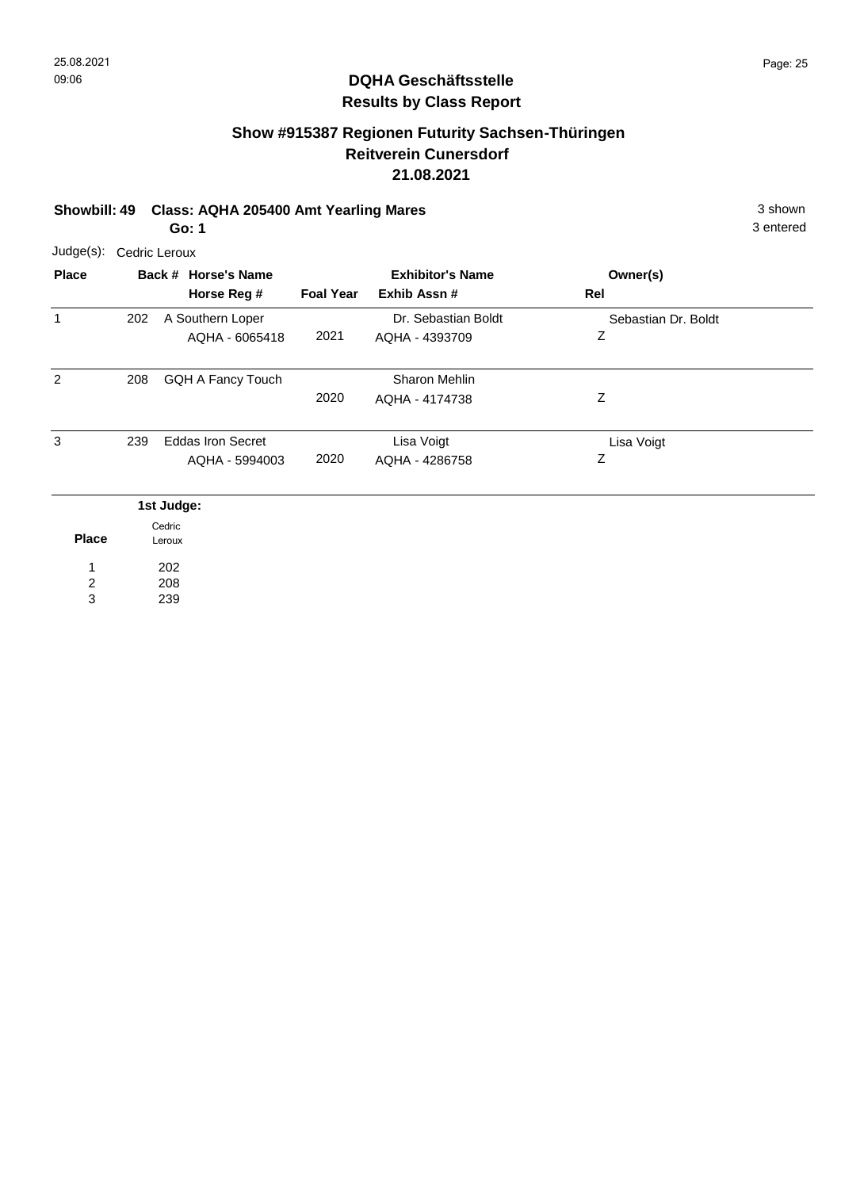## DQHA Geschäftsstelle
## Results by Class Report

### Show #915387 Regionen Futurity Sachsen-Thüringen
### Reitverein Cunersdorf
### 21.08.2021

**Showbill: 49 Class: AQHA 205400 Amt Yearling Mares** 3 shown

**Go: 1** 3 entered

Judge(s): Cedric Leroux

| Place | Back # | Horse's Name / Horse Reg # | Foal Year | Exhibitor's Name / Exhib Assn # | Owner(s) / Rel |
|---|---|---|---|---|---|
| 1 | 202 | A Southern Loper<br>AQHA - 6065418 | 2021 | Dr. Sebastian Boldt<br>AQHA - 4393709 | Sebastian Dr. Boldt<br>Z |
| 2 | 208 | GQH A Fancy Touch | 2020 | Sharon Mehlin<br>AQHA - 4174738 | Z |
| 3 | 239 | Eddas Iron Secret<br>AQHA - 5994003 | 2020 | Lisa Voigt<br>AQHA - 4286758 | Lisa Voigt<br>Z |

| Place | 1st Judge: Cedric Leroux |
|---|---|
| 1 | 202 |
| 2 | 208 |
| 3 | 239 |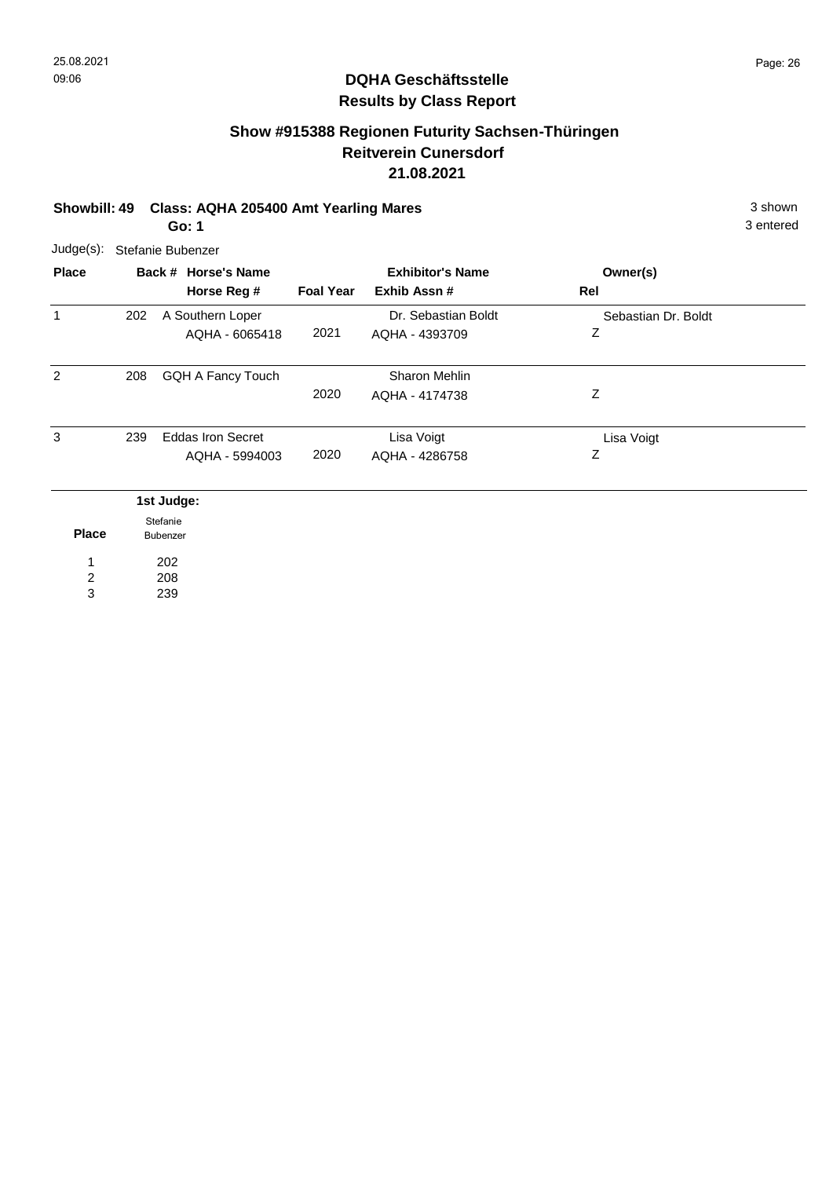## DQHA Geschäftsstelle
## Results by Class Report

### Show #915388 Regionen Futurity Sachsen-Thüringen
### Reitverein Cunersdorf
### 21.08.2021

**Showbill: 49 Class: AQHA 205400 Amt Yearling Mares** 3 shown

**Go: 1** 3 entered

Judge(s): Stefanie Bubenzer

| Place | Back # | Horse's Name / Horse Reg # | Foal Year | Exhibitor's Name / Exhib Assn # | Owner(s) / Rel |
|---|---|---|---|---|---|
| 1 | 202 | A Southern Loper<br>AQHA - 6065418 | 2021 | Dr. Sebastian Boldt<br>AQHA - 4393709 | Sebastian Dr. Boldt<br>Z |
| 2 | 208 | GQH A Fancy Touch | 2020 | Sharon Mehlin<br>AQHA - 4174738 | Z |
| 3 | 239 | Eddas Iron Secret<br>AQHA - 5994003 | 2020 | Lisa Voigt<br>AQHA - 4286758 | Lisa Voigt<br>Z |

| Place | 1st Judge: Stefanie Bubenzer |
|---|---|
| 1 | 202 |
| 2 | 208 |
| 3 | 239 |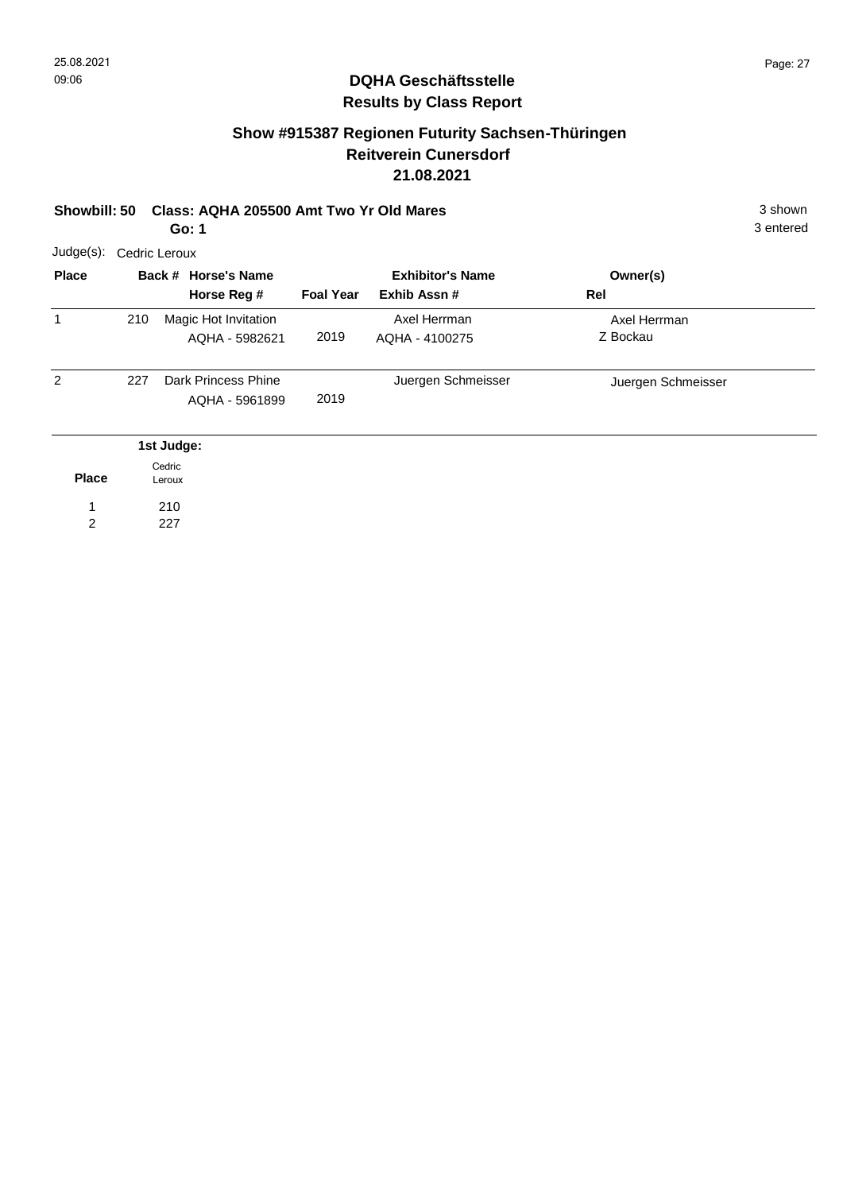**DQHA Geschäftsstelle**
**Results by Class Report**

## Show #915387 Regionen Futurity Sachsen-Thüringen
## Reitverein Cunersdorf
## 21.08.2021

**Showbill: 50 Class: AQHA 205500 Amt Two Yr Old Mares** — 3 shown, 3 entered

**Go: 1**

Judge(s): Cedric Leroux

| Place | Back # | Horse's Name / Horse Reg # | Foal Year | Exhibitor's Name / Exhib Assn # | Owner(s) / Rel |
|---|---|---|---|---|---|
| 1 | 210 | Magic Hot Invitation<br>AQHA - 5982621 | 2019 | Axel Herrman<br>AQHA - 4100275 | Axel Herrman<br>Z Bockau |
| 2 | 227 | Dark Princess Phine<br>AQHA - 5961899 | 2019 | Juergen Schmeisser | Juergen Schmeisser |

| Place | 1st Judge: Cedric Leroux |
|---|---|
| 1 | 210 |
| 2 | 227 |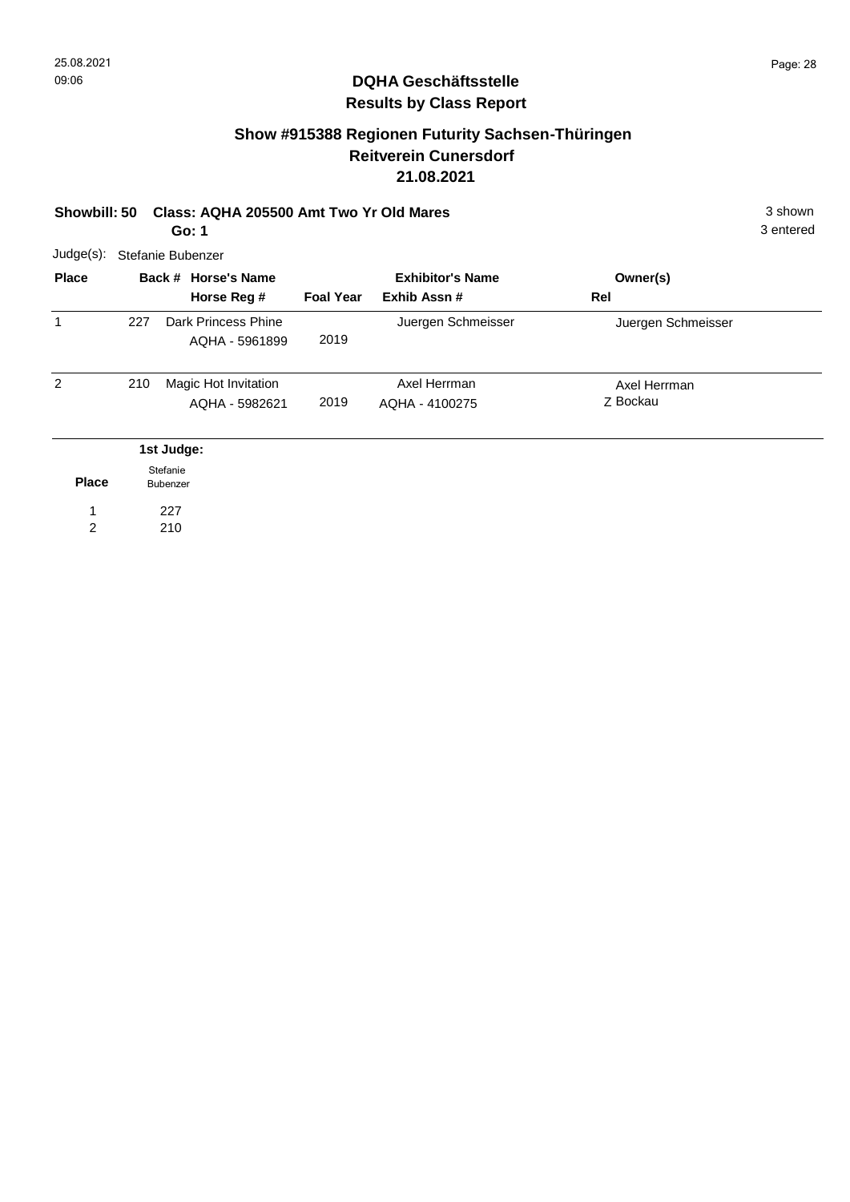## DQHA Geschäftsstelle
## Results by Class Report

### Show #915388 Regionen Futurity Sachsen-Thüringen
### Reitverein Cunersdorf
### 21.08.2021

**Showbill: 50 Class: AQHA 205500 Amt Two Yr Old Mares** 3 shown
**Go: 1** 3 entered

Judge(s): Stefanie Bubenzer

| Place | Back # | Horse's Name / Horse Reg # | Foal Year | Exhibitor's Name / Exhib Assn # | Owner(s) / Rel |
|---|---|---|---|---|---|
| 1 | 227 | Dark Princess Phine<br>AQHA - 5961899 | 2019 | Juergen Schmeisser | Juergen Schmeisser |
| 2 | 210 | Magic Hot Invitation<br>AQHA - 5982621 | 2019 | Axel Herrman<br>AQHA - 4100275 | Axel Herrman<br>Z Bockau |

| Place | 1st Judge: Stefanie Bubenzer |
|---|---|
| 1 | 227 |
| 2 | 210 |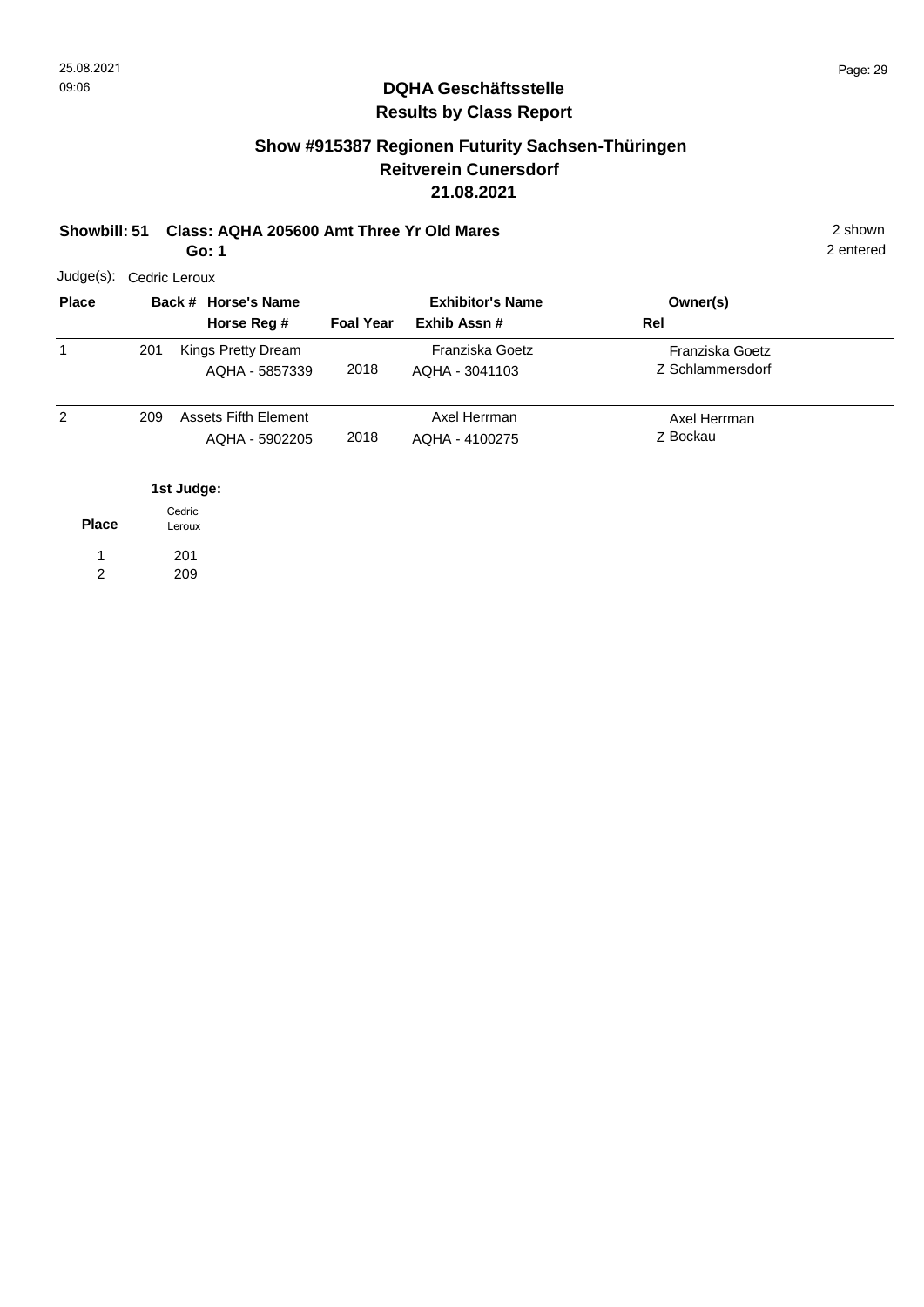# DQHA Geschäftsstelle
## Results by Class Report

### Show #915387 Regionen Futurity Sachsen-Thüringen
### Reitverein Cunersdorf
### 21.08.2021

**Showbill: 51 Class: AQHA 205600 Amt Three Yr Old Mares** 2 shown

**Go: 1** 2 entered

Judge(s): Cedric Leroux

| Place | Back # | Horse's Name / Horse Reg # | Foal Year | Exhibitor's Name / Exhib Assn # | Owner(s) / Rel |
|---|---|---|---|---|---|
| 1 | 201 | Kings Pretty Dream<br>AQHA - 5857339 | 2018 | Franziska Goetz<br>AQHA - 3041103 | Franziska Goetz<br>Z Schlammersdorf |
| 2 | 209 | Assets Fifth Element<br>AQHA - 5902205 | 2018 | Axel Herrman<br>AQHA - 4100275 | Axel Herrman<br>Z Bockau |

| Place | 1st Judge: Cedric Leroux |
|---|---|
| 1 | 201 |
| 2 | 209 |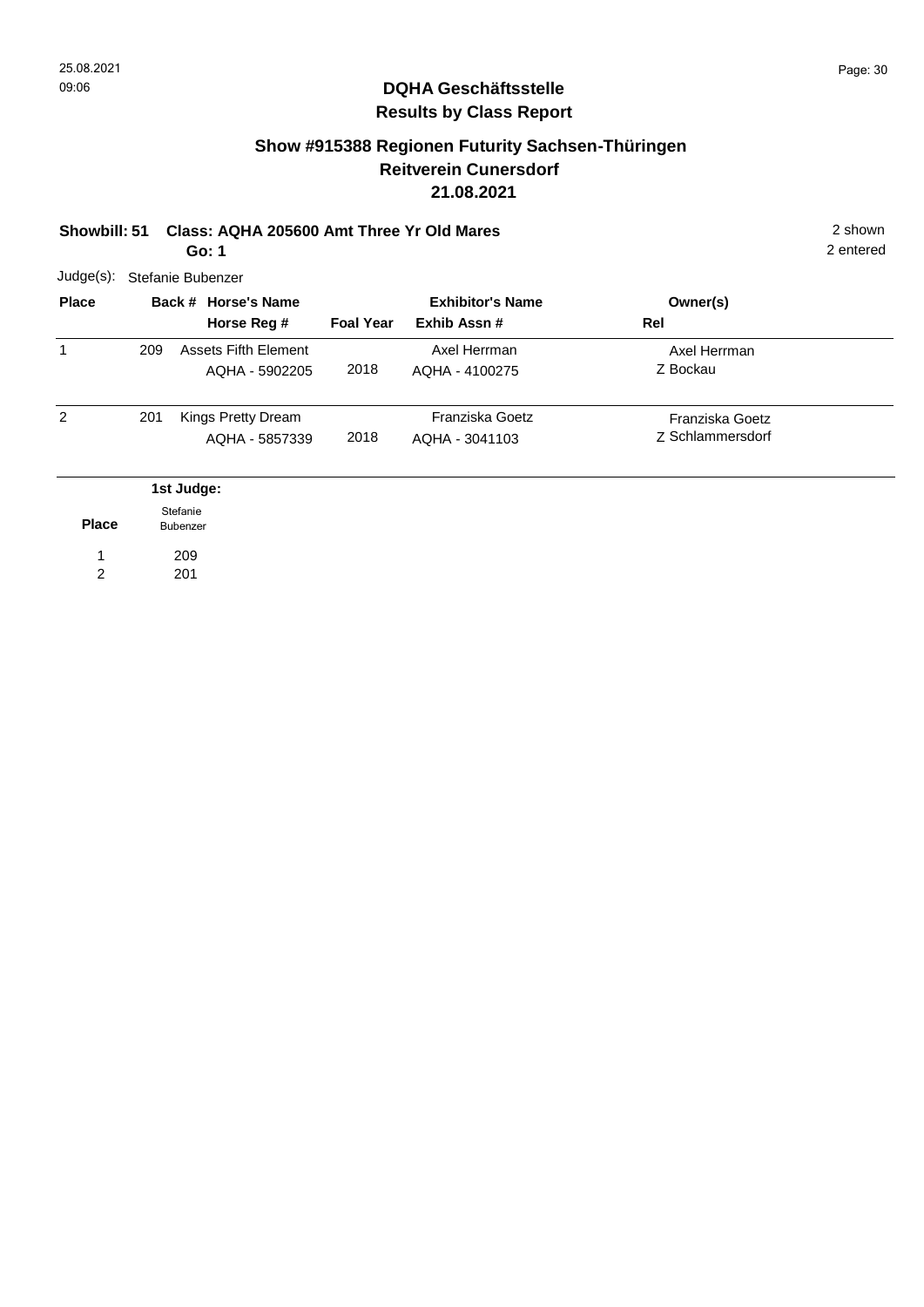## DQHA Geschäftsstelle
## Results by Class Report

### Show #915388 Regionen Futurity Sachsen-Thüringen
### Reitverein Cunersdorf
### 21.08.2021

**Showbill: 51 Class: AQHA 205600 Amt Three Yr Old Mares** 2 shown
**Go: 1** 2 entered

Judge(s): Stefanie Bubenzer

| Place | Back # | Horse's Name / Horse Reg # | Foal Year | Exhibitor's Name / Exhib Assn # | Owner(s) / Rel |
|---|---|---|---|---|---|
| 1 | 209 | Assets Fifth Element<br>AQHA - 5902205 | 2018 | Axel Herrman<br>AQHA - 4100275 | Axel Herrman<br>Z Bockau |
| 2 | 201 | Kings Pretty Dream<br>AQHA - 5857339 | 2018 | Franziska Goetz<br>AQHA - 3041103 | Franziska Goetz<br>Z Schlammersdorf |

| Place | 1st Judge: Stefanie Bubenzer |
|---|---|
| 1 | 209 |
| 2 | 201 |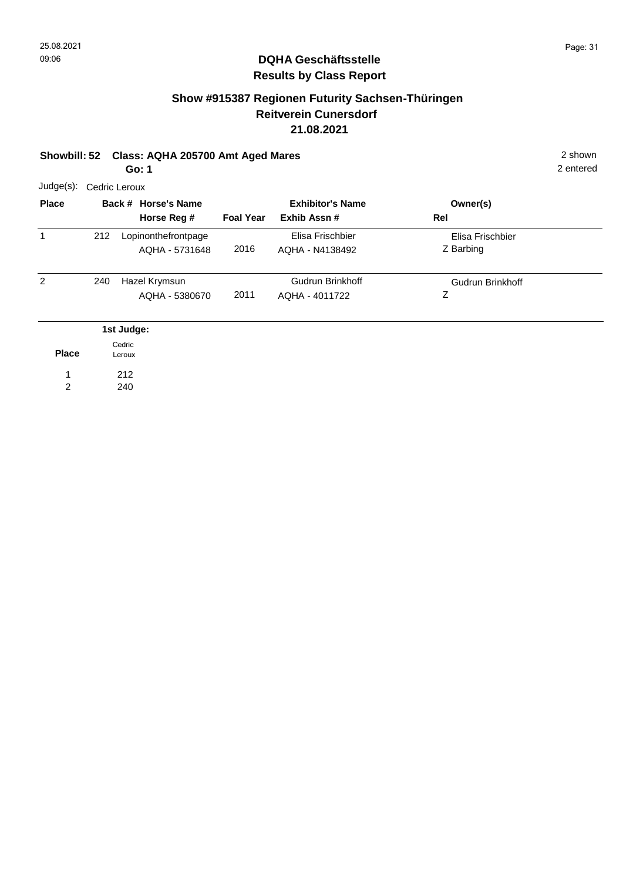## DQHA Geschäftsstelle
## Results by Class Report

### Show #915387 Regionen Futurity Sachsen-Thüringen
### Reitverein Cunersdorf
### 21.08.2021

**Showbill: 52 Class: AQHA 205700 Amt Aged Mares** 2 shown

**Go: 1** 2 entered

Judge(s): Cedric Leroux

| Place | Back # | Horse's Name / Horse Reg # | Foal Year | Exhibitor's Name / Exhib Assn # | Owner(s) / Rel |
|---|---|---|---|---|---|
| 1 | 212 | Lopinonthefrontpage<br>AQHA - 5731648 | 2016 | Elisa Frischbier<br>AQHA - N4138492 | Elisa Frischbier<br>Z Barbing |
| 2 | 240 | Hazel Krymsun<br>AQHA - 5380670 | 2011 | Gudrun Brinkhoff<br>AQHA - 4011722 | Gudrun Brinkhoff<br>Z |

**1st Judge:**

| Place | Cedric Leroux |
|---|---|
| 1 | 212 |
| 2 | 240 |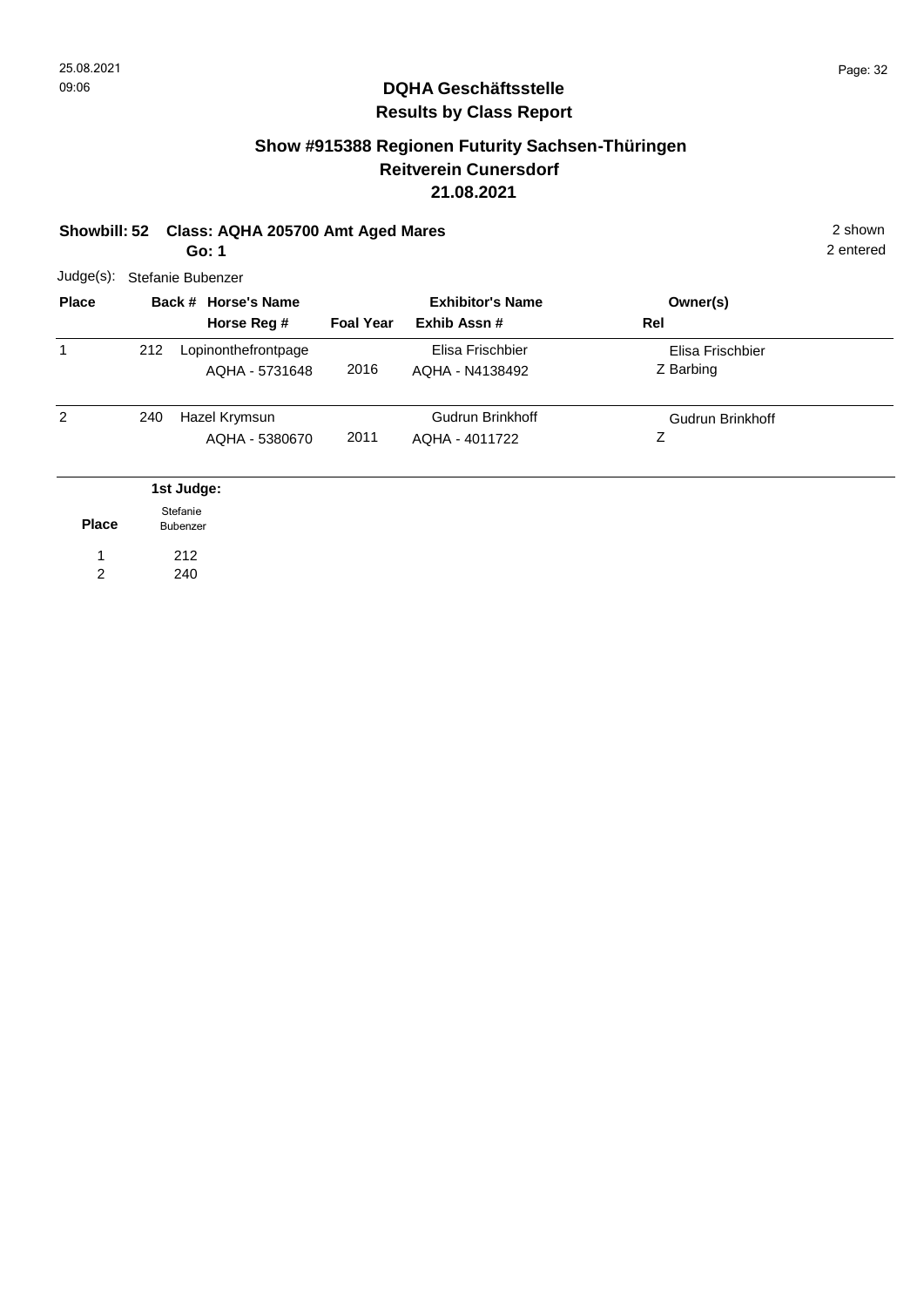## DQHA Geschäftsstelle
## Results by Class Report

### Show #915388 Regionen Futurity Sachsen-Thüringen
### Reitverein Cunersdorf
### 21.08.2021

**Showbill: 52 Class: AQHA 205700 Amt Aged Mares** 2 shown

**Go: 1** 2 entered

Judge(s): Stefanie Bubenzer

| Place | Back # | Horse's Name / Horse Reg # | Foal Year | Exhibitor's Name / Exhib Assn # | Owner(s) / Rel |
|---|---|---|---|---|---|
| 1 | 212 | Lopinonthefrontpage<br>AQHA - 5731648 | 2016 | Elisa Frischbier<br>AQHA - N4138492 | Elisa Frischbier<br>Z Barbing |
| 2 | 240 | Hazel Krymsun<br>AQHA - 5380670 | 2011 | Gudrun Brinkhoff<br>AQHA - 4011722 | Gudrun Brinkhoff<br>Z |

| Place | 1st Judge: Stefanie Bubenzer |
|---|---|
| 1 | 212 |
| 2 | 240 |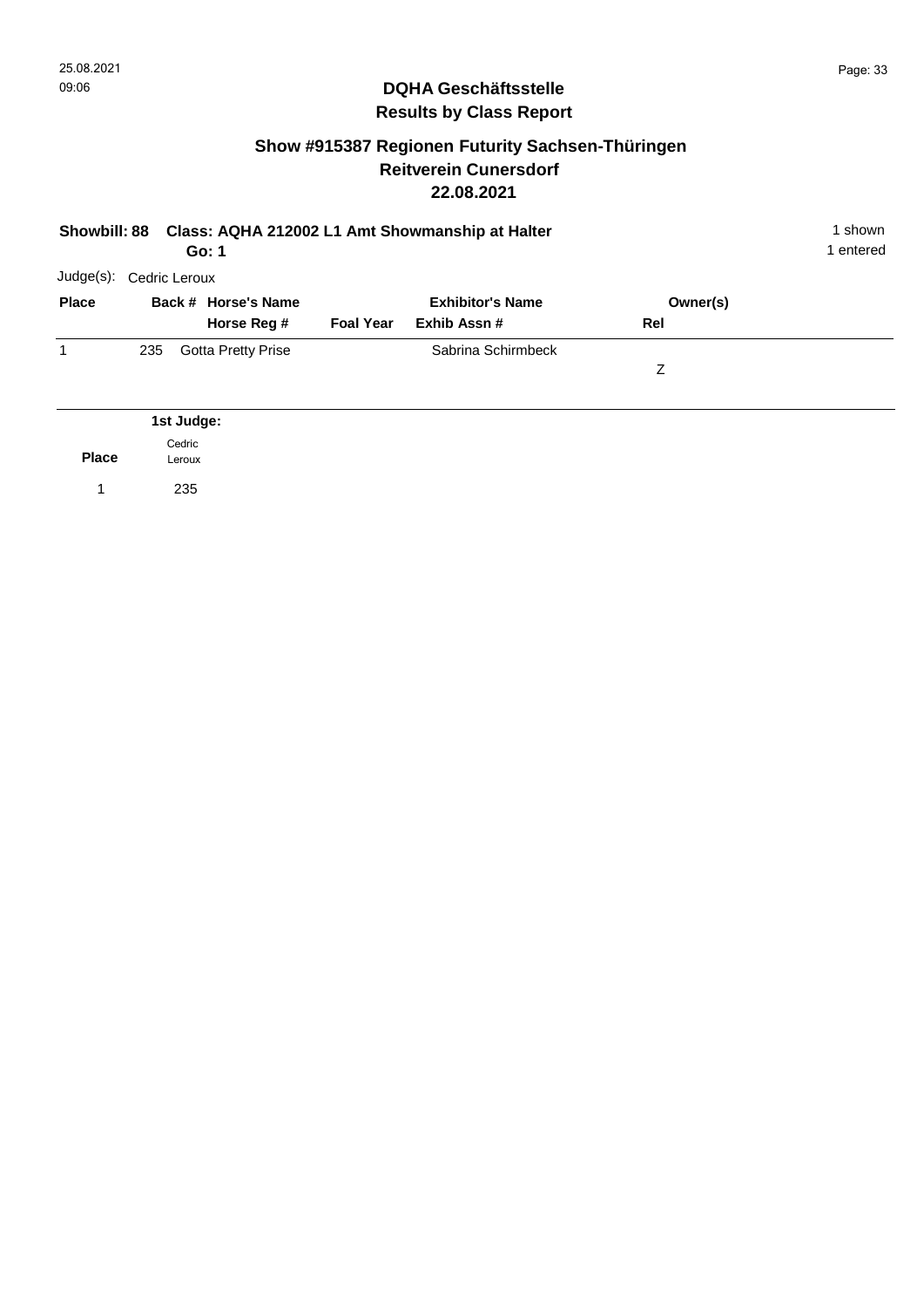## DQHA Geschäftsstelle
## Results by Class Report

### Show #915387 Regionen Futurity Sachsen-Thüringen
### Reitverein Cunersdorf
### 22.08.2021

**Showbill: 88 Class: AQHA 212002 L1 Amt Showmanship at Halter**
**Go: 1**

1 shown
1 entered

Judge(s): Cedric Leroux

| Place | Back # | Horse's Name / Horse Reg # | Foal Year | Exhibitor's Name / Exhib Assn # | Owner(s) / Rel |
|---|---|---|---|---|---|
| 1 | 235 | Gotta Pretty Prise | | Sabrina Schirmbeck | Z |

| Place | 1st Judge: Cedric Leroux |
|---|---|
| 1 | 235 |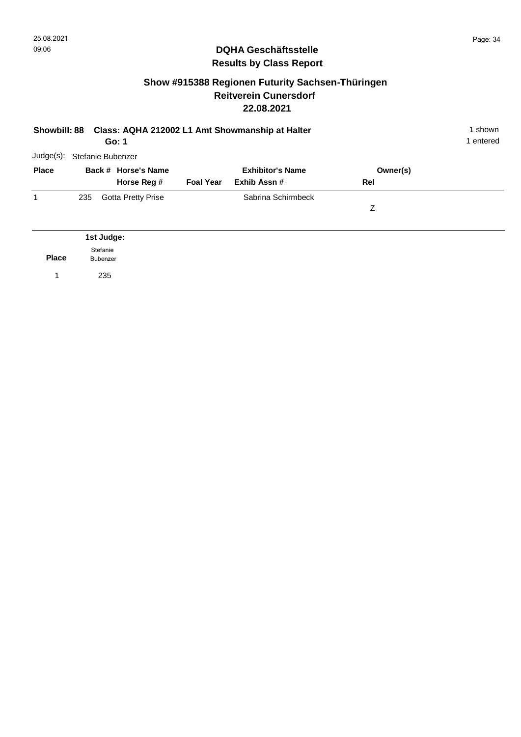## DQHA Geschäftsstelle
## Results by Class Report

### Show #915388 Regionen Futurity Sachsen-Thüringen
### Reitverein Cunersdorf
### 22.08.2021

**Showbill: 88 Class: AQHA 212002 L1 Amt Showmanship at Halter** 1 shown
**Go: 1** 1 entered

Judge(s): Stefanie Bubenzer

| Place | Back # | Horse's Name / Horse Reg # | Foal Year | Exhibitor's Name / Exhib Assn # | Owner(s) / Rel |
|---|---|---|---|---|---|
| 1 | 235 | Gotta Pretty Prise | | Sabrina Schirmbeck | Z |

| Place | 1st Judge: Stefanie Bubenzer |
|---|---|
| 1 | 235 |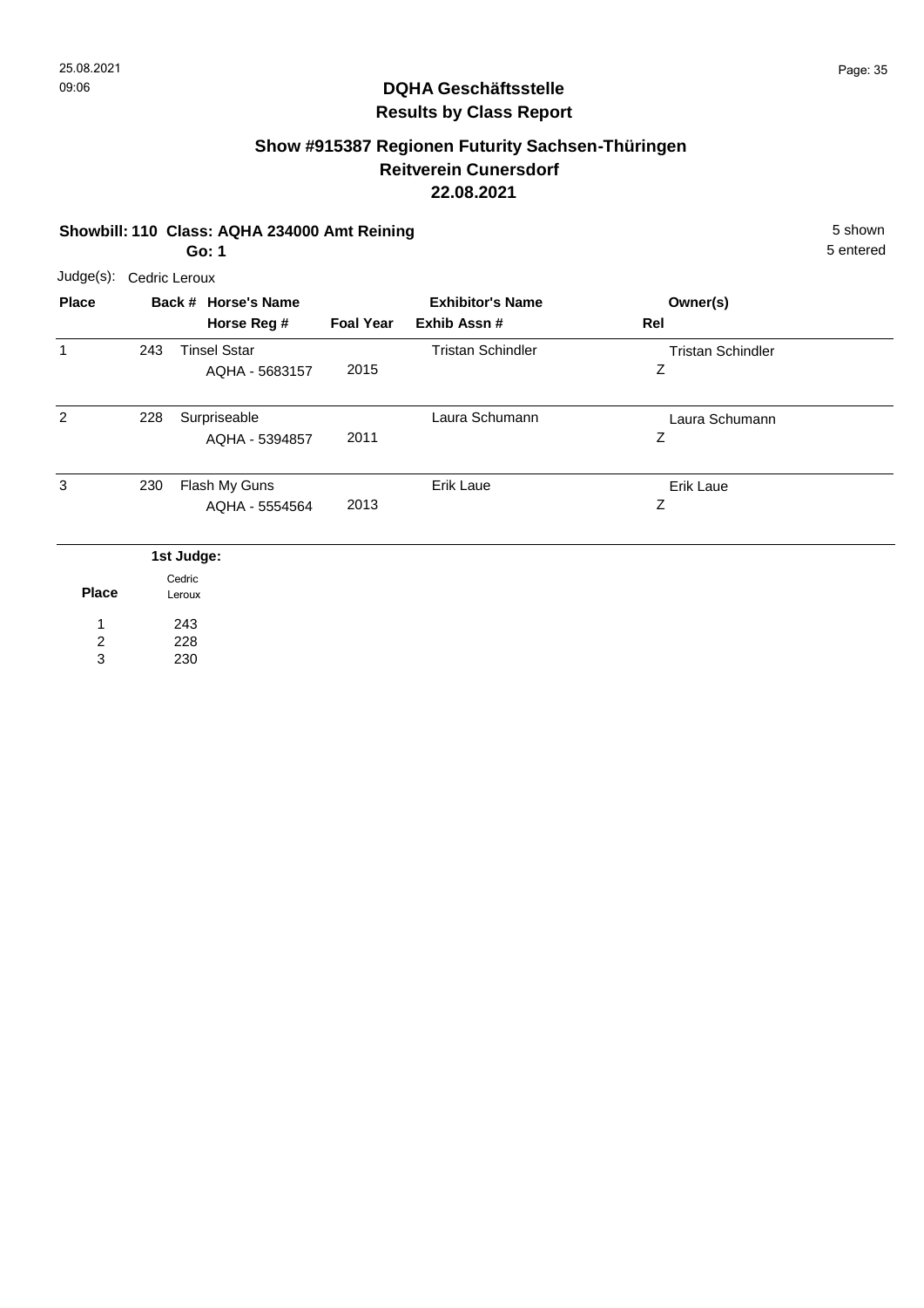# DQHA Geschäftsstelle
## Results by Class Report

### Show #915387 Regionen Futurity Sachsen-Thüringen
### Reitverein Cunersdorf
### 22.08.2021

**Showbill: 110 Class: AQHA 234000 Amt Reining** 5 shown
**Go: 1** 5 entered

Judge(s): Cedric Leroux

| Place | Back # | Horse's Name / Horse Reg # | Foal Year | Exhibitor's Name / Exhib Assn # | Owner(s) / Rel |
|---|---|---|---|---|---|
| 1 | 243 | Tinsel Sstar<br>AQHA - 5683157 | 2015 | Tristan Schindler | Tristan Schindler<br>Z |
| 2 | 228 | Surpriseable<br>AQHA - 5394857 | 2011 | Laura Schumann | Laura Schumann<br>Z |
| 3 | 230 | Flash My Guns<br>AQHA - 5554564 | 2013 | Erik Laue | Erik Laue<br>Z |

**1st Judge:**

| Place | Cedric Leroux |
|---|---|
| 1 | 243 |
| 2 | 228 |
| 3 | 230 |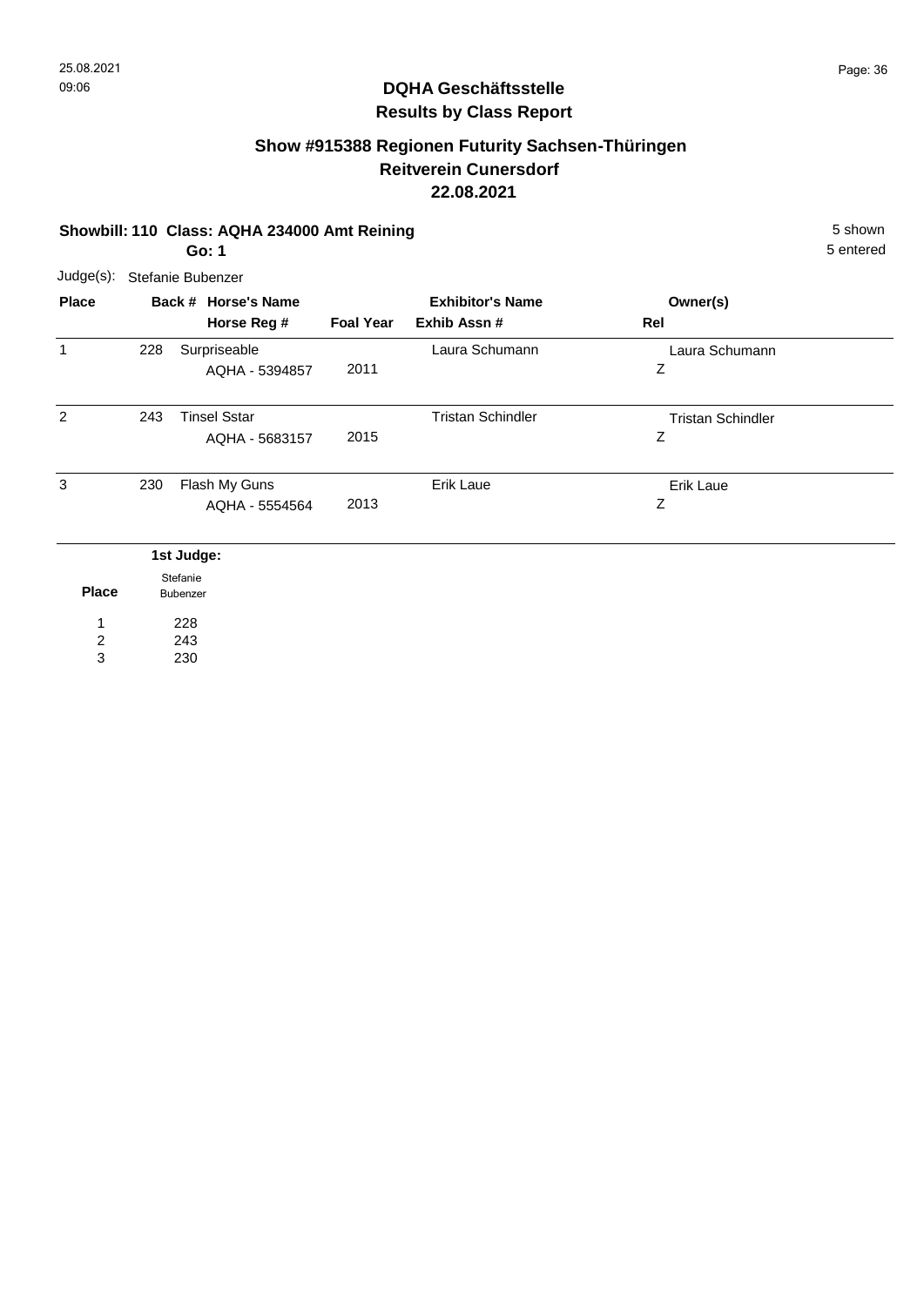**DQHA Geschäftsstelle**
**Results by Class Report**

## Show #915388 Regionen Futurity Sachsen-Thüringen
## Reitverein Cunersdorf
## 22.08.2021

**Showbill: 110 Class: AQHA 234000 Amt Reining** 5 shown

**Go: 1** 5 entered

Judge(s): Stefanie Bubenzer

| Place | Back # | Horse's Name / Horse Reg # | Foal Year | Exhibitor's Name / Exhib Assn # | Owner(s) / Rel |
|---|---|---|---|---|---|
| 1 | 228 | Surpriseable<br>AQHA - 5394857 | 2011 | Laura Schumann | Laura Schumann<br>Z |
| 2 | 243 | Tinsel Sstar<br>AQHA - 5683157 | 2015 | Tristan Schindler | Tristan Schindler<br>Z |
| 3 | 230 | Flash My Guns<br>AQHA - 5554564 | 2013 | Erik Laue | Erik Laue<br>Z |

| Place | 1st Judge: Stefanie Bubenzer |
|---|---|
| 1 | 228 |
| 2 | 243 |
| 3 | 230 |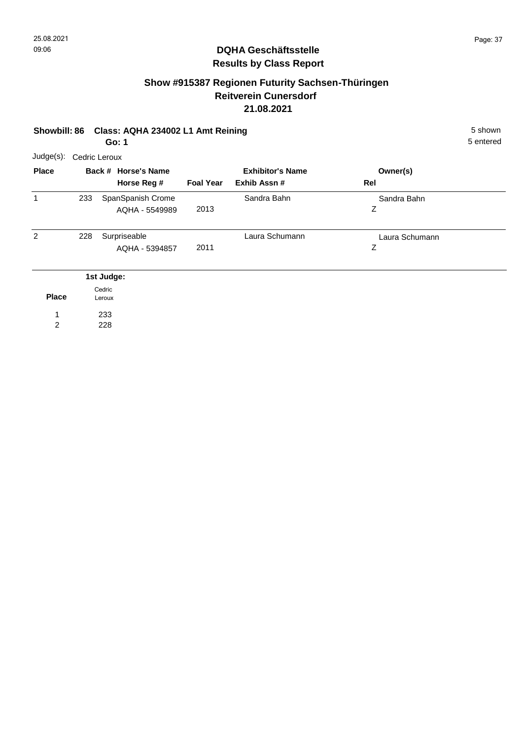# DQHA Geschäftsstelle
## Results by Class Report

### Show #915387 Regionen Futurity Sachsen-Thüringen
### Reitverein Cunersdorf
### 21.08.2021

**Showbill: 86 Class: AQHA 234002 L1 Amt Reining** 5 shown
**Go: 1** 5 entered

Judge(s): Cedric Leroux

| Place | Back # | Horse's Name / Horse Reg # | Foal Year | Exhibitor's Name / Exhib Assn # | Owner(s) / Rel |
|---|---|---|---|---|---|
| 1 | 233 | SpanSpanish Crome<br>AQHA - 5549989 | 2013 | Sandra Bahn | Sandra Bahn<br>Z |
| 2 | 228 | Surpriseable<br>AQHA - 5394857 | 2011 | Laura Schumann | Laura Schumann<br>Z |

| Place | 1st Judge: Cedric Leroux |
|---|---|
| 1 | 233 |
| 2 | 228 |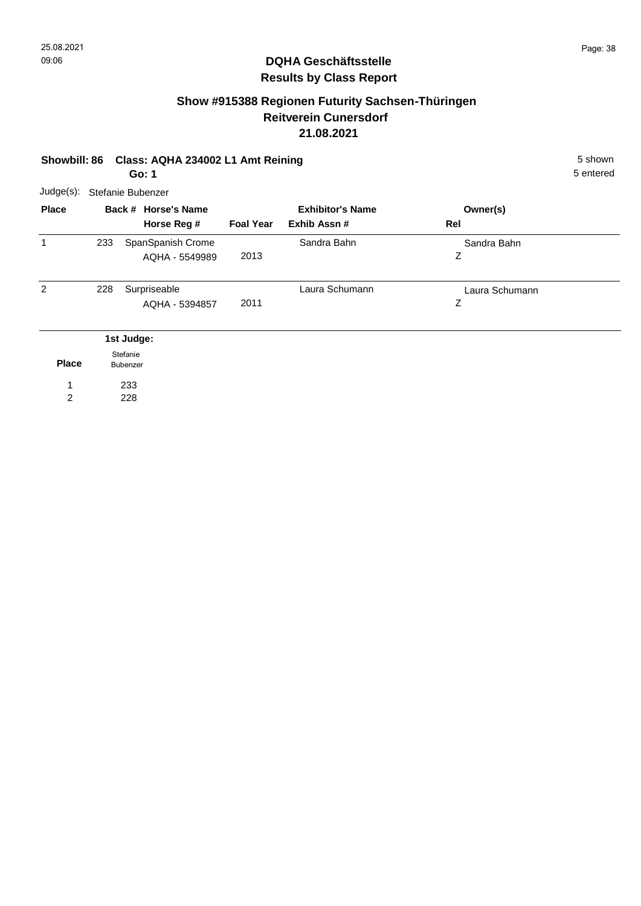## DQHA Geschäftsstelle
## Results by Class Report

### Show #915388 Regionen Futurity Sachsen-Thüringen
### Reitverein Cunersdorf
### 21.08.2021

**Showbill: 86 Class: AQHA 234002 L1 Amt Reining** 5 shown

**Go: 1** 5 entered

Judge(s): Stefanie Bubenzer

| Place | Back # | Horse's Name / Horse Reg # | Foal Year | Exhibitor's Name / Exhib Assn # | Owner(s) / Rel |
|---|---|---|---|---|---|
| 1 | 233 | SpanSpanish Crome<br>AQHA - 5549989 | 2013 | Sandra Bahn | Sandra Bahn<br>Z |
| 2 | 228 | Surpriseable<br>AQHA - 5394857 | 2011 | Laura Schumann | Laura Schumann<br>Z |

| Place | 1st Judge: Stefanie Bubenzer |
|---|---|
| 1 | 233 |
| 2 | 228 |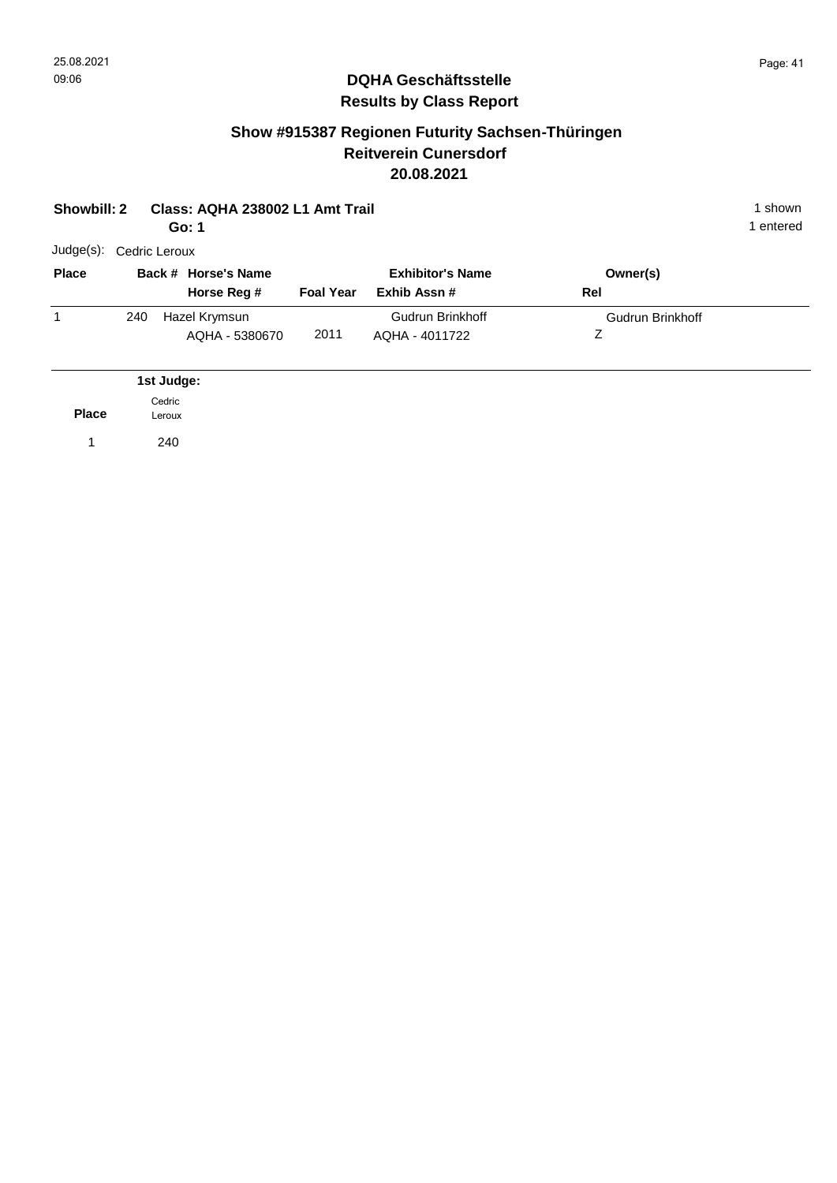## DQHA Geschäftsstelle
## Results by Class Report

### Show #915387 Regionen Futurity Sachsen-Thüringen
### Reitverein Cunersdorf
### 20.08.2021

**Showbill: 2** **Class: AQHA 238002 L1 Amt Trail** 1 shown
**Go: 1** 1 entered

Judge(s): Cedric Leroux

| Place | Back # | Horse's Name / Horse Reg # | Foal Year | Exhibitor's Name / Exhib Assn # | Owner(s) / Rel |
|---|---|---|---|---|---|
| 1 | 240 | Hazel Krymsun<br>AQHA - 5380670 | 2011 | Gudrun Brinkhoff<br>AQHA - 4011722 | Gudrun Brinkhoff<br>Z |

| Place | 1st Judge: Cedric Leroux |
|---|---|
| 1 | 240 |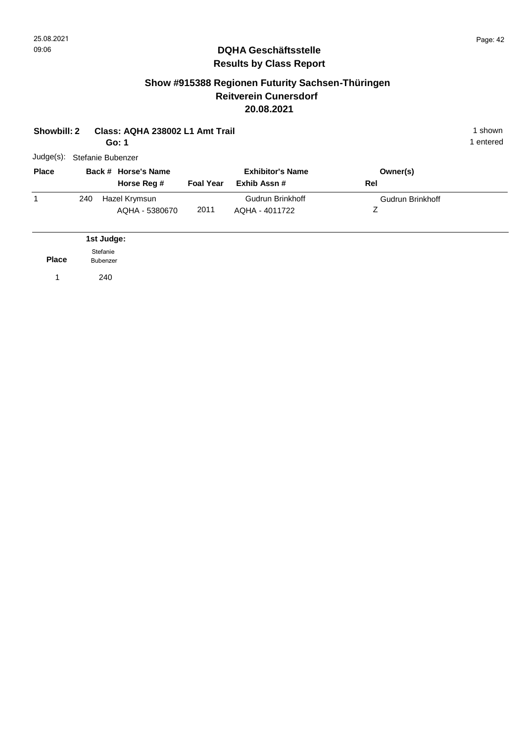## DQHA Geschäftsstelle
## Results by Class Report

### Show #915388 Regionen Futurity Sachsen-Thüringen
### Reitverein Cunersdorf
### 20.08.2021

**Showbill: 2** **Class: AQHA 238002 L1 Amt Trail** 1 shown
**Go: 1** 1 entered

Judge(s): Stefanie Bubenzer

| Place | Back # | Horse's Name / Horse Reg # | Foal Year | Exhibitor's Name / Exhib Assn # | Owner(s) / Rel |
|---|---|---|---|---|---|
| 1 | 240 | Hazel Krymsun<br>AQHA - 5380670 | 2011 | Gudrun Brinkhoff<br>AQHA - 4011722 | Gudrun Brinkhoff<br>Z |

| Place | 1st Judge: Stefanie Bubenzer |
|---|---|
| 1 | 240 |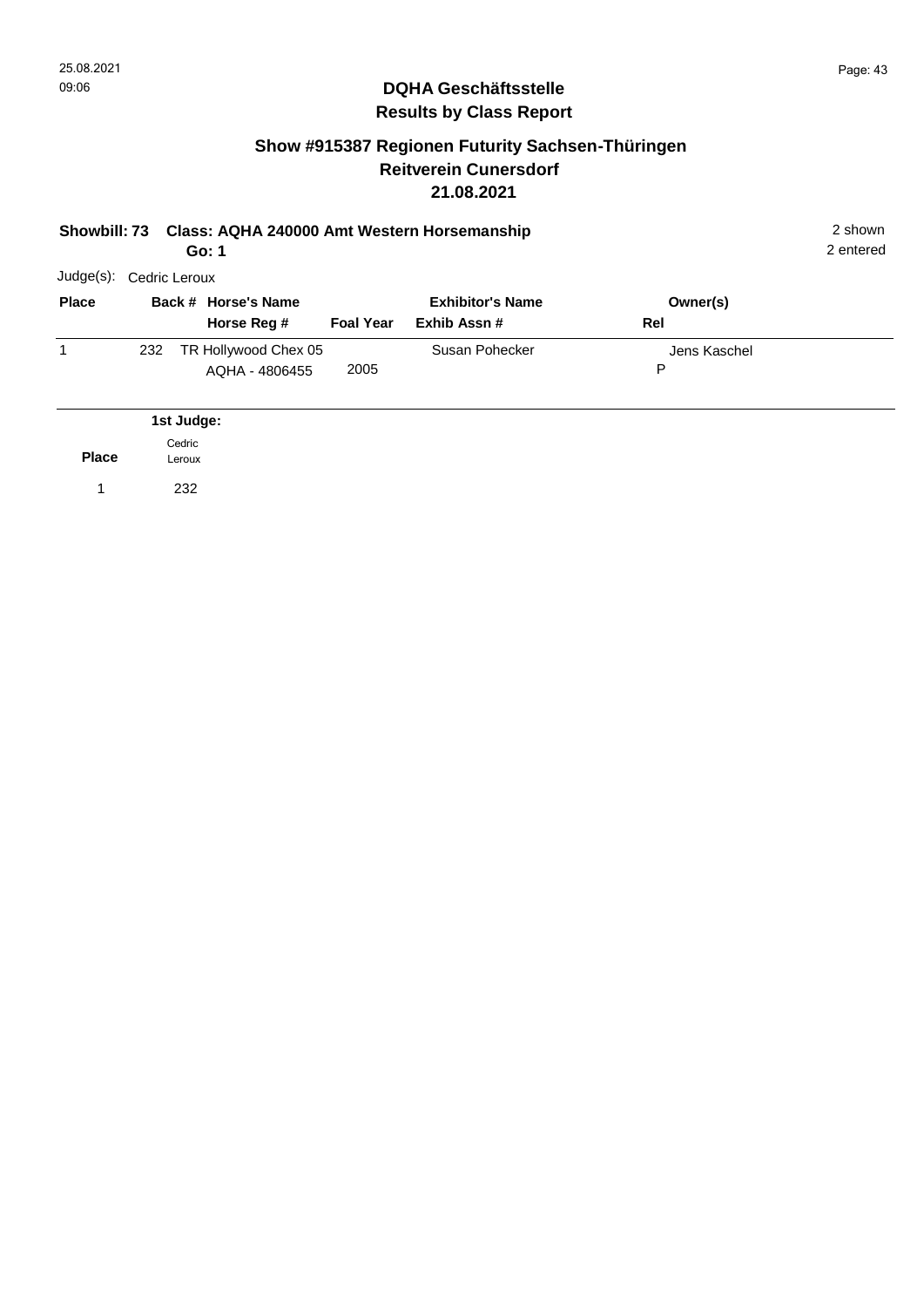## DQHA Geschäftsstelle
## Results by Class Report

### Show #915387 Regionen Futurity Sachsen-Thüringen
### Reitverein Cunersdorf
### 21.08.2021

**Showbill: 73 Class: AQHA 240000 Amt Western Horsemanship** 2 shown
**Go: 1** 2 entered

Judge(s): Cedric Leroux

| Place | Back # | Horse's Name / Horse Reg # | Foal Year | Exhibitor's Name / Exhib Assn # | Owner(s) / Rel |
|---|---|---|---|---|---|
| 1 | 232 | TR Hollywood Chex 05 / AQHA - 4806455 | 2005 | Susan Pohecker | Jens Kaschel / P |

| Place | 1st Judge: Cedric Leroux |
|---|---|
| 1 | 232 |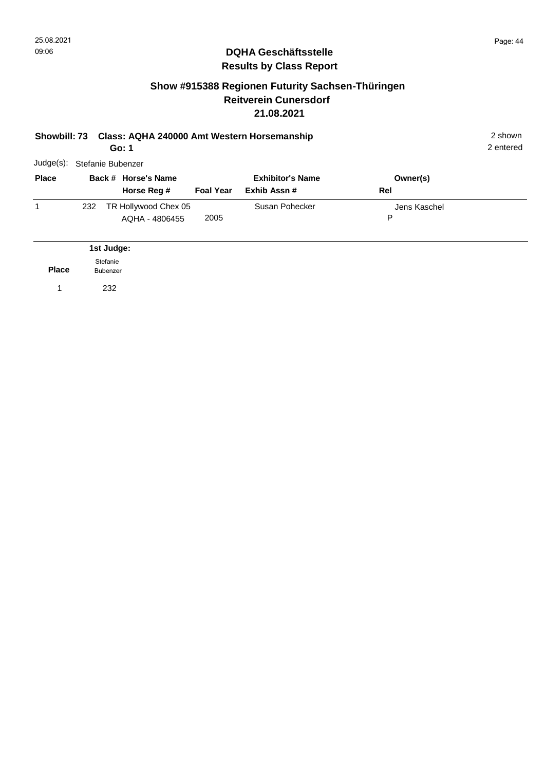# DQHA Geschäftsstelle
## Results by Class Report

### Show #915388 Regionen Futurity Sachsen-Thüringen
### Reitverein Cunersdorf
### 21.08.2021

**Showbill: 73 Class: AQHA 240000 Amt Western Horsemanship** 2 shown
**Go: 1** 2 entered

Judge(s): Stefanie Bubenzer

| Place | Back # | Horse's Name / Horse Reg # | Foal Year | Exhibitor's Name / Exhib Assn # | Owner(s) / Rel |
|---|---|---|---|---|---|
| 1 | 232 | TR Hollywood Chex 05 / AQHA - 4806455 | 2005 | Susan Pohecker | Jens Kaschel / P |

| Place | 1st Judge: Stefanie Bubenzer |
|---|---|
| 1 | 232 |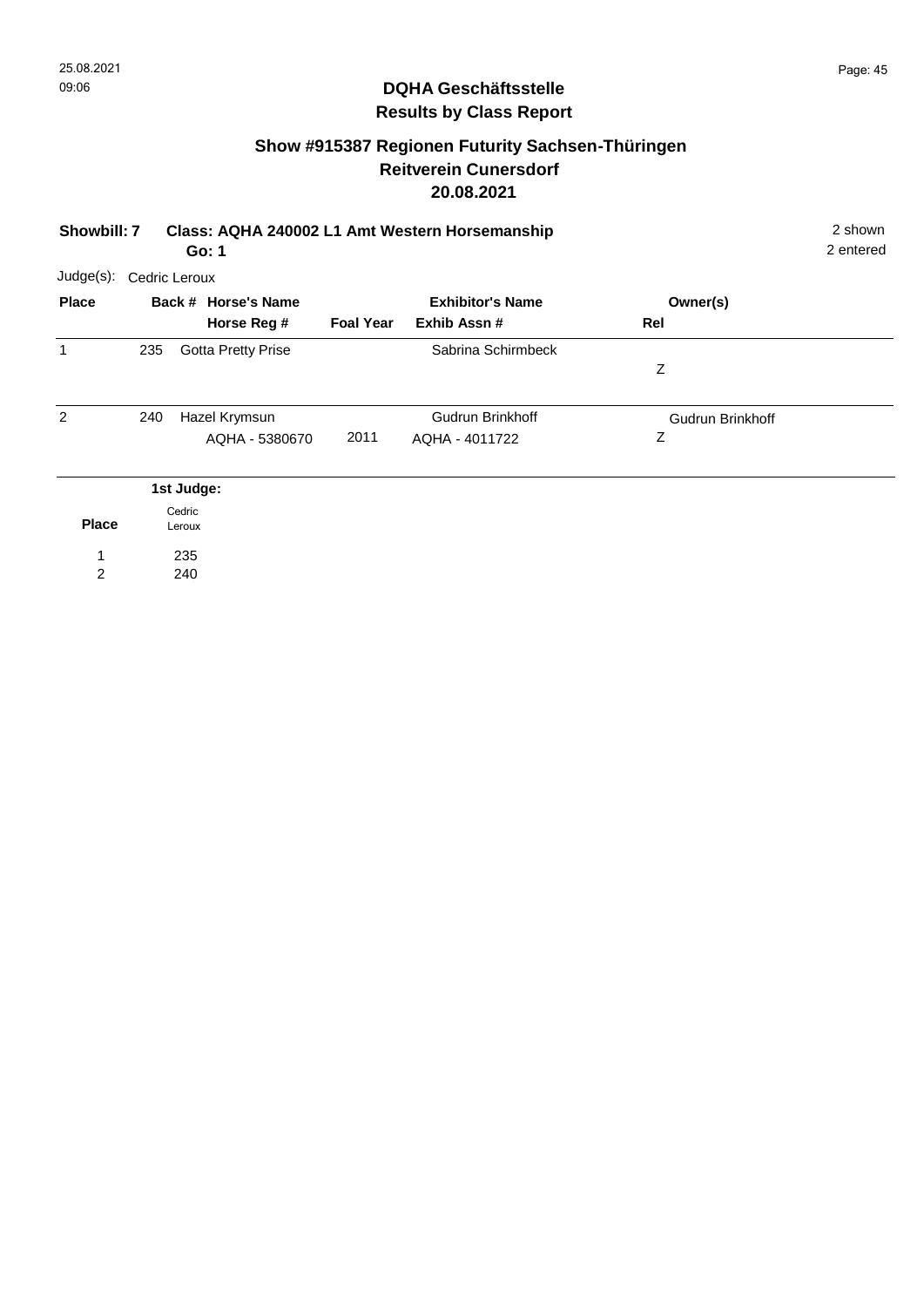## DQHA Geschäftsstelle
## Results by Class Report

### Show #915387 Regionen Futurity Sachsen-Thüringen
### Reitverein Cunersdorf
### 20.08.2021

**Showbill: 7** **Class: AQHA 240002 L1 Amt Western Horsemanship** 2 shown
**Go: 1** 2 entered

Judge(s): Cedric Leroux

| Place | Back # | Horse's Name / Horse Reg # | Foal Year | Exhibitor's Name / Exhib Assn # | Owner(s) / Rel |
|---|---|---|---|---|---|
| 1 | 235 | Gotta Pretty Prise | | Sabrina Schirmbeck | Z |
| 2 | 240 | Hazel Krymsun<br>AQHA - 5380670 | 2011 | Gudrun Brinkhoff<br>AQHA - 4011722 | Gudrun Brinkhoff<br>Z |

**1st Judge:**

| Place | Cedric Leroux |
|---|---|
| 1 | 235 |
| 2 | 240 |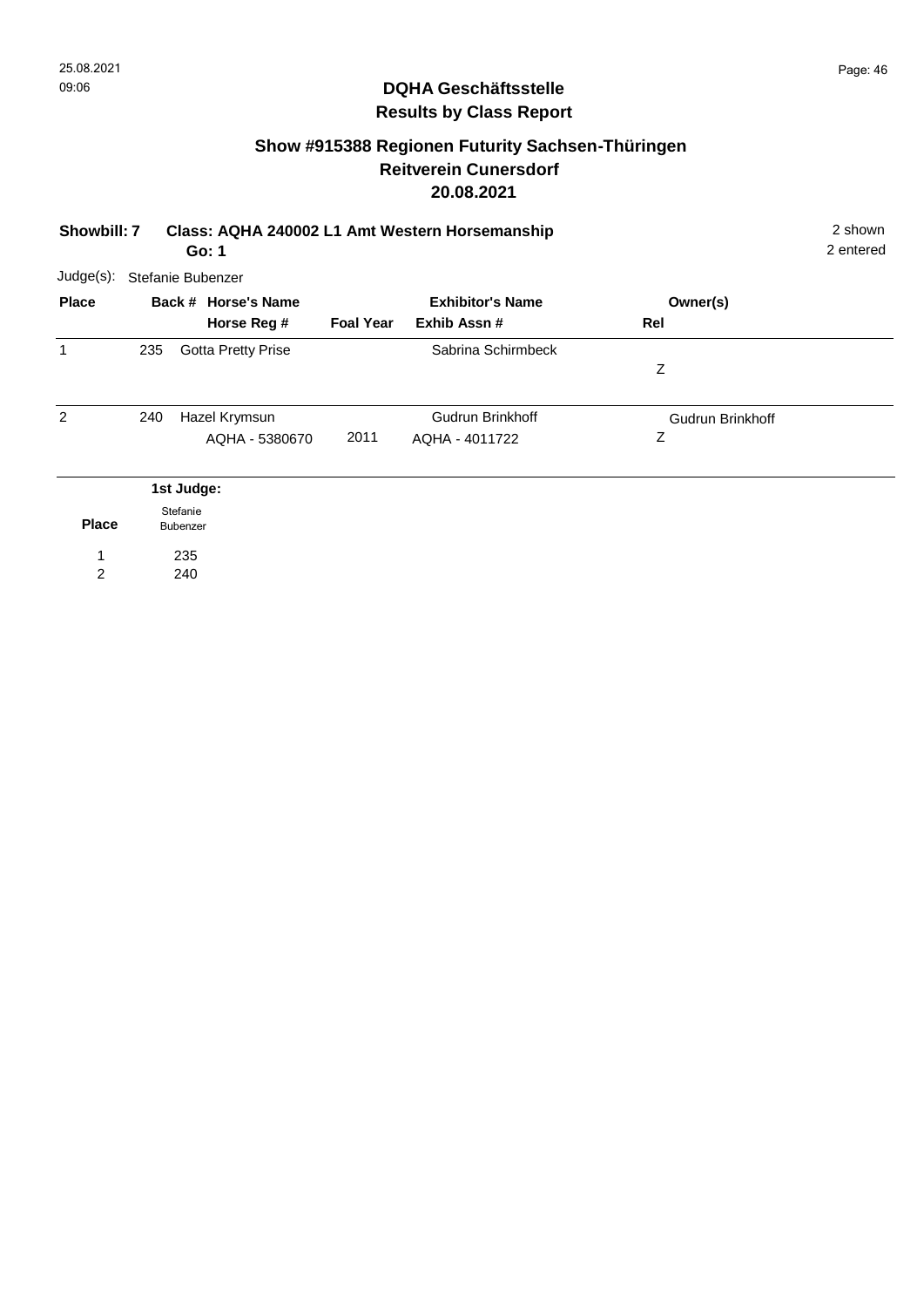## DQHA Geschäftsstelle
## Results by Class Report

### Show #915388 Regionen Futurity Sachsen-Thüringen
### Reitverein Cunersdorf
### 20.08.2021

**Showbill: 7** **Class: AQHA 240002 L1 Amt Western Horsemanship** 2 shown
**Go: 1** 2 entered

Judge(s): Stefanie Bubenzer

| Place | Back # | Horse's Name / Horse Reg # | Foal Year | Exhibitor's Name / Exhib Assn # | Owner(s) / Rel |
|---|---|---|---|---|---|
| 1 | 235 | Gotta Pretty Prise | | Sabrina Schirmbeck | Z |
| 2 | 240 | Hazel Krymsun<br>AQHA - 5380670 | 2011 | Gudrun Brinkhoff<br>AQHA - 4011722 | Gudrun Brinkhoff<br>Z |

| Place | 1st Judge: Stefanie Bubenzer |
|---|---|
| 1 | 235 |
| 2 | 240 |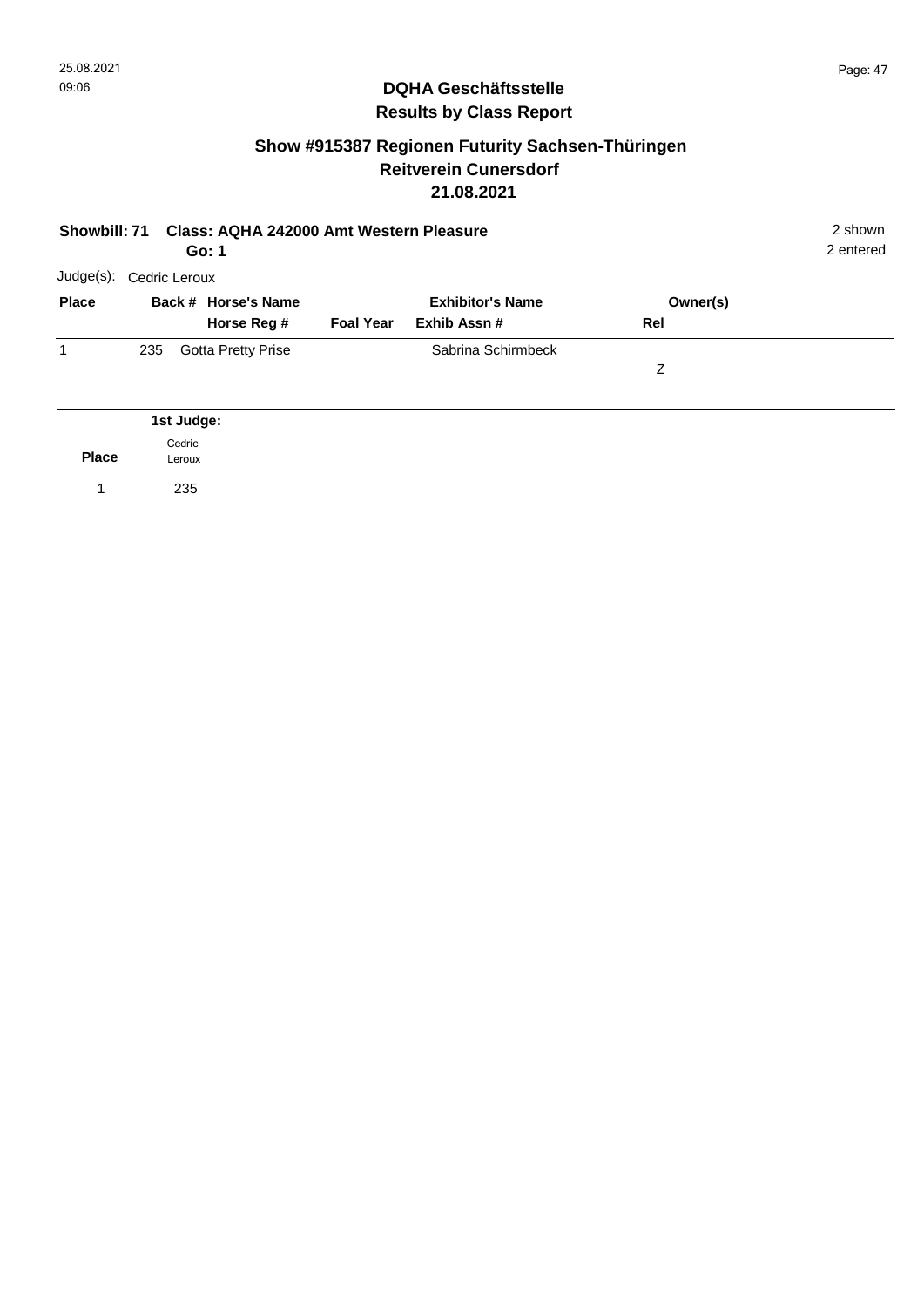## DQHA Geschäftsstelle
## Results by Class Report

### Show #915387 Regionen Futurity Sachsen-Thüringen
### Reitverein Cunersdorf
### 21.08.2021

**Showbill: 71 Class: AQHA 242000 Amt Western Pleasure** 2 shown

**Go: 1** 2 entered

Judge(s): Cedric Leroux

| Place | Back # | Horse's Name / Horse Reg # | Foal Year | Exhibitor's Name / Exhib Assn # | Owner(s) / Rel |
|---|---|---|---|---|---|
| 1 | 235 | Gotta Pretty Prise | | Sabrina Schirmbeck | Z |

**1st Judge:**

| Place | Cedric Leroux |
|---|---|
| 1 | 235 |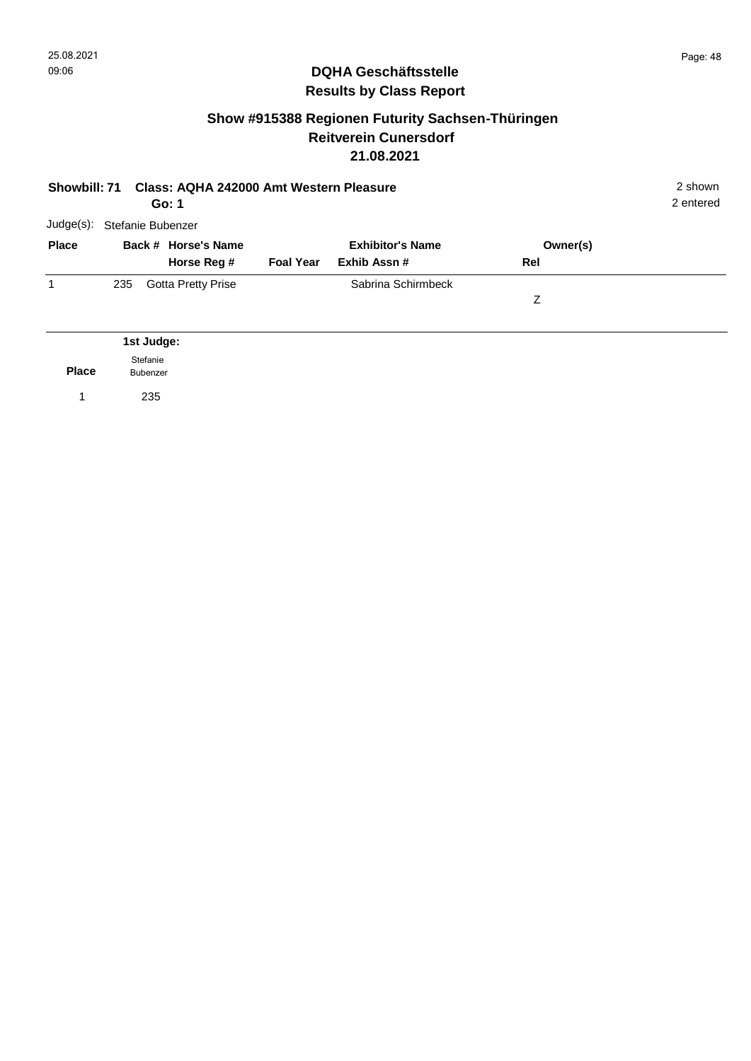**DQHA Geschäftsstelle**
**Results by Class Report**

## Show #915388 Regionen Futurity Sachsen-Thüringen
## Reitverein Cunersdorf
## 21.08.2021

**Showbill: 71 Class: AQHA 242000 Amt Western Pleasure** 2 shown
**Go: 1** 2 entered

Judge(s): Stefanie Bubenzer

| Place | Back # | Horse's Name / Horse Reg # | Foal Year | Exhibitor's Name / Exhib Assn # | Owner(s) / Rel |
|---|---|---|---|---|---|
| 1 | 235 | Gotta Pretty Prise | | Sabrina Schirmbeck | Z |

| Place | 1st Judge: Stefanie Bubenzer |
|---|---|
| 1 | 235 |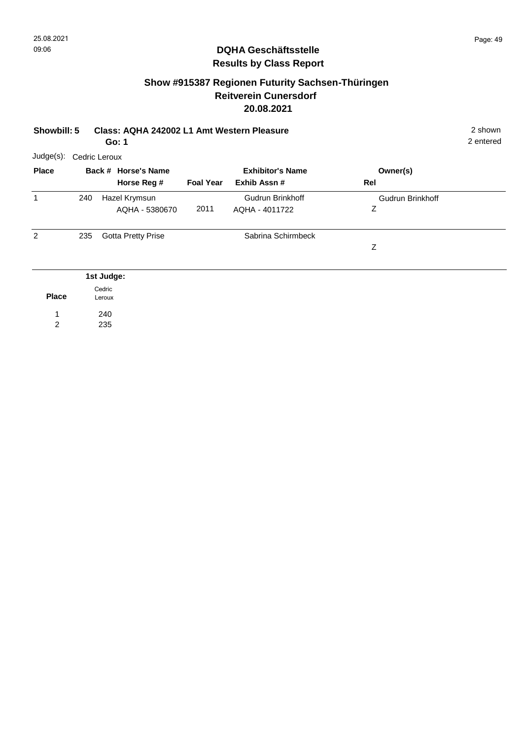## DQHA Geschäftsstelle
## Results by Class Report

### Show #915387 Regionen Futurity Sachsen-Thüringen
### Reitverein Cunersdorf
### 20.08.2021

**Showbill: 5** **Class: AQHA 242002 L1 Amt Western Pleasure** 2 shown

**Go: 1** 2 entered

Judge(s): Cedric Leroux

| Place | Back # | Horse's Name / Horse Reg # | Foal Year | Exhibitor's Name / Exhib Assn # | Owner(s) / Rel |
|---|---|---|---|---|---|
| 1 | 240 | Hazel Krymsun<br>AQHA - 5380670 | 2011 | Gudrun Brinkhoff<br>AQHA - 4011722 | Gudrun Brinkhoff<br>Z |
| 2 | 235 | Gotta Pretty Prise | | Sabrina Schirmbeck | <br>Z |

| Place | 1st Judge: Cedric Leroux |
|---|---|
| 1 | 240 |
| 2 | 235 |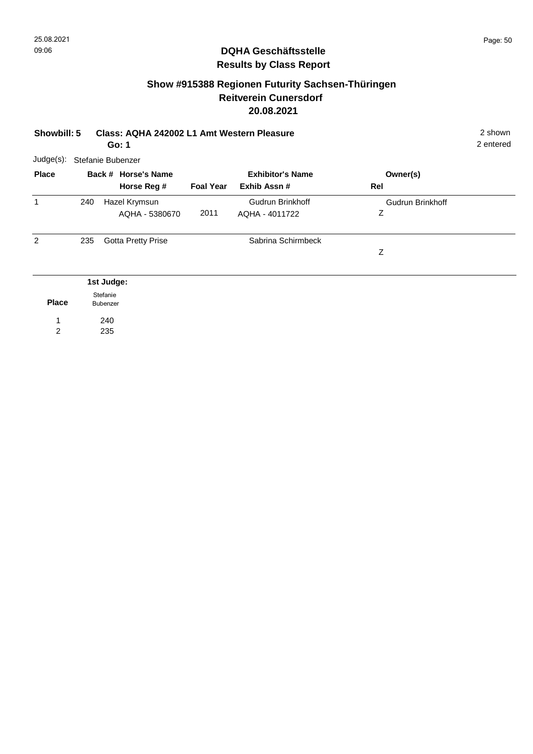## DQHA Geschäftsstelle
## Results by Class Report

### Show #915388 Regionen Futurity Sachsen-Thüringen
### Reitverein Cunersdorf
### 20.08.2021

**Showbill: 5** **Class: AQHA 242002 L1 Amt Western Pleasure** 2 shown
**Go: 1** 2 entered

Judge(s): Stefanie Bubenzer

| Place | Back # | Horse's Name / Horse Reg # | Foal Year | Exhibitor's Name / Exhib Assn # | Owner(s) / Rel |
|---|---|---|---|---|---|
| 1 | 240 | Hazel Krymsun / AQHA - 5380670 | 2011 | Gudrun Brinkhoff / AQHA - 4011722 | Gudrun Brinkhoff / Z |
| 2 | 235 | Gotta Pretty Prise | | Sabrina Schirmbeck | Z |

| Place | 1st Judge: Stefanie Bubenzer |
|---|---|
| 1 | 240 |
| 2 | 235 |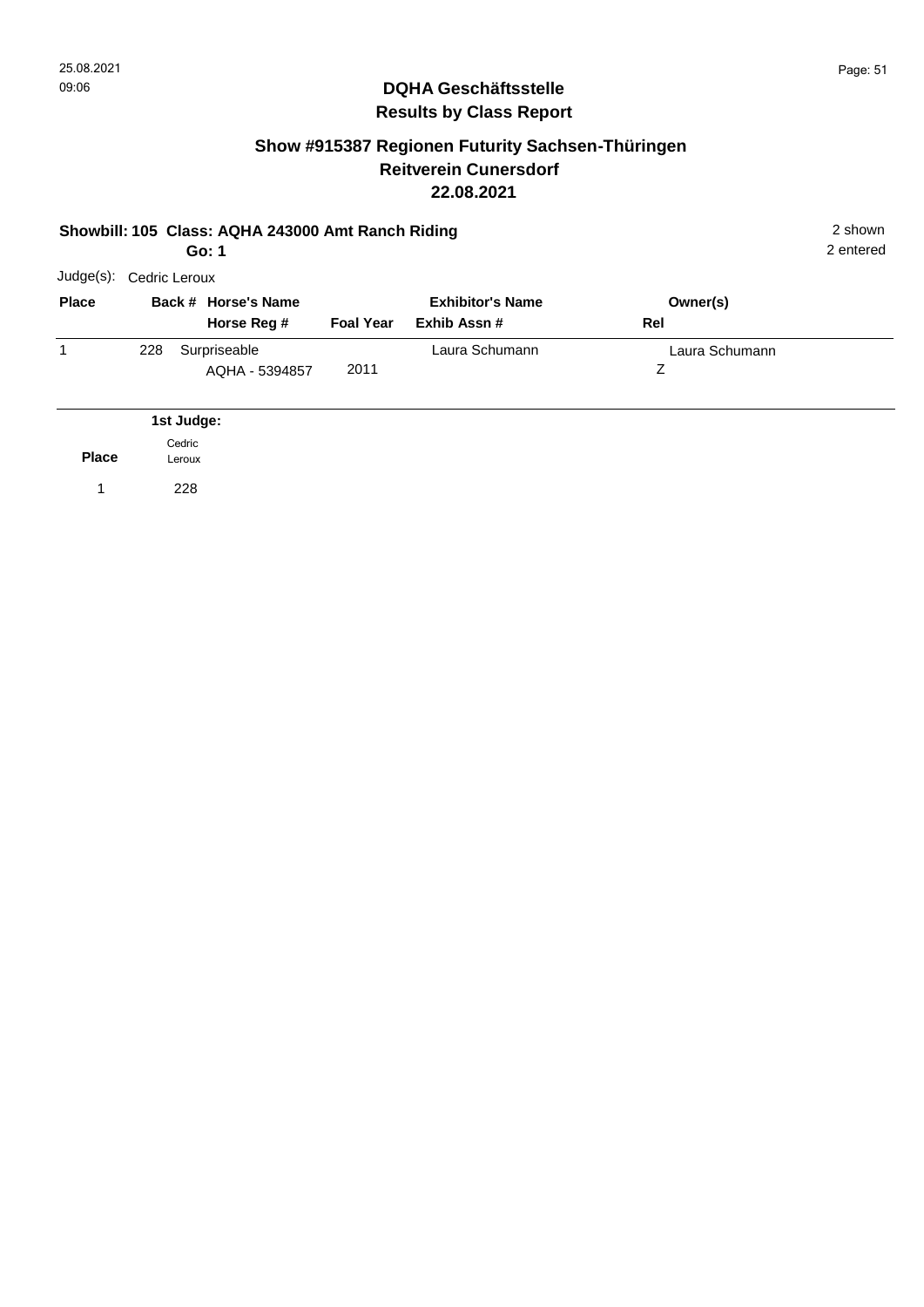## DQHA Geschäftsstelle
## Results by Class Report

### Show #915387 Regionen Futurity Sachsen-Thüringen
### Reitverein Cunersdorf
### 22.08.2021

**Showbill: 105 Class: AQHA 243000 Amt Ranch Riding** — 2 shown

**Go: 1** — 2 entered

Judge(s): Cedric Leroux

| Place | Back # | Horse's Name / Horse Reg # | Foal Year | Exhibitor's Name / Exhib Assn # | Owner(s) / Rel |
|---|---|---|---|---|---|
| 1 | 228 | Surpriseable / AQHA - 5394857 | 2011 | Laura Schumann | Laura Schumann / Z |

| Place | 1st Judge: Cedric Leroux |
|---|---|
| 1 | 228 |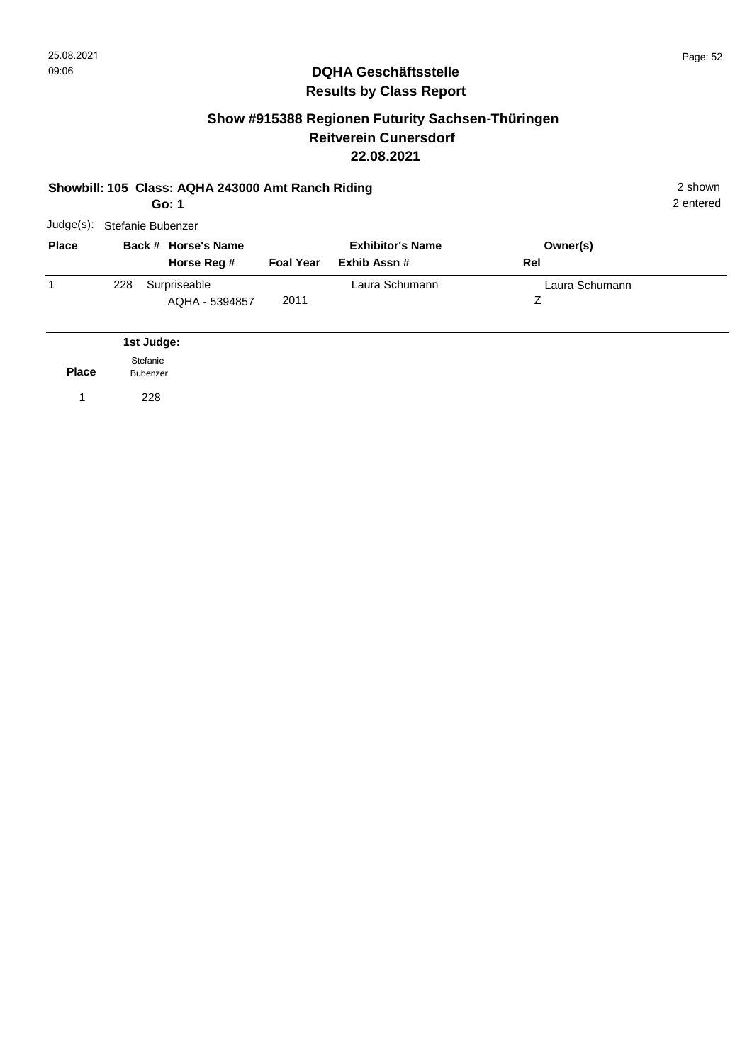## DQHA Geschäftsstelle
## Results by Class Report

### Show #915388 Regionen Futurity Sachsen-Thüringen
### Reitverein Cunersdorf
### 22.08.2021

**Showbill: 105 Class: AQHA 243000 Amt Ranch Riding** 2 shown

**Go: 1** 2 entered

Judge(s): Stefanie Bubenzer

| Place | Back # | Horse's Name / Horse Reg # | Foal Year | Exhibitor's Name / Exhib Assn # | Owner(s) / Rel |
|---|---|---|---|---|---|
| 1 | 228 | Surpriseable / AQHA - 5394857 | 2011 | Laura Schumann | Laura Schumann / Z |

| Place | 1st Judge: Stefanie Bubenzer |
|---|---|
| 1 | 228 |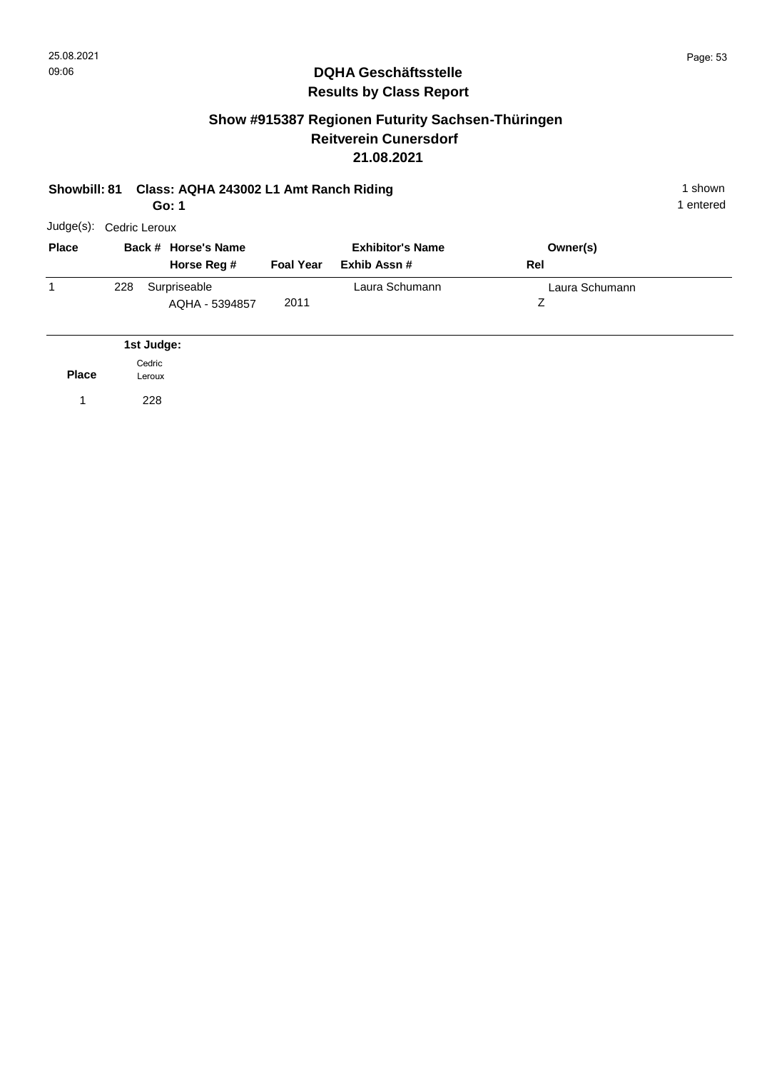## DQHA Geschäftsstelle
## Results by Class Report

### Show #915387 Regionen Futurity Sachsen-Thüringen
### Reitverein Cunersdorf
### 21.08.2021

**Showbill: 81 Class: AQHA 243002 L1 Amt Ranch Riding** 1 shown
**Go: 1** 1 entered

Judge(s): Cedric Leroux

| Place | Back # | Horse's Name / Horse Reg # | Foal Year | Exhibitor's Name / Exhib Assn # | Owner(s) / Rel |
|---|---|---|---|---|---|
| 1 | 228 | Surpriseable<br>AQHA - 5394857 | 2011 | Laura Schumann | Laura Schumann<br>Z |

| Place | 1st Judge: Cedric Leroux |
|---|---|
| 1 | 228 |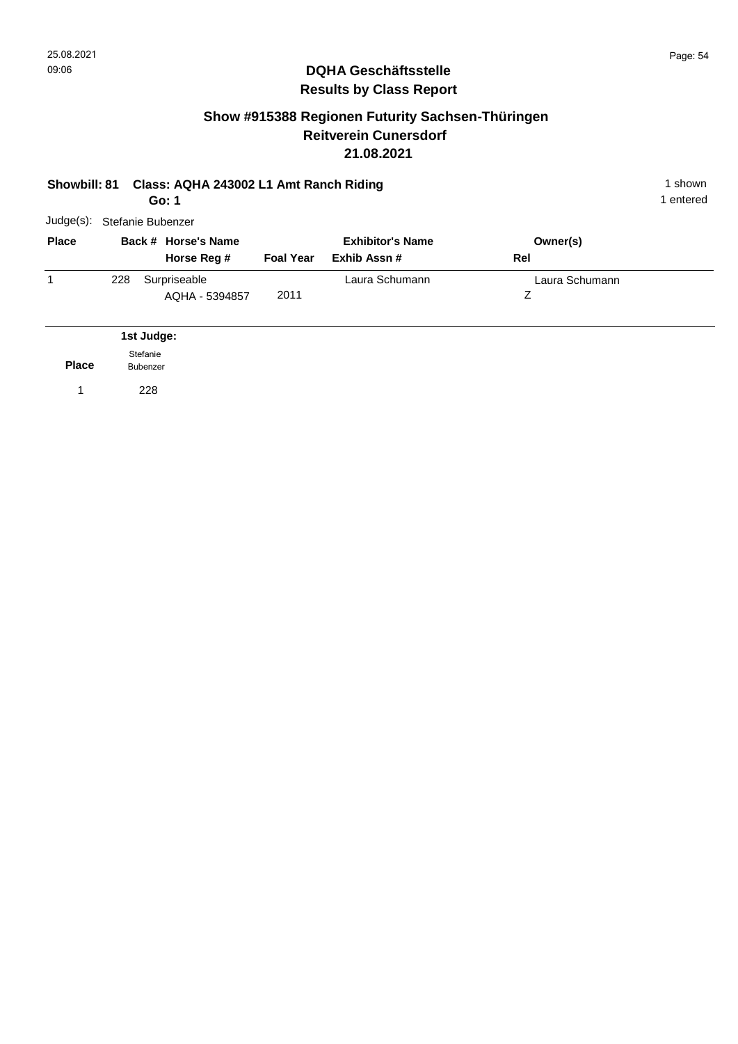# DQHA Geschäftsstelle
## Results by Class Report

### Show #915388 Regionen Futurity Sachsen-Thüringen
### Reitverein Cunersdorf
### 21.08.2021

**Showbill: 81 Class: AQHA 243002 L1 Amt Ranch Riding** 1 shown
**Go: 1** 1 entered

Judge(s): Stefanie Bubenzer

| Place | Back # | Horse's Name / Horse Reg # | Foal Year | Exhibitor's Name / Exhib Assn # | Owner(s) / Rel |
|---|---|---|---|---|---|
| 1 | 228 | Surpriseable / AQHA - 5394857 | 2011 | Laura Schumann | Laura Schumann / Z |

| Place | 1st Judge: Stefanie Bubenzer |
|---|---|
| 1 | 228 |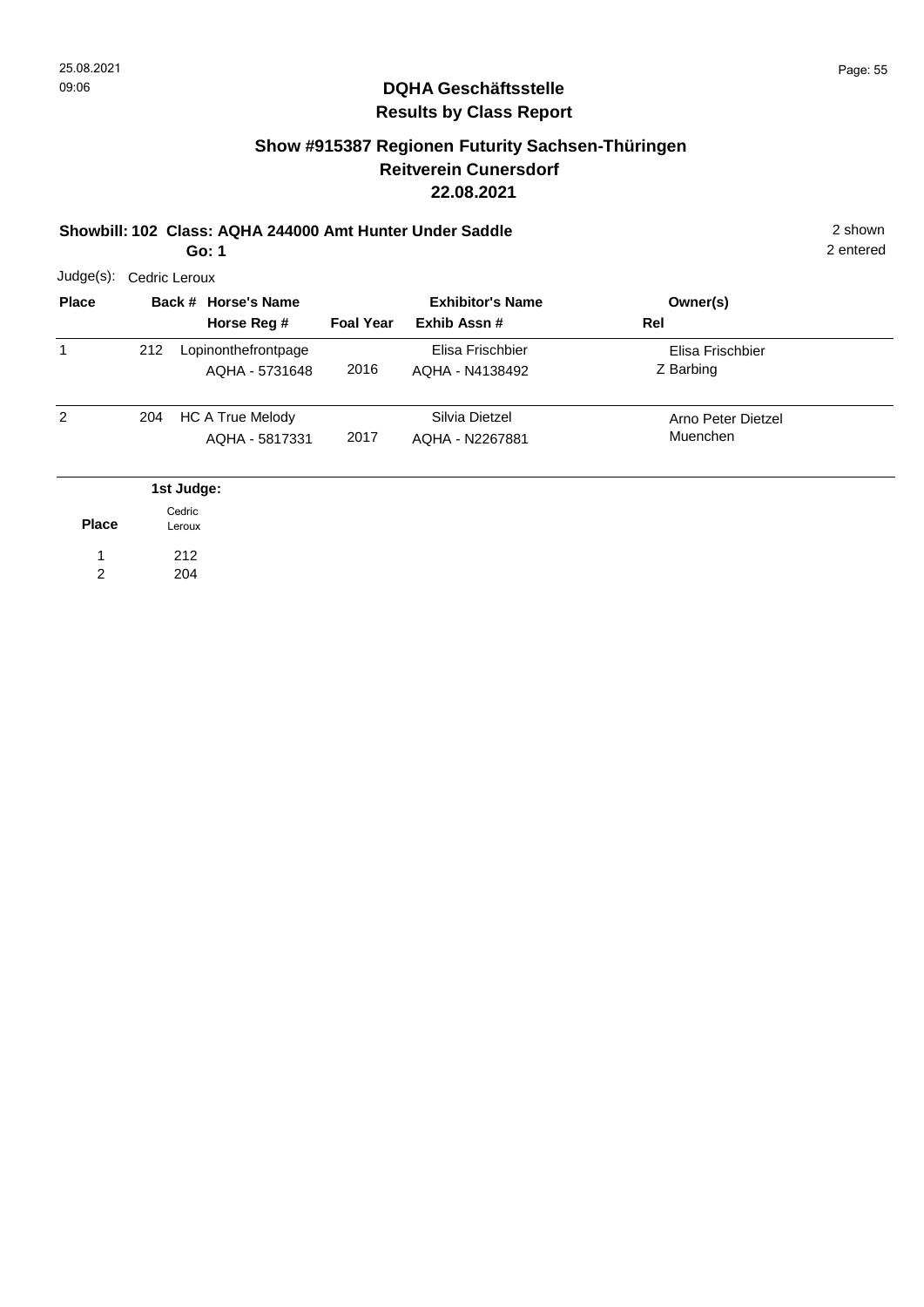## DQHA Geschäftsstelle
## Results by Class Report

### Show #915387 Regionen Futurity Sachsen-Thüringen
### Reitverein Cunersdorf
### 22.08.2021

**Showbill: 102 Class: AQHA 244000 Amt Hunter Under Saddle** 2 shown

**Go: 1** 2 entered

Judge(s): Cedric Leroux

| Place | Back # | Horse's Name / Horse Reg # | Foal Year | Exhibitor's Name / Exhib Assn # | Owner(s) / Rel |
|---|---|---|---|---|---|
| 1 | 212 | Lopinonthefrontpage<br>AQHA - 5731648 | 2016 | Elisa Frischbier<br>AQHA - N4138492 | Elisa Frischbier<br>Z Barbing |
| 2 | 204 | HC A True Melody<br>AQHA - 5817331 | 2017 | Silvia Dietzel<br>AQHA - N2267881 | Arno Peter Dietzel<br>Muenchen |

| Place | 1st Judge: Cedric Leroux |
|---|---|
| 1 | 212 |
| 2 | 204 |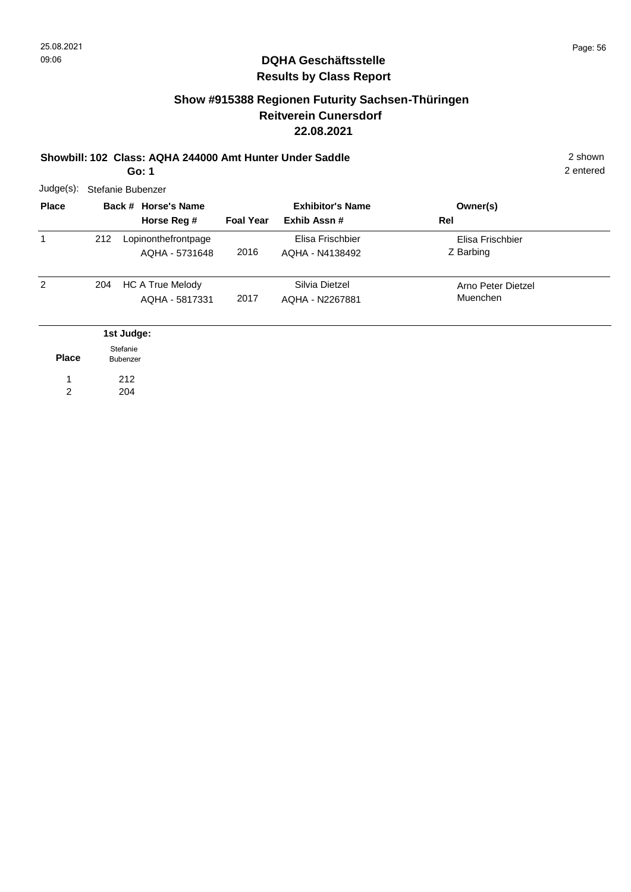## DQHA Geschäftsstelle
## Results by Class Report

### Show #915388 Regionen Futurity Sachsen-Thüringen
### Reitverein Cunersdorf
### 22.08.2021

**Showbill: 102 Class: AQHA 244000 Amt Hunter Under Saddle** 2 shown

**Go: 1** 2 entered

Judge(s): Stefanie Bubenzer

| Place | Back # | Horse's Name / Horse Reg # | Foal Year | Exhibitor's Name / Exhib Assn # | Owner(s) / Rel |
|---|---|---|---|---|---|
| 1 | 212 | Lopinonthefrontpage<br>AQHA - 5731648 | 2016 | Elisa Frischbier<br>AQHA - N4138492 | Elisa Frischbier<br>Z Barbing |
| 2 | 204 | HC A True Melody<br>AQHA - 5817331 | 2017 | Silvia Dietzel<br>AQHA - N2267881 | Arno Peter Dietzel<br>Muenchen |

| Place | 1st Judge: Stefanie Bubenzer |
|---|---|
| 1 | 212 |
| 2 | 204 |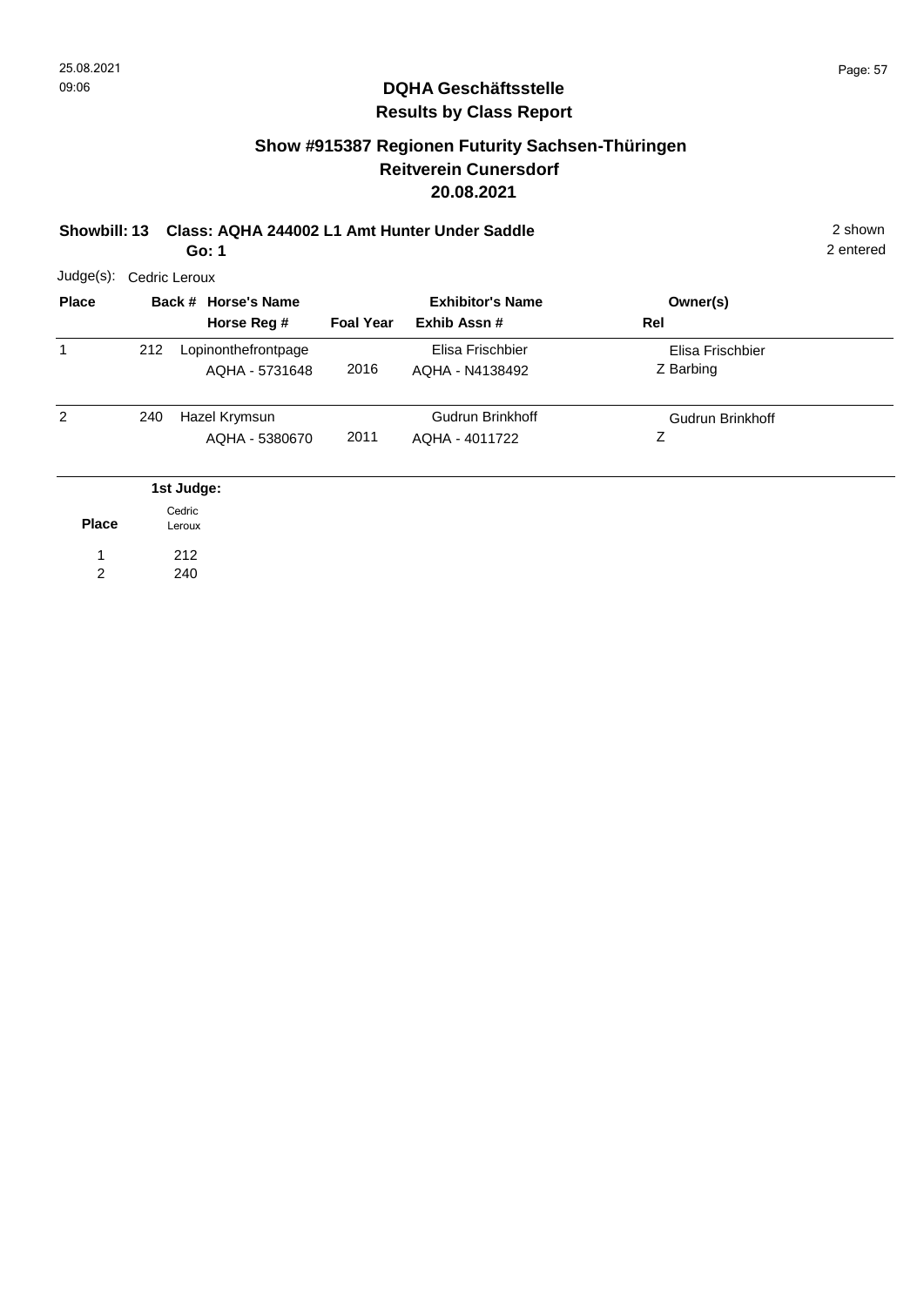# DQHA Geschäftsstelle
## Results by Class Report

### Show #915387 Regionen Futurity Sachsen-Thüringen
### Reitverein Cunersdorf
### 20.08.2021

**Showbill: 13 Class: AQHA 244002 L1 Amt Hunter Under Saddle** 2 shown
**Go: 1** 2 entered

Judge(s): Cedric Leroux

| Place | Back # | Horse's Name / Horse Reg # | Foal Year | Exhibitor's Name / Exhib Assn # | Owner(s) / Rel |
|---|---|---|---|---|---|
| 1 | 212 | Lopinonthefrontpage<br>AQHA - 5731648 | 2016 | Elisa Frischbier<br>AQHA - N4138492 | Elisa Frischbier<br>Z Barbing |
| 2 | 240 | Hazel Krymsun<br>AQHA - 5380670 | 2011 | Gudrun Brinkhoff<br>AQHA - 4011722 | Gudrun Brinkhoff<br>Z |

| Place | 1st Judge: Cedric Leroux |
|---|---|
| 1 | 212 |
| 2 | 240 |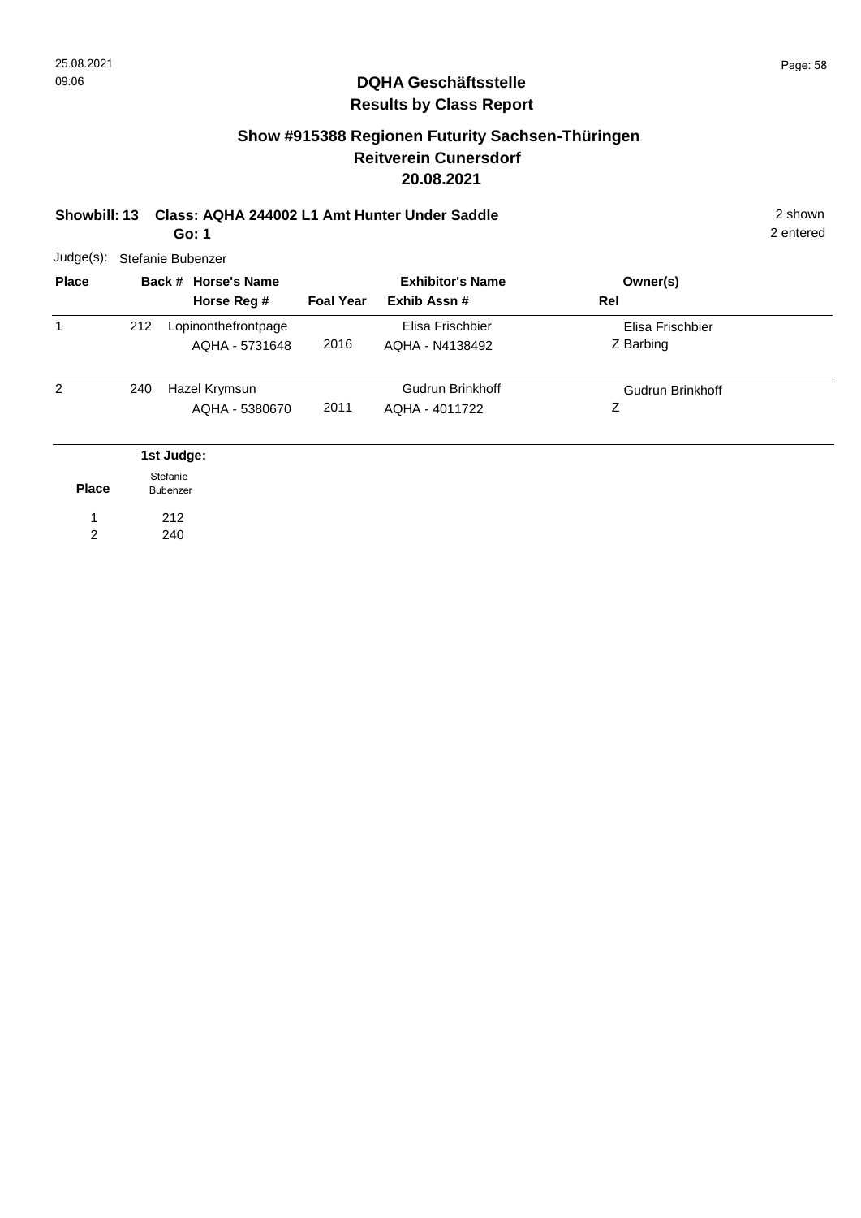# DQHA Geschäftsstelle

## Results by Class Report

### Show #915388 Regionen Futurity Sachsen-Thüringen
### Reitverein Cunersdorf
### 20.08.2021

**Showbill: 13 Class: AQHA 244002 L1 Amt Hunter Under Saddle** 2 shown

**Go: 1** 2 entered

Judge(s): Stefanie Bubenzer

| Place | Back # | Horse's Name / Horse Reg # | Foal Year | Exhibitor's Name / Exhib Assn # | Owner(s) / Rel |
|---|---|---|---|---|---|
| 1 | 212 | Lopinonthefrontpage<br>AQHA - 5731648 | 2016 | Elisa Frischbier<br>AQHA - N4138492 | Elisa Frischbier<br>Z Barbing |
| 2 | 240 | Hazel Krymsun<br>AQHA - 5380670 | 2011 | Gudrun Brinkhoff<br>AQHA - 4011722 | Gudrun Brinkhoff<br>Z |

| Place | 1st Judge: Stefanie Bubenzer |
|---|---|
| 1 | 212 |
| 2 | 240 |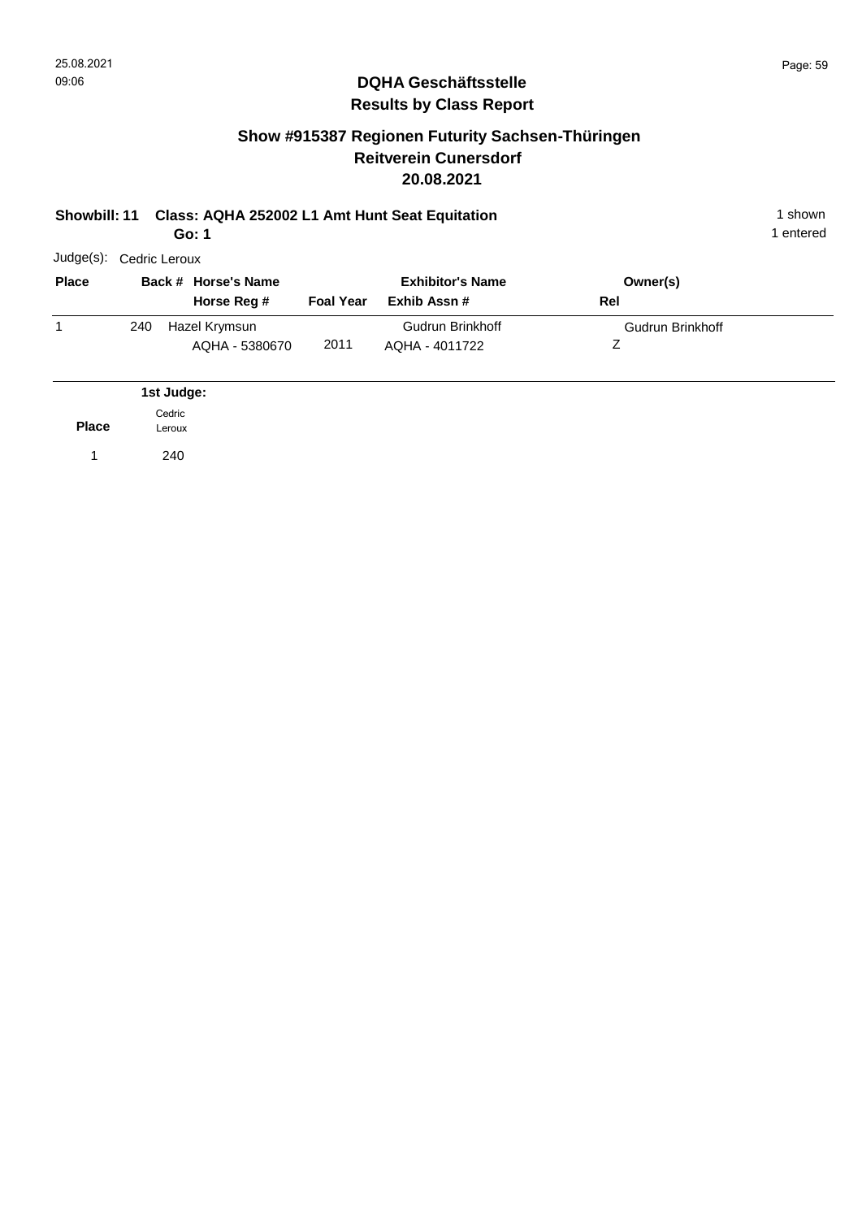## DQHA Geschäftsstelle
## Results by Class Report

### Show #915387 Regionen Futurity Sachsen-Thüringen
### Reitverein Cunersdorf
### 20.08.2021

**Showbill: 11 Class: AQHA 252002 L1 Amt Hunt Seat Equitation**
**Go: 1**

1 shown
1 entered

Judge(s): Cedric Leroux

| Place | Back # | Horse's Name / Horse Reg # | Foal Year | Exhibitor's Name / Exhib Assn # | Owner(s) / Rel |
|---|---|---|---|---|---|
| 1 | 240 | Hazel Krymsun<br>AQHA - 5380670 | 2011 | Gudrun Brinkhoff<br>AQHA - 4011722 | Gudrun Brinkhoff<br>Z |

**1st Judge:**

| Place | Cedric Leroux |
|---|---|
| 1 | 240 |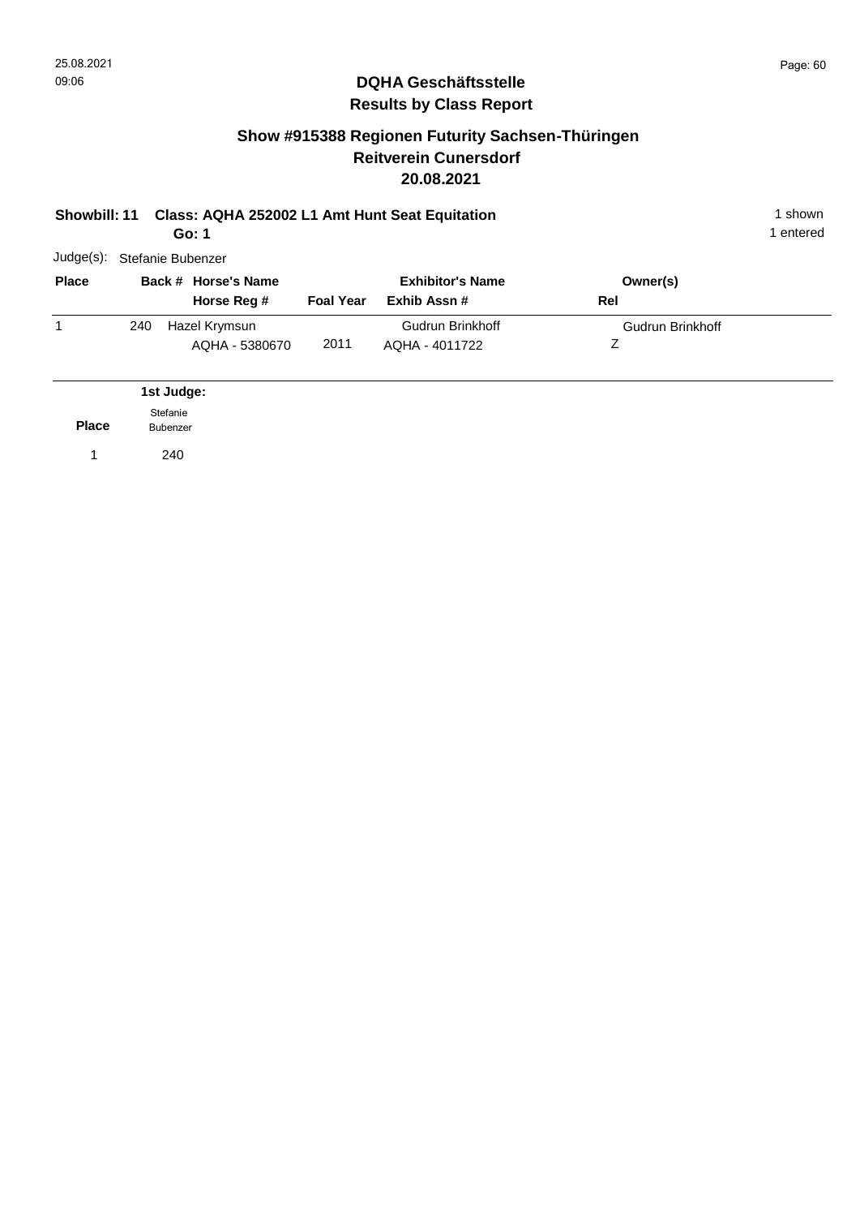## DQHA Geschäftsstelle
## Results by Class Report

### Show #915388 Regionen Futurity Sachsen-Thüringen
### Reitverein Cunersdorf
### 20.08.2021

**Showbill: 11 Class: AQHA 252002 L1 Amt Hunt Seat Equitation** — 1 shown, 1 entered

**Go: 1**

Judge(s): Stefanie Bubenzer

| Place | Back # | Horse's Name / Horse Reg # | Foal Year | Exhibitor's Name / Exhib Assn # | Owner(s) / Rel |
|---|---|---|---|---|---|
| 1 | 240 | Hazel Krymsun<br>AQHA - 5380670 | 2011 | Gudrun Brinkhoff<br>AQHA - 4011722 | Gudrun Brinkhoff<br>Z |

| Place | 1st Judge: Stefanie Bubenzer |
|---|---|
| 1 | 240 |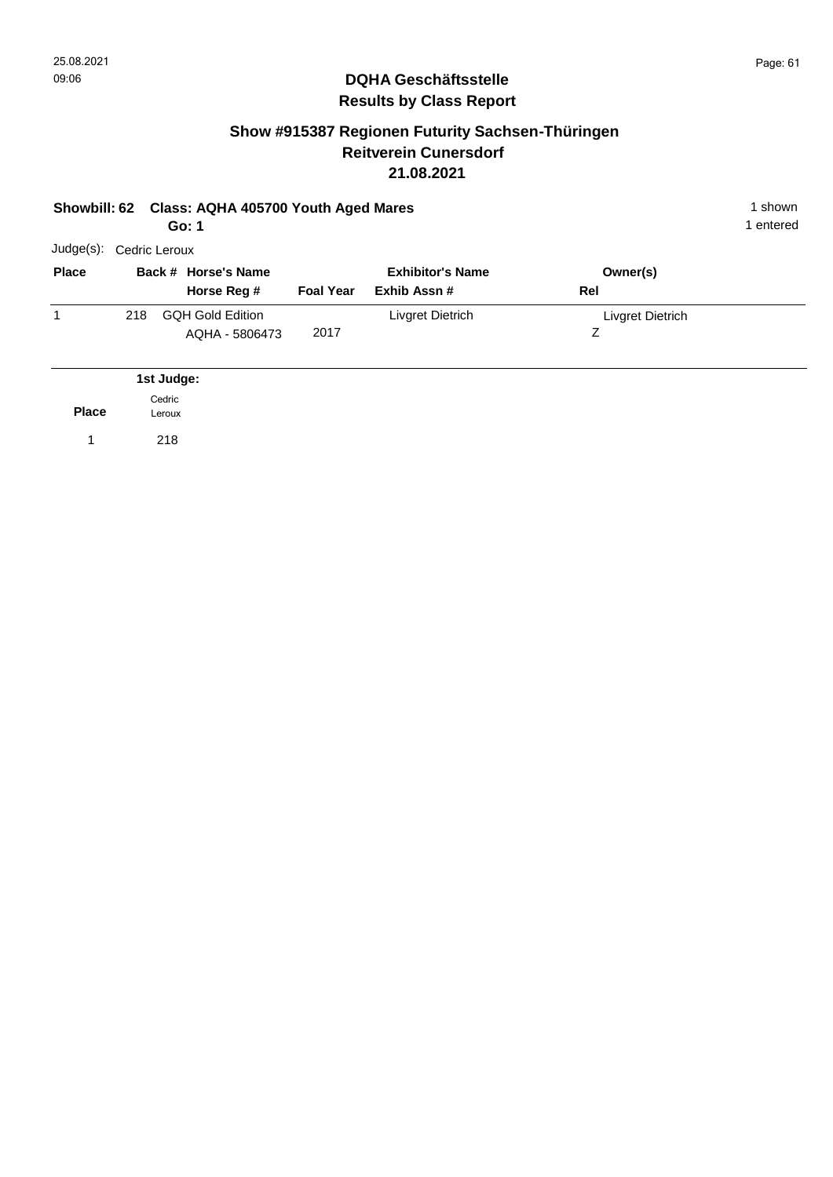## DQHA Geschäftsstelle
## Results by Class Report

### Show #915387 Regionen Futurity Sachsen-Thüringen
### Reitverein Cunersdorf
### 21.08.2021

**Showbill: 62 Class: AQHA 405700 Youth Aged Mares**
**Go: 1**

1 shown
1 entered

Judge(s): Cedric Leroux

| Place | Back # | Horse's Name / Horse Reg # | Foal Year | Exhibitor's Name / Exhib Assn # | Owner(s) / Rel |
|---|---|---|---|---|---|
| 1 | 218 | GQH Gold Edition / AQHA - 5806473 | 2017 | Livgret Dietrich | Livgret Dietrich / Z |

| Place | 1st Judge: Cedric Leroux |
|---|---|
| 1 | 218 |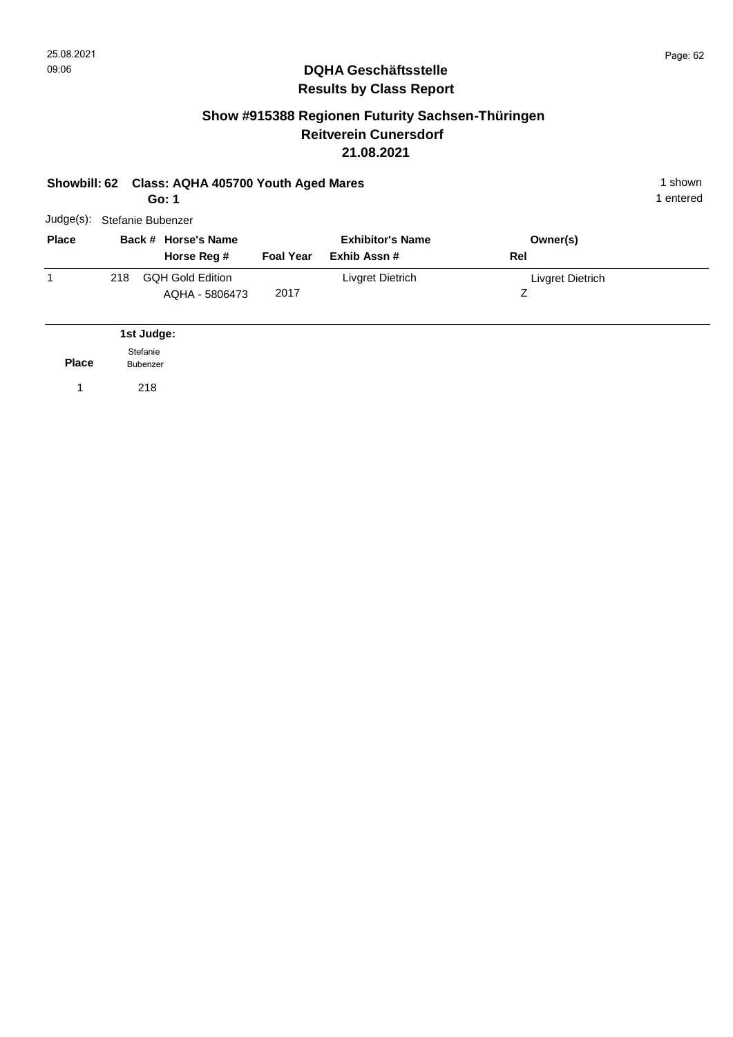## DQHA Geschäftsstelle
## Results by Class Report

### Show #915388 Regionen Futurity Sachsen-Thüringen
### Reitverein Cunersdorf
### 21.08.2021

**Showbill: 62 Class: AQHA 405700 Youth Aged Mares** 1 shown

**Go: 1** 1 entered

Judge(s): Stefanie Bubenzer

| Place | Back # | Horse's Name / Horse Reg # | Foal Year | Exhibitor's Name / Exhib Assn # | Owner(s) / Rel |
|---|---|---|---|---|---|
| 1 | 218 | GQH Gold Edition<br>AQHA - 5806473 | 2017 | Livgret Dietrich | Livgret Dietrich<br>Z |

| Place | 1st Judge: Stefanie Bubenzer |
|---|---|
| 1 | 218 |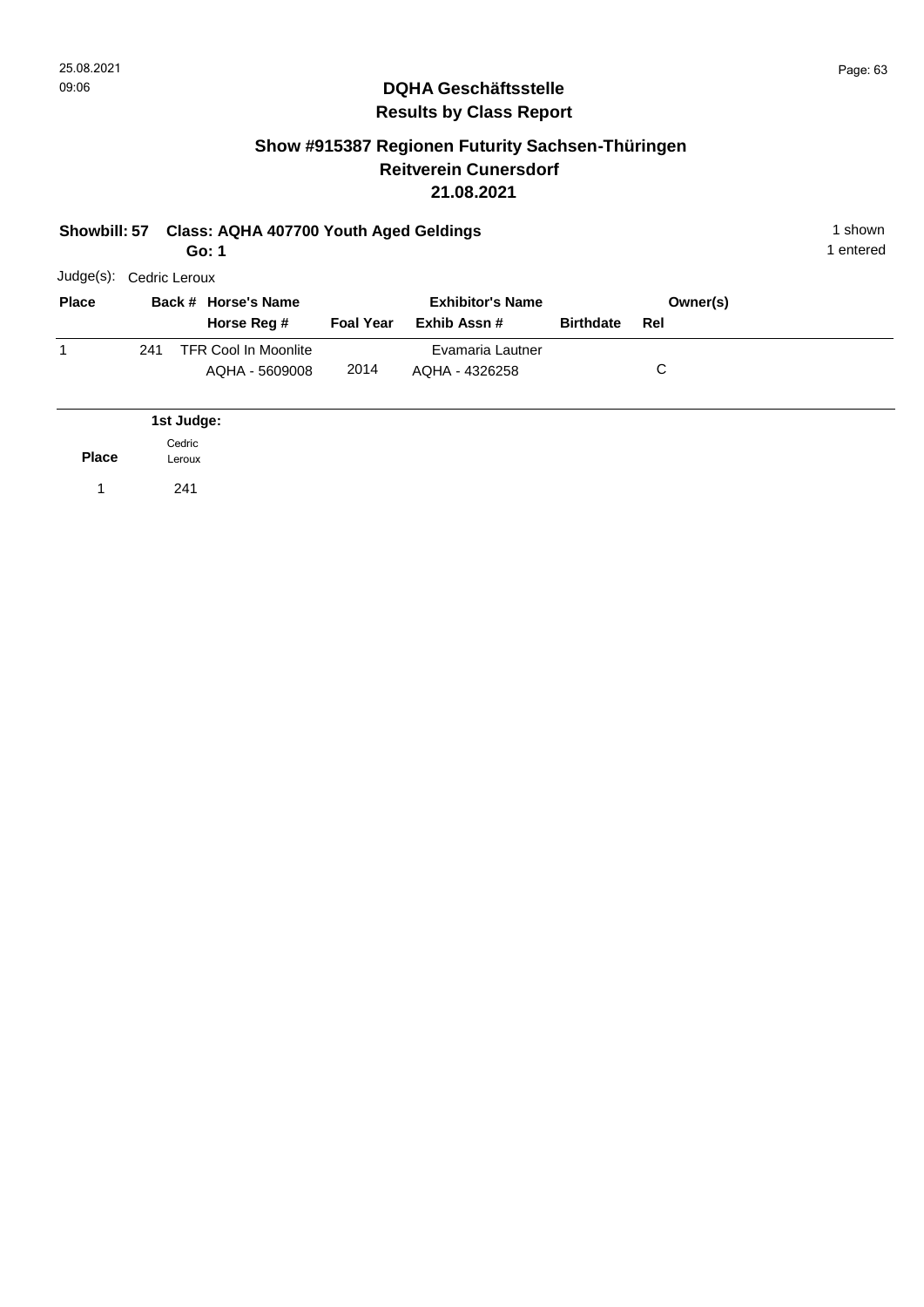## DQHA Geschäftsstelle
## Results by Class Report

### Show #915387 Regionen Futurity Sachsen-Thüringen
### Reitverein Cunersdorf
### 21.08.2021

**Showbill: 57 Class: AQHA 407700 Youth Aged Geldings** 1 shown

**Go: 1** 1 entered

Judge(s): Cedric Leroux

| Place | Back # | Horse's Name / Horse Reg # | Foal Year | Exhibitor's Name / Exhib Assn # | Birthdate | Owner(s) / Rel |
|---|---|---|---|---|---|---|
| 1 | 241 | TFR Cool In Moonlite / AQHA - 5609008 | 2014 | Evamaria Lautner / AQHA - 4326258 | | C |

**1st Judge:**

| Place | Cedric Leroux |
|---|---|
| 1 | 241 |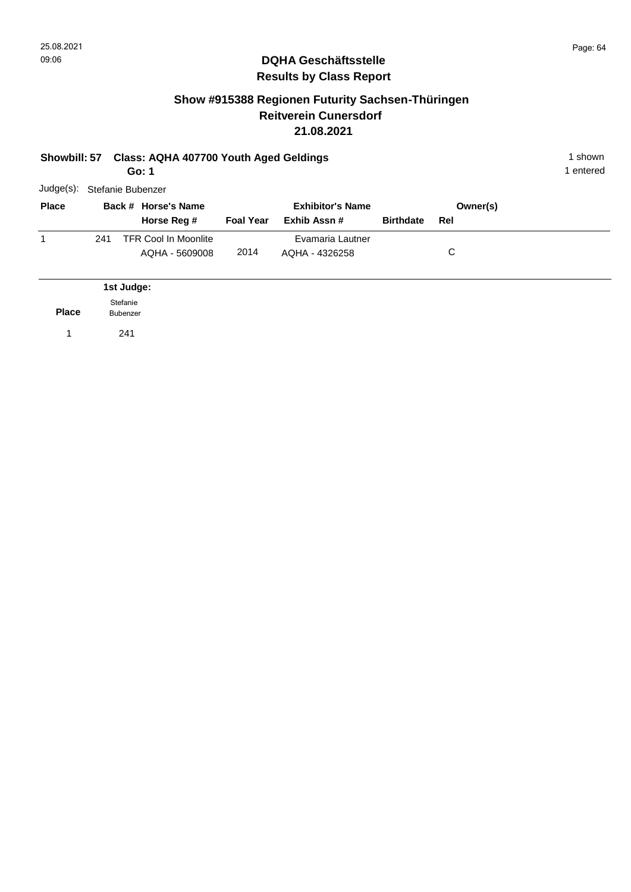## DQHA Geschäftsstelle
## Results by Class Report

### Show #915388 Regionen Futurity Sachsen-Thüringen
### Reitverein Cunersdorf
### 21.08.2021

**Showbill: 57 Class: AQHA 407700 Youth Aged Geldings**
**Go: 1**

1 shown
1 entered

Judge(s): Stefanie Bubenzer

| Place | Back # | Horse's Name / Horse Reg # | Foal Year | Exhibitor's Name / Exhib Assn # | Birthdate | Owner(s) / Rel |
|---|---|---|---|---|---|---|
| 1 | 241 | TFR Cool In Moonlite<br>AQHA - 5609008 | 2014 | Evamaria Lautner<br>AQHA - 4326258 | | C |

| Place | 1st Judge: Stefanie Bubenzer |
|---|---|
| 1 | 241 |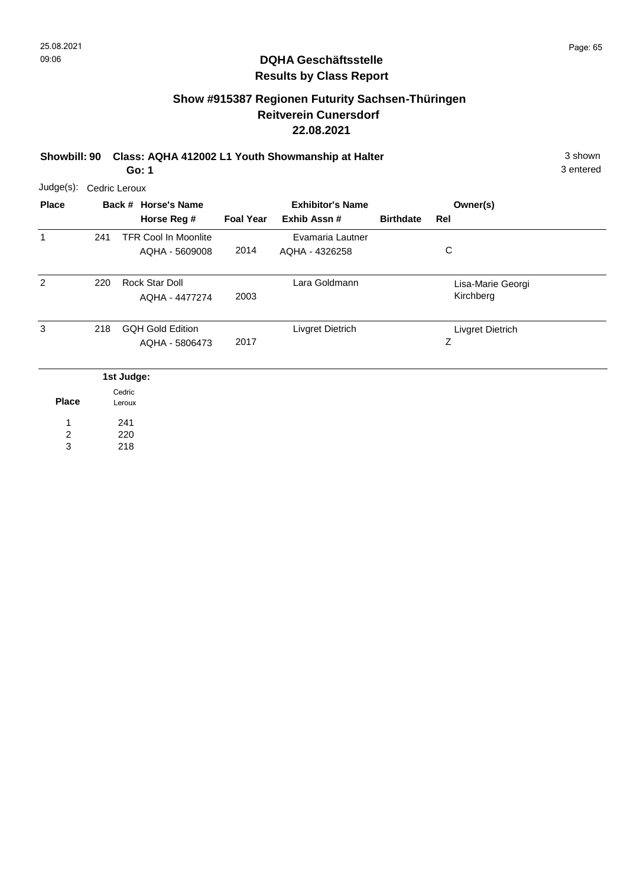**DQHA Geschäftsstelle**
**Results by Class Report**

## Show #915387 Regionen Futurity Sachsen-Thüringen
## Reitverein Cunersdorf
## 22.08.2021

**Showbill: 90 Class: AQHA 412002 L1 Youth Showmanship at Halter** 3 shown
**Go: 1** 3 entered

Judge(s): Cedric Leroux

| Place | Back # | Horse's Name / Horse Reg # | Foal Year | Exhibitor's Name / Exhib Assn # | Birthdate | Owner(s) / Rel |
|---|---|---|---|---|---|---|
| 1 | 241 | TFR Cool In Moonlite<br>AQHA - 5609008 | 2014 | Evamaria Lautner<br>AQHA - 4326258 | | C |
| 2 | 220 | Rock Star Doll<br>AQHA - 4477274 | 2003 | Lara Goldmann | | Lisa-Marie Georgi<br>Kirchberg |
| 3 | 218 | GQH Gold Edition<br>AQHA - 5806473 | 2017 | Livgret Dietrich | | Livgret Dietrich<br>Z |

| Place | 1st Judge: Cedric Leroux |
|---|---|
| 1 | 241 |
| 2 | 220 |
| 3 | 218 |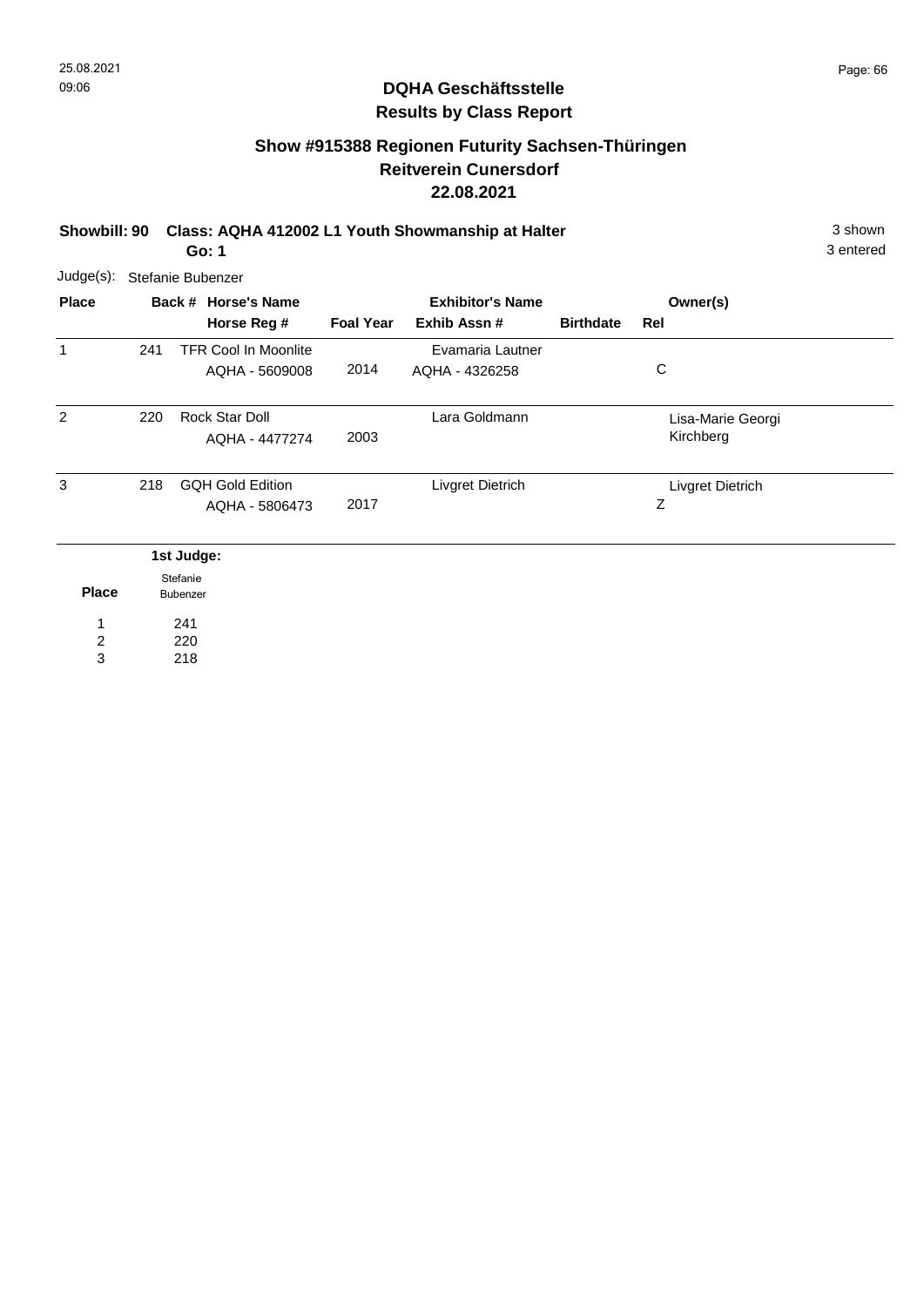## DQHA Geschäftsstelle
## Results by Class Report

### Show #915388 Regionen Futurity Sachsen-Thüringen
### Reitverein Cunersdorf
### 22.08.2021

**Showbill: 90 Class: AQHA 412002 L1 Youth Showmanship at Halter** 3 shown

**Go: 1** 3 entered

Judge(s): Stefanie Bubenzer

| Place | Back # | Horse's Name / Horse Reg # | Foal Year | Exhibitor's Name / Exhib Assn # | Birthdate | Owner(s) / Rel |
|---|---|---|---|---|---|---|
| 1 | 241 | TFR Cool In Moonlite<br>AQHA - 5609008 | 2014 | Evamaria Lautner<br>AQHA - 4326258 | | C |
| 2 | 220 | Rock Star Doll<br>AQHA - 4477274 | 2003 | Lara Goldmann | | Lisa-Marie Georgi<br>Kirchberg |
| 3 | 218 | GQH Gold Edition<br>AQHA - 5806473 | 2017 | Livgret Dietrich | | Livgret Dietrich<br>Z |

| Place | 1st Judge: Stefanie Bubenzer |
|---|---|
| 1 | 241 |
| 2 | 220 |
| 3 | 218 |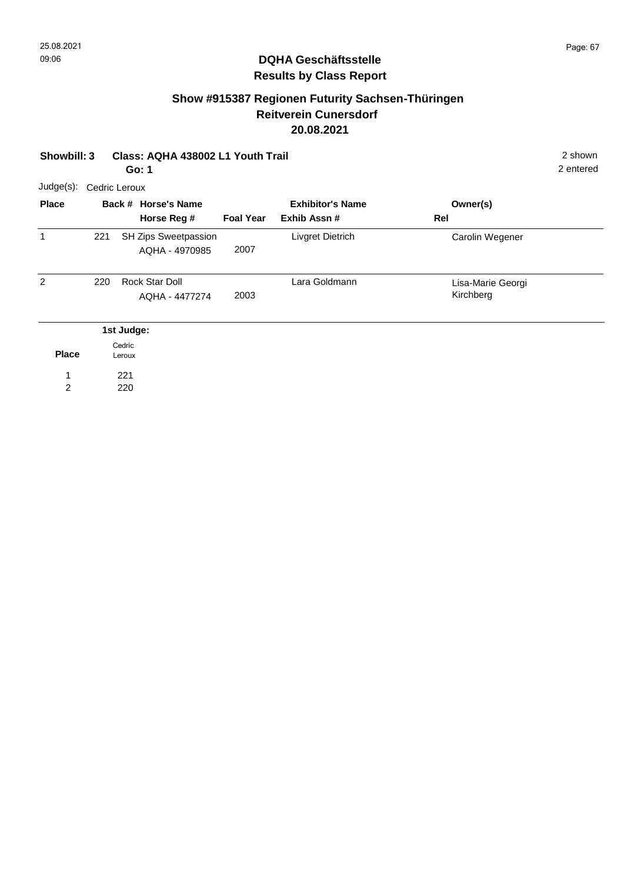## DQHA Geschäftsstelle
## Results by Class Report

### Show #915387 Regionen Futurity Sachsen-Thüringen
### Reitverein Cunersdorf
### 20.08.2021

**Showbill: 3** **Class: AQHA 438002 L1 Youth Trail** 2 shown
**Go: 1** 2 entered

Judge(s): Cedric Leroux

| Place | Back # | Horse's Name / Horse Reg # | Foal Year | Exhibitor's Name / Exhib Assn # | Owner(s) / Rel |
|---|---|---|---|---|---|
| 1 | 221 | SH Zips Sweetpassion<br>AQHA - 4970985 | 2007 | Livgret Dietrich | Carolin Wegener |
| 2 | 220 | Rock Star Doll<br>AQHA - 4477274 | 2003 | Lara Goldmann | Lisa-Marie Georgi<br>Kirchberg |

| Place | 1st Judge: Cedric Leroux |
|---|---|
| 1 | 221 |
| 2 | 220 |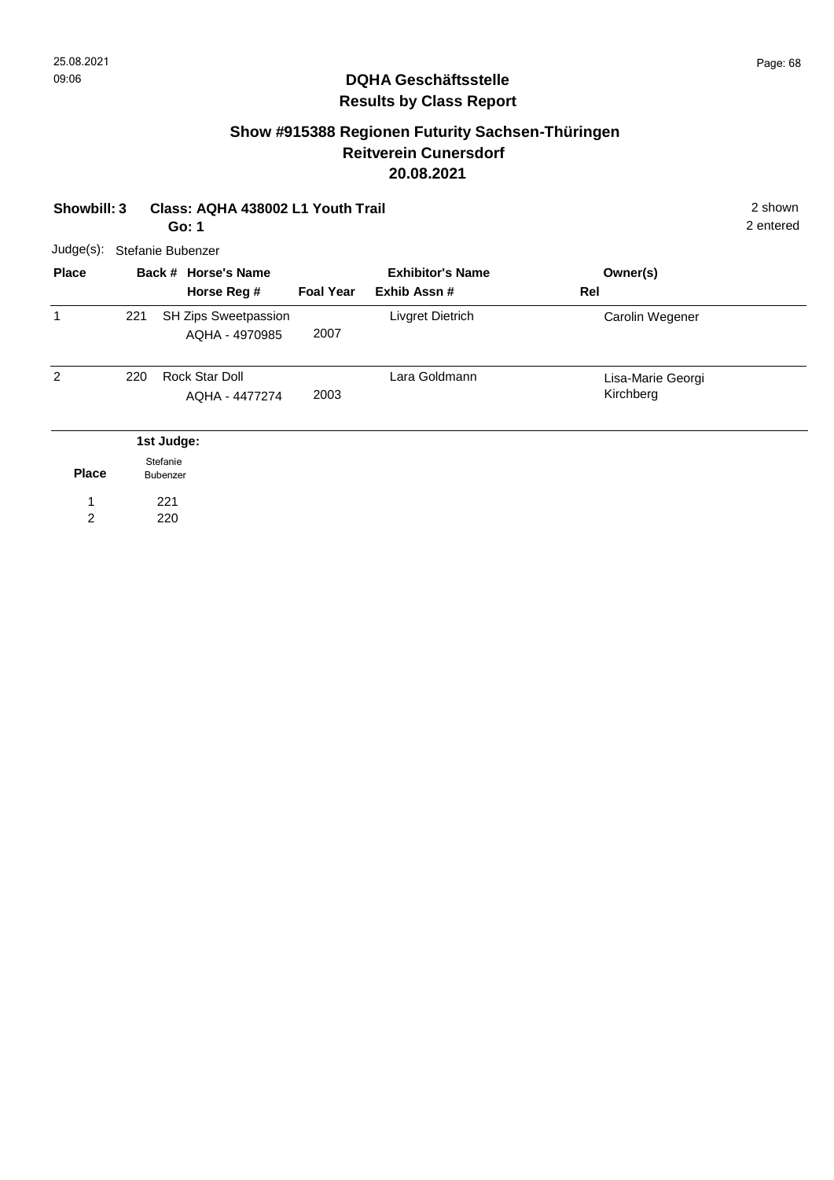## DQHA Geschäftsstelle
## Results by Class Report

### Show #915388 Regionen Futurity Sachsen-Thüringen
### Reitverein Cunersdorf
### 20.08.2021

**Showbill: 3** **Class: AQHA 438002 L1 Youth Trail** 2 shown

**Go: 1** 2 entered

Judge(s): Stefanie Bubenzer

| Place | Back # | Horse's Name / Horse Reg # | Foal Year | Exhibitor's Name / Exhib Assn # | Owner(s) / Rel |
|---|---|---|---|---|---|
| 1 | 221 | SH Zips Sweetpassion<br>AQHA - 4970985 | 2007 | Livgret Dietrich | Carolin Wegener |
| 2 | 220 | Rock Star Doll<br>AQHA - 4477274 | 2003 | Lara Goldmann | Lisa-Marie Georgi<br>Kirchberg |

| Place | 1st Judge: Stefanie Bubenzer |
|---|---|
| 1 | 221 |
| 2 | 220 |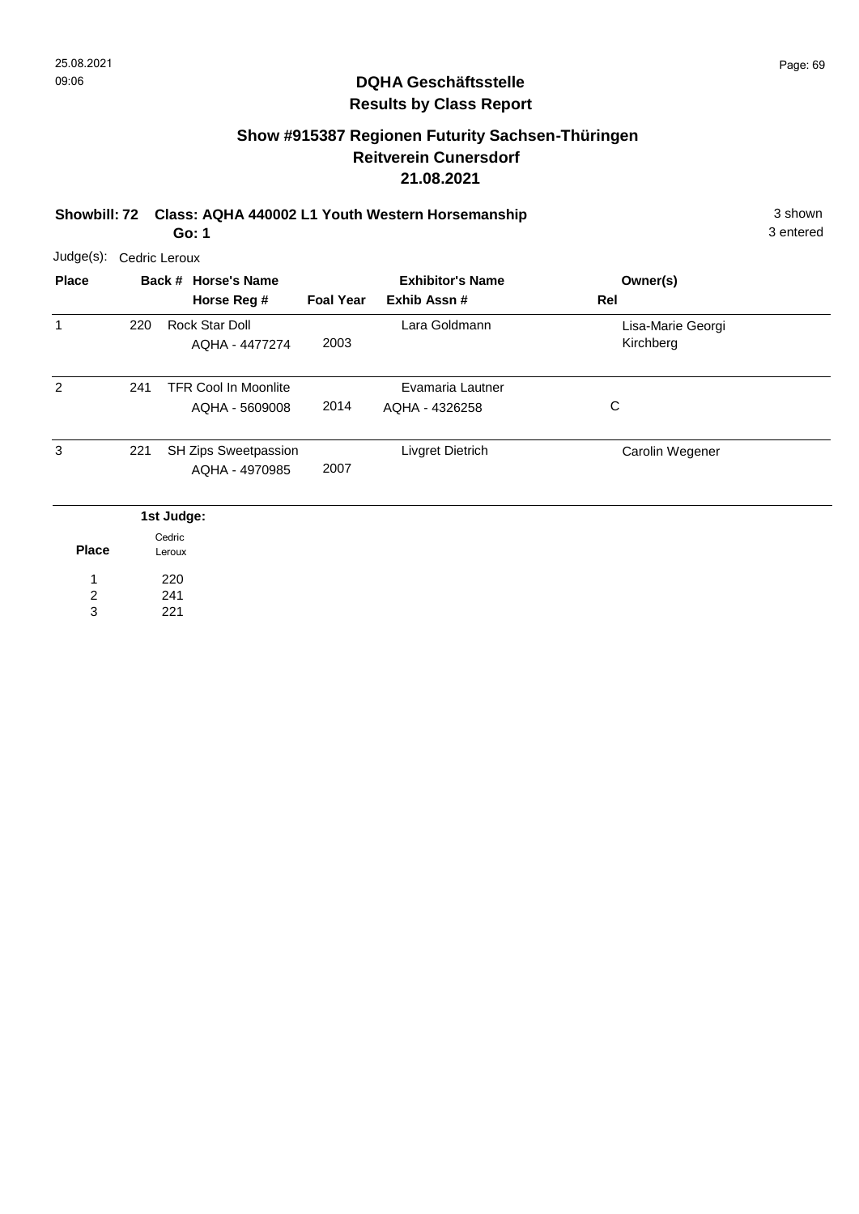# DQHA Geschäftsstelle
## Results by Class Report

### Show #915387 Regionen Futurity Sachsen-Thüringen
### Reitverein Cunersdorf
### 21.08.2021

**Showbill: 72 Class: AQHA 440002 L1 Youth Western Horsemanship** — 3 shown, 3 entered

**Go: 1**

Judge(s): Cedric Leroux

| Place | Back # | Horse's Name / Horse Reg # | Foal Year | Exhibitor's Name / Exhib Assn # | Owner(s) / Rel |
|---|---|---|---|---|---|
| 1 | 220 | Rock Star Doll<br>AQHA - 4477274 | 2003 | Lara Goldmann | Lisa-Marie Georgi<br>Kirchberg |
| 2 | 241 | TFR Cool In Moonlite<br>AQHA - 5609008 | 2014 | Evamaria Lautner<br>AQHA - 4326258 | C |
| 3 | 221 | SH Zips Sweetpassion<br>AQHA - 4970985 | 2007 | Livgret Dietrich | Carolin Wegener |

| Place | 1st Judge: Cedric Leroux |
|---|---|
| 1 | 220 |
| 2 | 241 |
| 3 | 221 |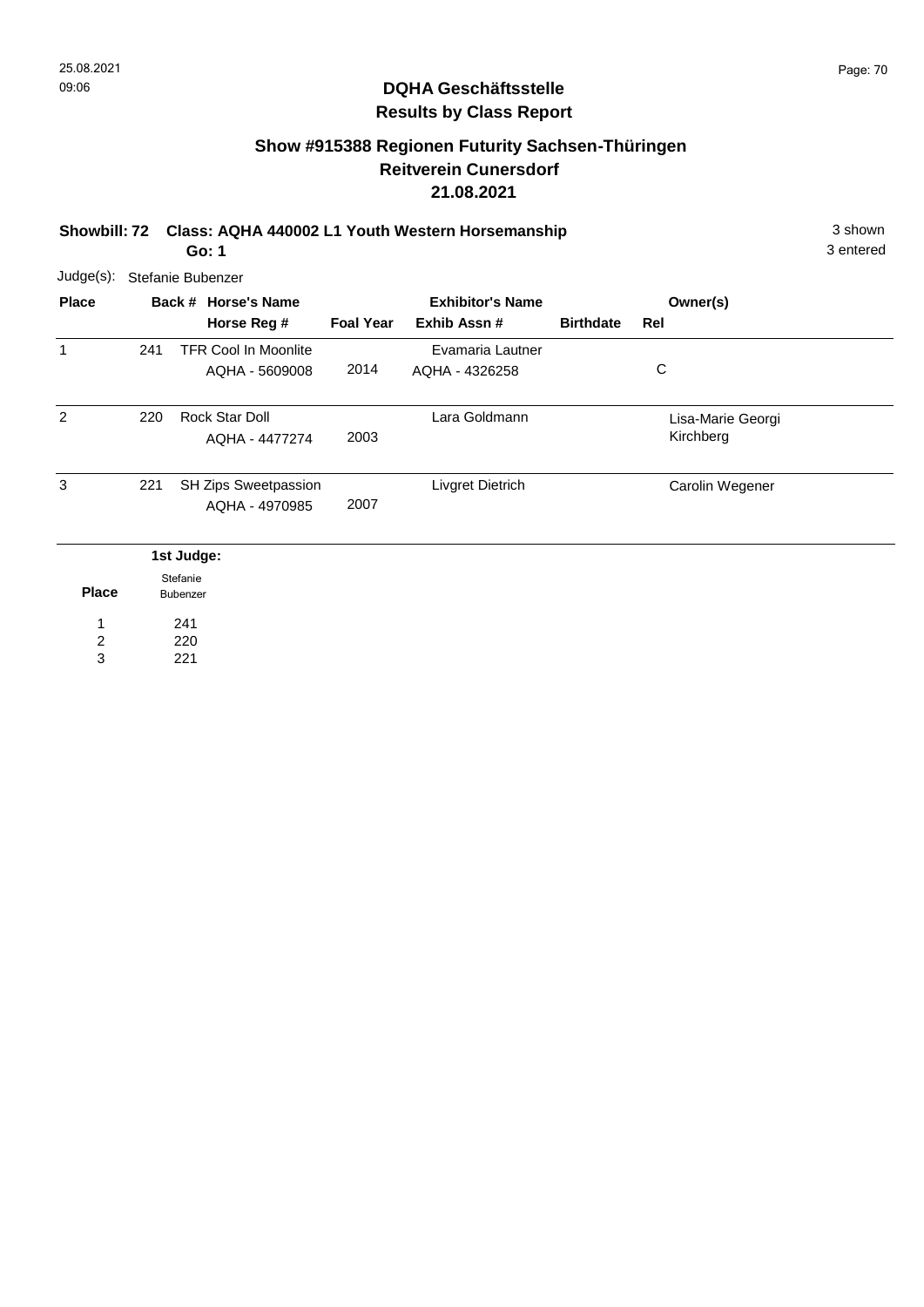## DQHA Geschäftsstelle
## Results by Class Report

### Show #915388 Regionen Futurity Sachsen-Thüringen
### Reitverein Cunersdorf
### 21.08.2021

**Showbill: 72 Class: AQHA 440002 L1 Youth Western Horsemanship** 3 shown

**Go: 1** 3 entered

Judge(s): Stefanie Bubenzer

| Place | Back # | Horse's Name / Horse Reg # | Foal Year | Exhibitor's Name / Exhib Assn # | Birthdate | Owner(s) / Rel |
|---|---|---|---|---|---|---|
| 1 | 241 | TFR Cool In Moonlite<br>AQHA - 5609008 | 2014 | Evamaria Lautner<br>AQHA - 4326258 | | C |
| 2 | 220 | Rock Star Doll<br>AQHA - 4477274 | 2003 | Lara Goldmann | | Lisa-Marie Georgi<br>Kirchberg |
| 3 | 221 | SH Zips Sweetpassion<br>AQHA - 4970985 | 2007 | Livgret Dietrich | | Carolin Wegener |

| Place | 1st Judge: Stefanie Bubenzer |
|---|---|
| 1 | 241 |
| 2 | 220 |
| 3 | 221 |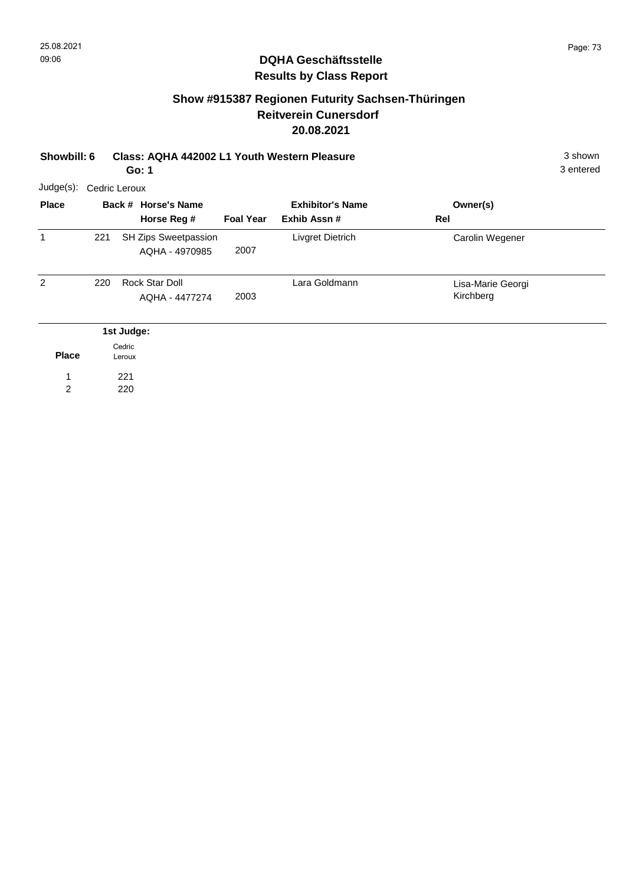# DQHA Geschäftsstelle
## Results by Class Report

### Show #915387 Regionen Futurity Sachsen-Thüringen
### Reitverein Cunersdorf
### 20.08.2021

**Showbill: 6** **Class: AQHA 442002 L1 Youth Western Pleasure** 3 shown
**Go: 1** 3 entered

Judge(s): Cedric Leroux

| Place | Back # | Horse's Name / Horse Reg # | Foal Year | Exhibitor's Name / Exhib Assn # | Owner(s) / Rel |
|---|---|---|---|---|---|
| 1 | 221 | SH Zips Sweetpassion<br>AQHA - 4970985 | 2007 | Livgret Dietrich | Carolin Wegener |
| 2 | 220 | Rock Star Doll<br>AQHA - 4477274 | 2003 | Lara Goldmann | Lisa-Marie Georgi<br>Kirchberg |

| Place | 1st Judge: Cedric Leroux |
|---|---|
| 1 | 221 |
| 2 | 220 |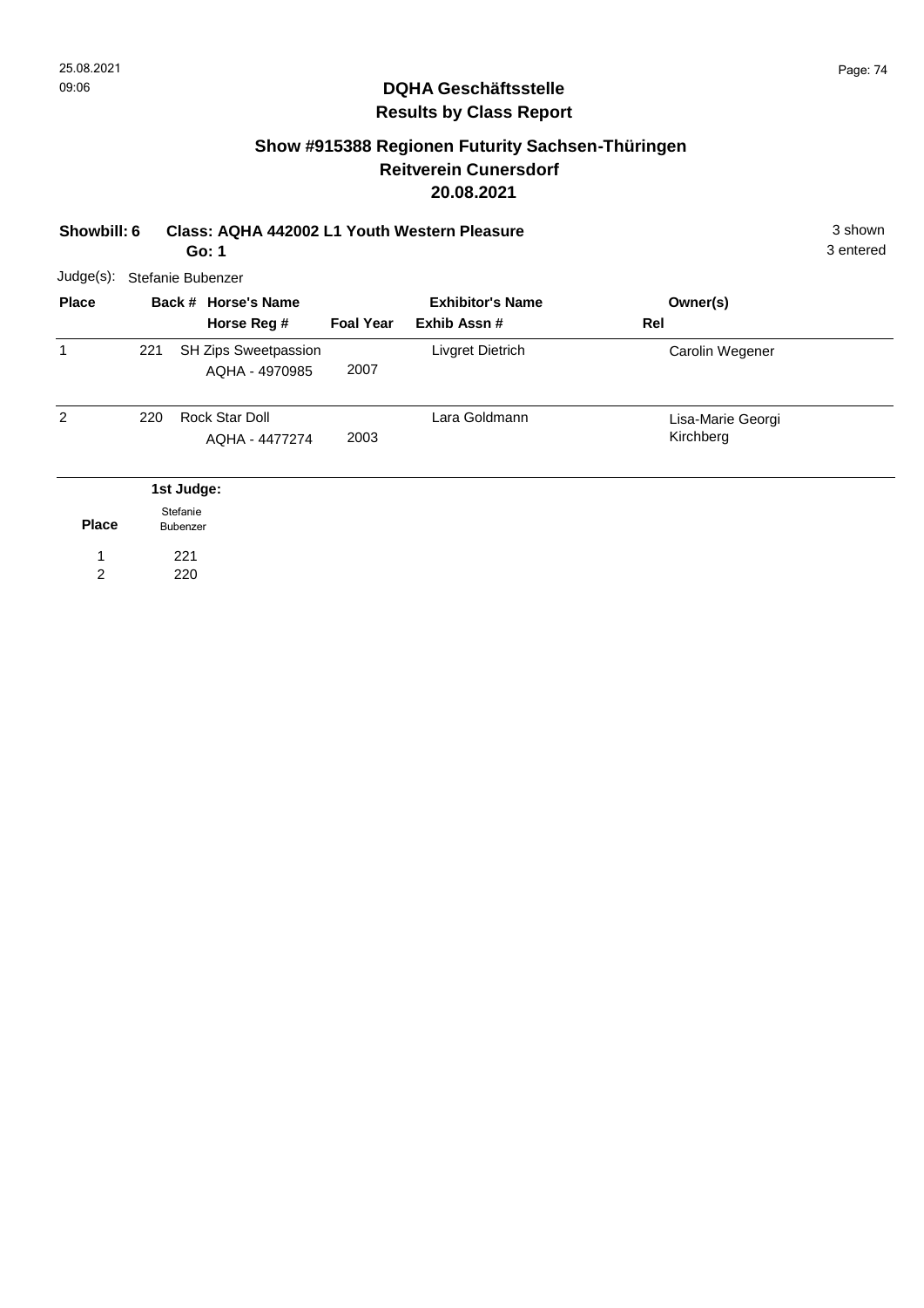# DQHA Geschäftsstelle
## Results by Class Report

### Show #915388 Regionen Futurity Sachsen-Thüringen
### Reitverein Cunersdorf
### 20.08.2021

**Showbill: 6** **Class: AQHA 442002 L1 Youth Western Pleasure** 3 shown

**Go: 1** 3 entered

Judge(s): Stefanie Bubenzer

| Place | Back # | Horse's Name / Horse Reg # | Foal Year | Exhibitor's Name / Exhib Assn # | Owner(s) / Rel |
|---|---|---|---|---|---|
| 1 | 221 | SH Zips Sweetpassion<br>AQHA - 4970985 | 2007 | Livgret Dietrich | Carolin Wegener |
| 2 | 220 | Rock Star Doll<br>AQHA - 4477274 | 2003 | Lara Goldmann | Lisa-Marie Georgi<br>Kirchberg |

| Place | 1st Judge: Stefanie Bubenzer |
|---|---|
| 1 | 221 |
| 2 | 220 |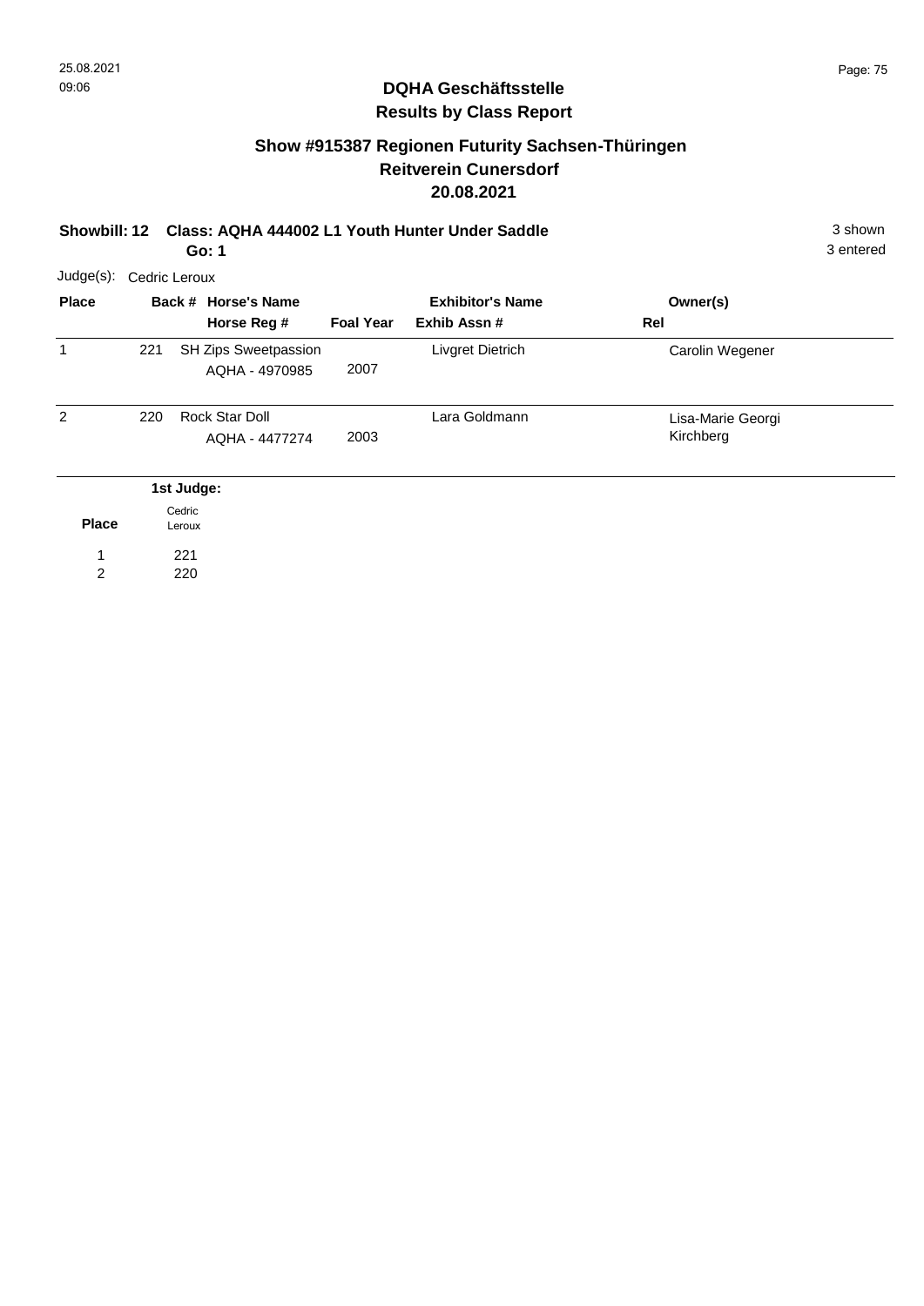## DQHA Geschäftsstelle
## Results by Class Report

### Show #915387 Regionen Futurity Sachsen-Thüringen
### Reitverein Cunersdorf
### 20.08.2021

**Showbill: 12 Class: AQHA 444002 L1 Youth Hunter Under Saddle** 3 shown
**Go: 1** 3 entered

Judge(s): Cedric Leroux

| Place | Back # | Horse's Name / Horse Reg # | Foal Year | Exhibitor's Name / Exhib Assn # | Owner(s) / Rel |
|---|---|---|---|---|---|
| 1 | 221 | SH Zips Sweetpassion<br>AQHA - 4970985 | 2007 | Livgret Dietrich | Carolin Wegener |
| 2 | 220 | Rock Star Doll<br>AQHA - 4477274 | 2003 | Lara Goldmann | Lisa-Marie Georgi<br>Kirchberg |

| Place | 1st Judge: Cedric Leroux |
|---|---|
| 1 | 221 |
| 2 | 220 |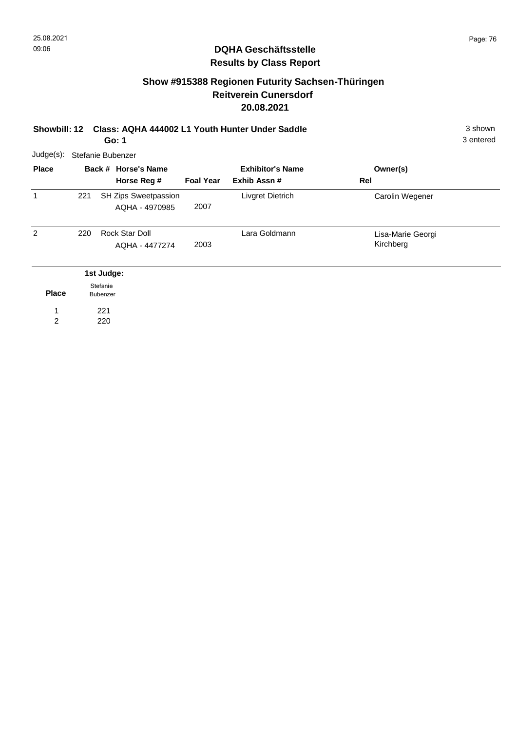## DQHA Geschäftsstelle
## Results by Class Report

### Show #915388 Regionen Futurity Sachsen-Thüringen
### Reitverein Cunersdorf
### 20.08.2021

**Showbill: 12 Class: AQHA 444002 L1 Youth Hunter Under Saddle** 3 shown
**Go: 1** 3 entered

Judge(s): Stefanie Bubenzer

| Place | Back # | Horse's Name / Horse Reg # | Foal Year | Exhibitor's Name / Exhib Assn # | Owner(s) / Rel |
|---|---|---|---|---|---|
| 1 | 221 | SH Zips Sweetpassion<br>AQHA - 4970985 | 2007 | Livgret Dietrich | Carolin Wegener |
| 2 | 220 | Rock Star Doll<br>AQHA - 4477274 | 2003 | Lara Goldmann | Lisa-Marie Georgi<br>Kirchberg |

| Place | 1st Judge: Stefanie Bubenzer |
|---|---|
| 1 | 221 |
| 2 | 220 |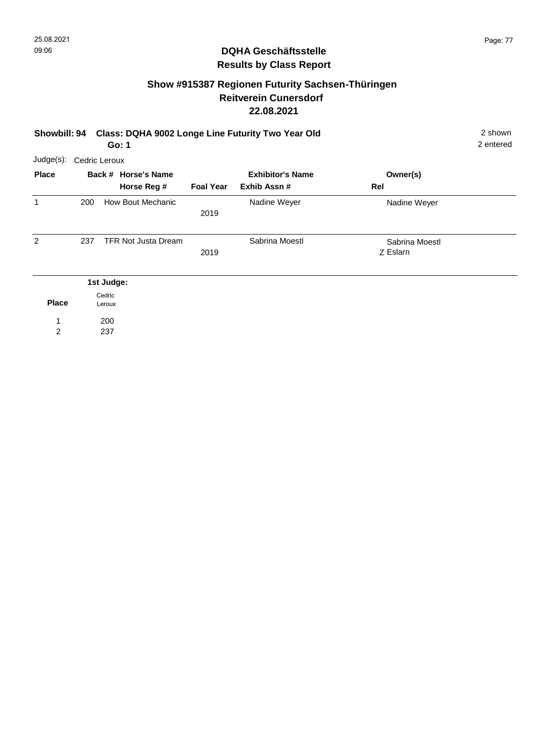## DQHA Geschäftsstelle
## Results by Class Report

### Show #915387 Regionen Futurity Sachsen-Thüringen
### Reitverein Cunersdorf
### 22.08.2021

**Showbill: 94 Class: DQHA 9002 Longe Line Futurity Two Year Old** 2 shown
**Go: 1** 2 entered

Judge(s): Cedric Leroux

| Place | Back # | Horse's Name / Horse Reg # | Foal Year | Exhibitor's Name / Exhib Assn # | Owner(s) / Rel |
|---|---|---|---|---|---|
| 1 | 200 | How Bout Mechanic | 2019 | Nadine Weyer | Nadine Weyer |
| 2 | 237 | TFR Not Justa Dream | 2019 | Sabrina Moestl | Sabrina Moestl<br>Z Eslarn |

| Place | 1st Judge: Cedric Leroux |
|---|---|
| 1 | 200 |
| 2 | 237 |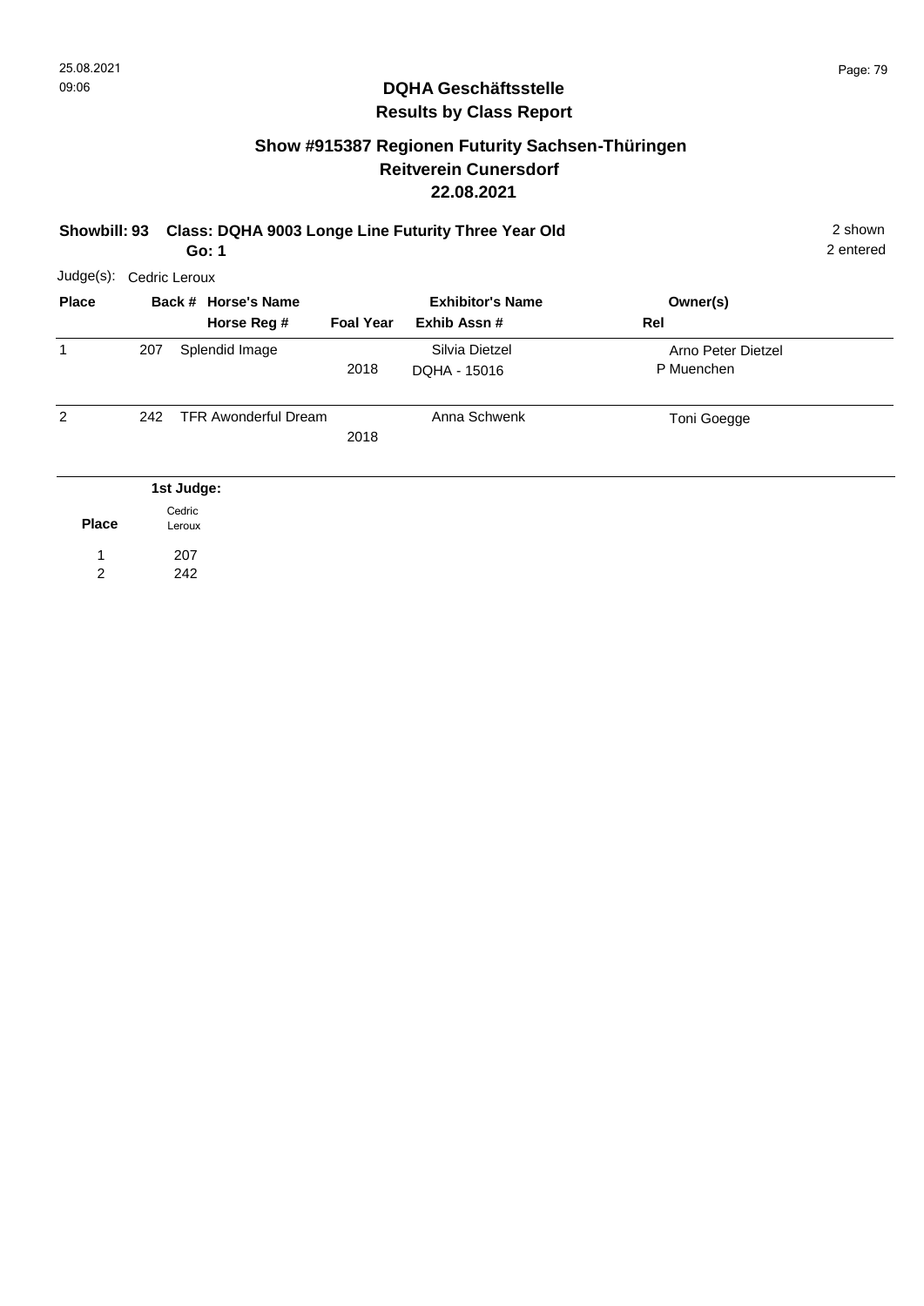# DQHA Geschäftsstelle
## Results by Class Report

### Show #915387 Regionen Futurity Sachsen-Thüringen
### Reitverein Cunersdorf
### 22.08.2021

**Showbill: 93 Class: DQHA 9003 Longe Line Futurity Three Year Old**
**Go: 1**

2 shown
2 entered

Judge(s): Cedric Leroux

| Place | Back # | Horse's Name / Horse Reg # | Foal Year | Exhibitor's Name / Exhib Assn # | Owner(s) / Rel |
|---|---|---|---|---|---|
| 1 | 207 | Splendid Image | 2018 | Silvia Dietzel / DQHA - 15016 | Arno Peter Dietzel / P Muenchen |
| 2 | 242 | TFR Awonderful Dream | 2018 | Anna Schwenk | Toni Goegge |

| Place | 1st Judge: Cedric Leroux |
|---|---|
| 1 | 207 |
| 2 | 242 |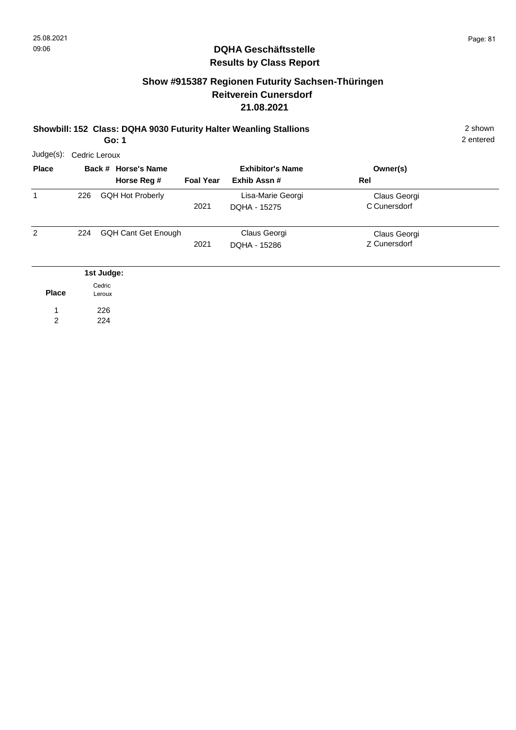## DQHA Geschäftsstelle
## Results by Class Report

### Show #915387 Regionen Futurity Sachsen-Thüringen
### Reitverein Cunersdorf
### 21.08.2021

**Showbill: 152 Class: DQHA 9030 Futurity Halter Weanling Stallions** 2 shown
**Go: 1** 2 entered

Judge(s): Cedric Leroux

| Place | Back # | Horse's Name / Horse Reg # | Foal Year | Exhibitor's Name / Exhib Assn # | Owner(s) / Rel |
|---|---|---|---|---|---|
| 1 | 226 | GQH Hot Proberly | 2021 | Lisa-Marie Georgi<br>DQHA - 15275 | Claus Georgi<br>C Cunersdorf |
| 2 | 224 | GQH Cant Get Enough | 2021 | Claus Georgi<br>DQHA - 15286 | Claus Georgi<br>Z Cunersdorf |

| Place | 1st Judge: Cedric Leroux |
|---|---|
| 1 | 226 |
| 2 | 224 |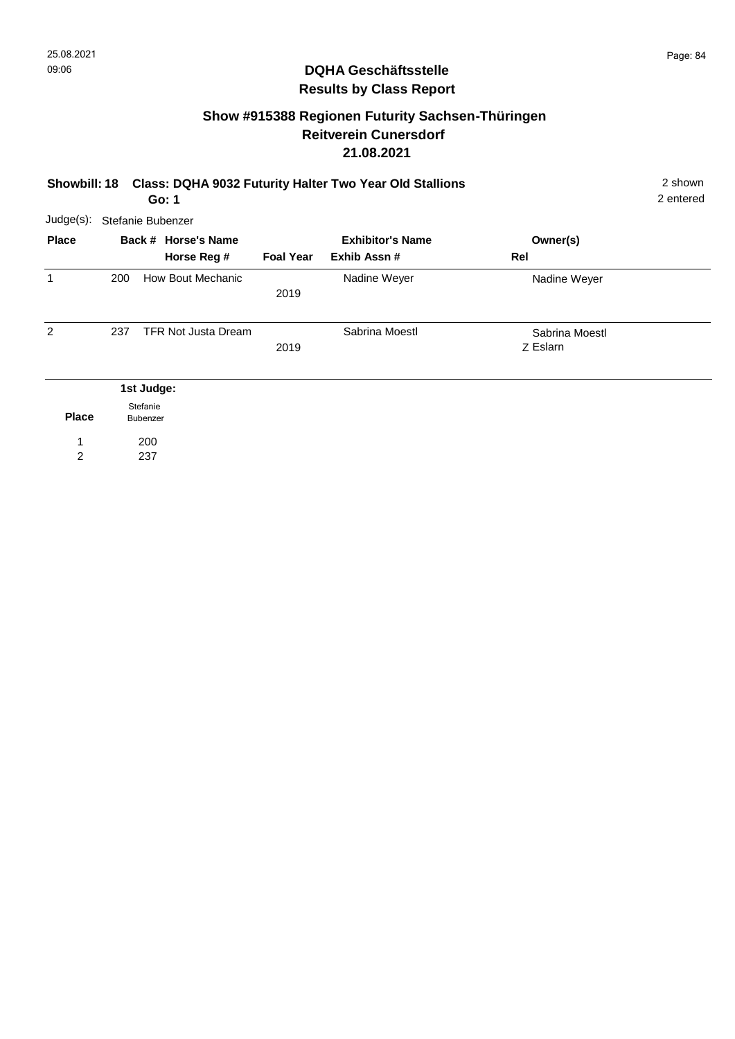## DQHA Geschäftsstelle
## Results by Class Report

### Show #915388 Regionen Futurity Sachsen-Thüringen
### Reitverein Cunersdorf
### 21.08.2021

**Showbill: 18 Class: DQHA 9032 Futurity Halter Two Year Old Stallions** 2 shown

**Go: 1** 2 entered

Judge(s): Stefanie Bubenzer

| Place | Back # | Horse's Name / Horse Reg # | Foal Year | Exhibitor's Name / Exhib Assn # | Owner(s) / Rel |
|---|---|---|---|---|---|
| 1 | 200 | How Bout Mechanic | 2019 | Nadine Weyer | Nadine Weyer |
| 2 | 237 | TFR Not Justa Dream | 2019 | Sabrina Moestl | Sabrina Moestl<br>Z Eslarn |

| Place | 1st Judge: Stefanie Bubenzer |
|---|---|
| 1 | 200 |
| 2 | 237 |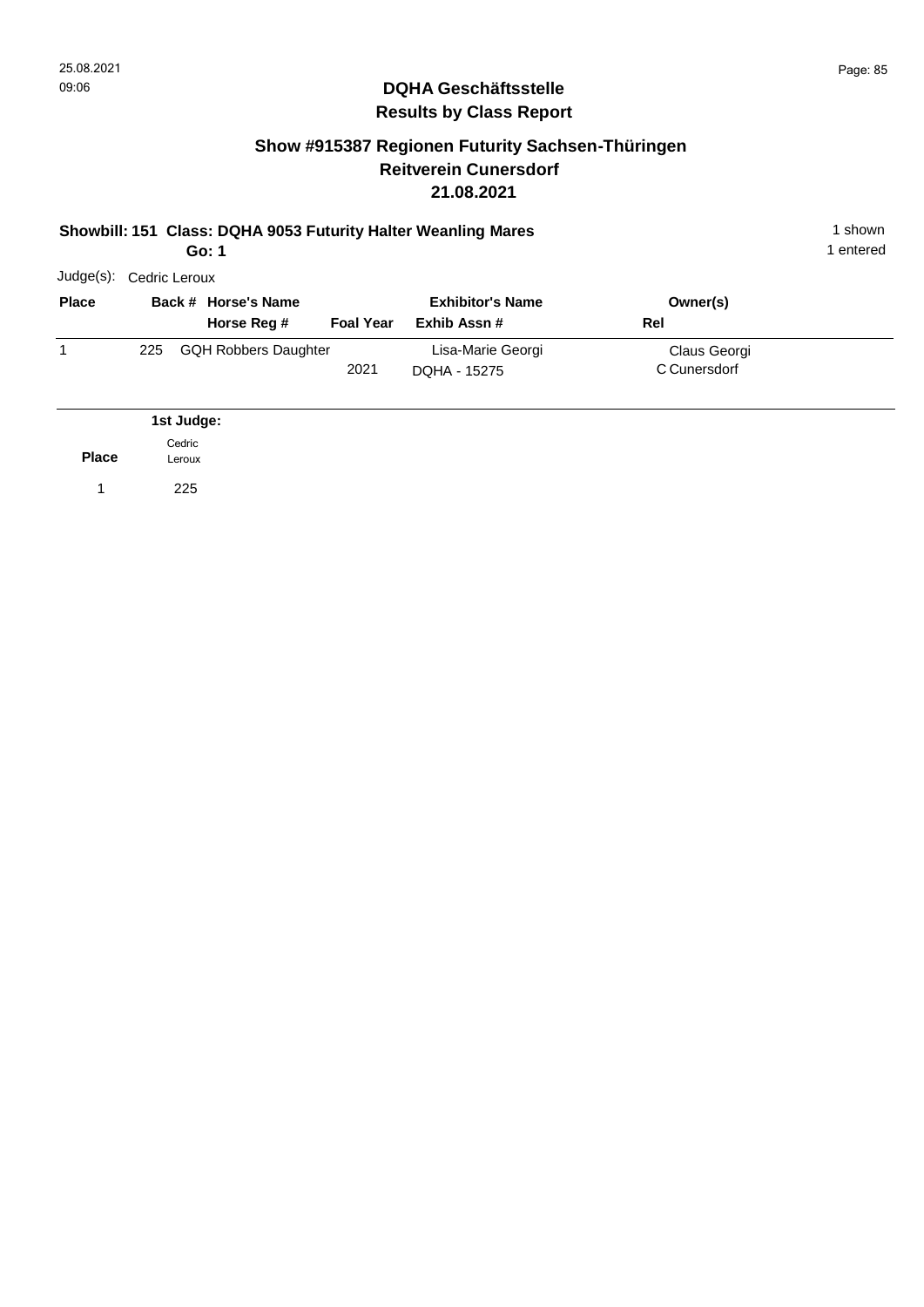## DQHA Geschäftsstelle
## Results by Class Report

### Show #915387 Regionen Futurity Sachsen-Thüringen
### Reitverein Cunersdorf
### 21.08.2021

**Showbill: 151 Class: DQHA 9053 Futurity Halter Weanling Mares**
**Go: 1**

1 shown
1 entered

Judge(s): Cedric Leroux

| Place | Back # | Horse's Name / Horse Reg # | Foal Year | Exhibitor's Name / Exhib Assn # | Owner(s) / Rel |
|---|---|---|---|---|---|
| 1 | 225 | GQH Robbers Daughter | 2021 | Lisa-Marie Georgi / DQHA - 15275 | Claus Georgi / C Cunersdorf |

| Place | 1st Judge: Cedric Leroux |
|---|---|
| 1 | 225 |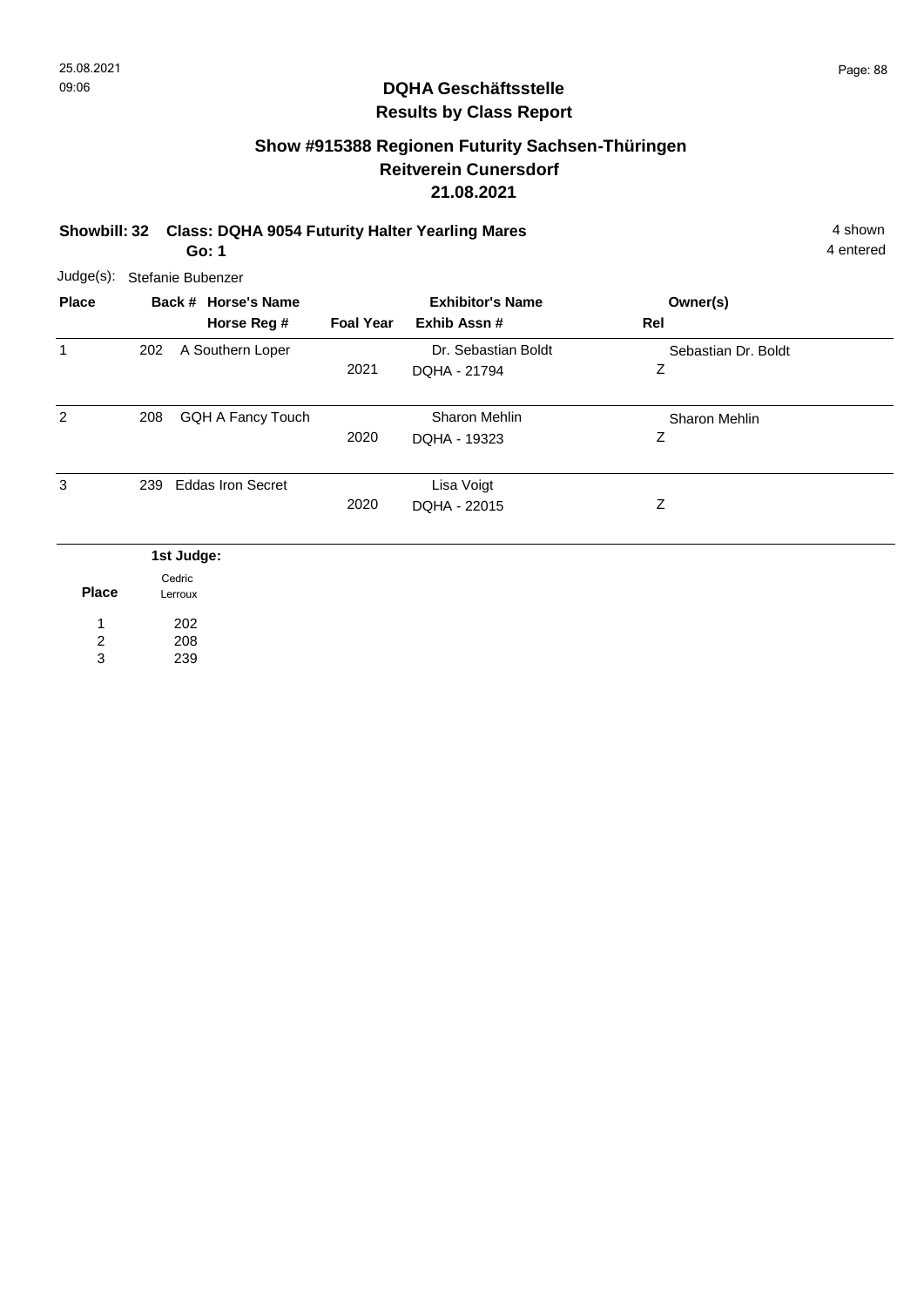## DQHA Geschäftsstelle
## Results by Class Report

### Show #915388 Regionen Futurity Sachsen-Thüringen
### Reitverein Cunersdorf
### 21.08.2021

**Showbill: 32 Class: DQHA 9054 Futurity Halter Yearling Mares** 4 shown
**Go: 1** 4 entered

Judge(s): Stefanie Bubenzer

| Place | Back # | Horse's Name / Horse Reg # | Foal Year | Exhibitor's Name / Exhib Assn # | Owner(s) / Rel |
|---|---|---|---|---|---|
| 1 | 202 | A Southern Loper | 2021 | Dr. Sebastian Boldt / DQHA - 21794 | Sebastian Dr. Boldt / Z |
| 2 | 208 | GQH A Fancy Touch | 2020 | Sharon Mehlin / DQHA - 19323 | Sharon Mehlin / Z |
| 3 | 239 | Eddas Iron Secret | 2020 | Lisa Voigt / DQHA - 22015 | Z |

**1st Judge:**

| Place | Cedric Lerroux |
|---|---|
| 1 | 202 |
| 2 | 208 |
| 3 | 239 |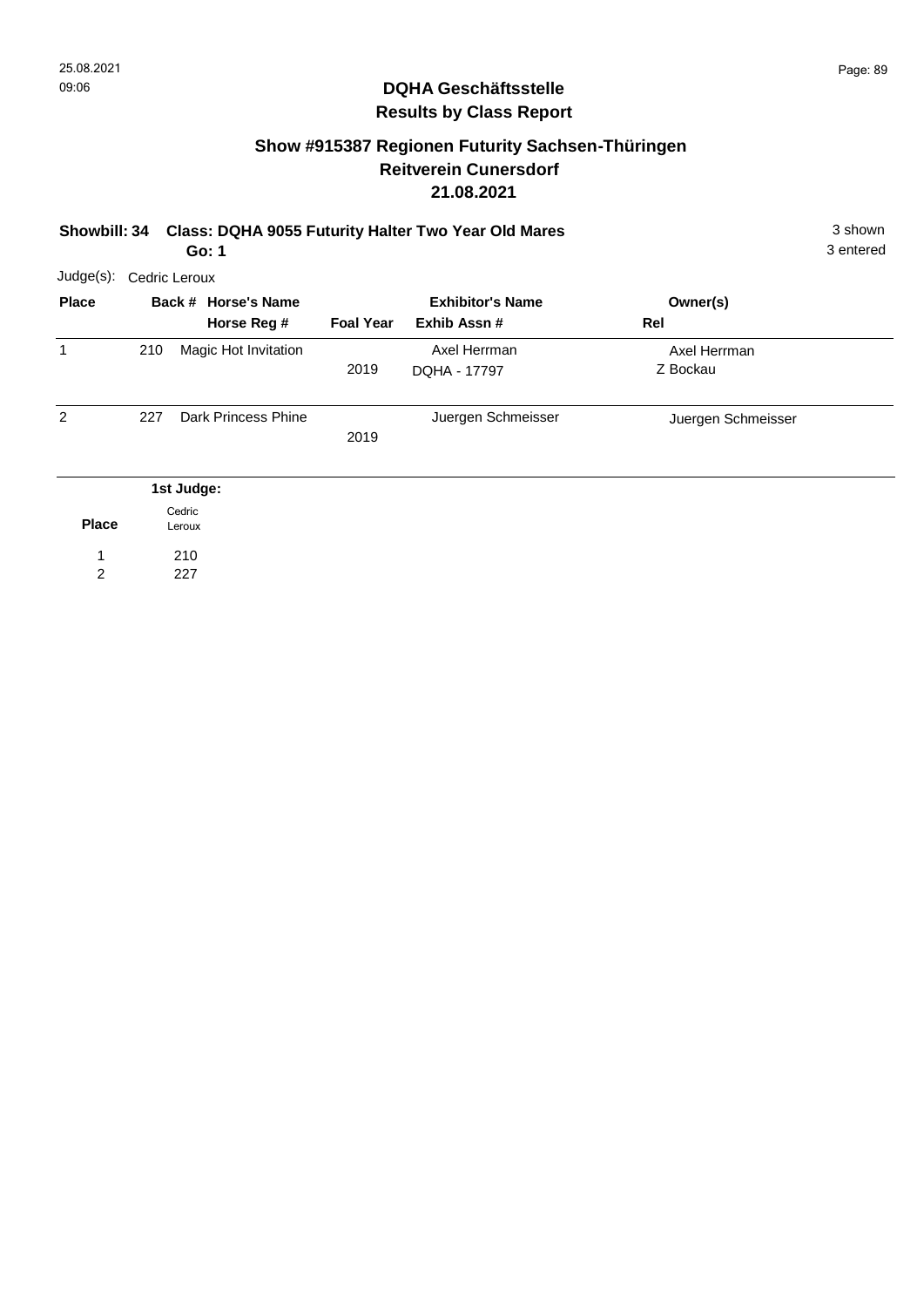## DQHA Geschäftsstelle
## Results by Class Report

### Show #915387 Regionen Futurity Sachsen-Thüringen
### Reitverein Cunersdorf
### 21.08.2021

**Showbill: 34 Class: DQHA 9055 Futurity Halter Two Year Old Mares** 3 shown
**Go: 1** 3 entered

Judge(s): Cedric Leroux

| Place | Back # | Horse's Name / Horse Reg # | Foal Year | Exhibitor's Name / Exhib Assn # | Owner(s) / Rel |
|---|---|---|---|---|---|
| 1 | 210 | Magic Hot Invitation | 2019 | Axel Herrman<br>DQHA - 17797 | Axel Herrman<br>Z Bockau |
| 2 | 227 | Dark Princess Phine | 2019 | Juergen Schmeisser | Juergen Schmeisser |

| Place | 1st Judge: Cedric Leroux |
|---|---|
| 1 | 210 |
| 2 | 227 |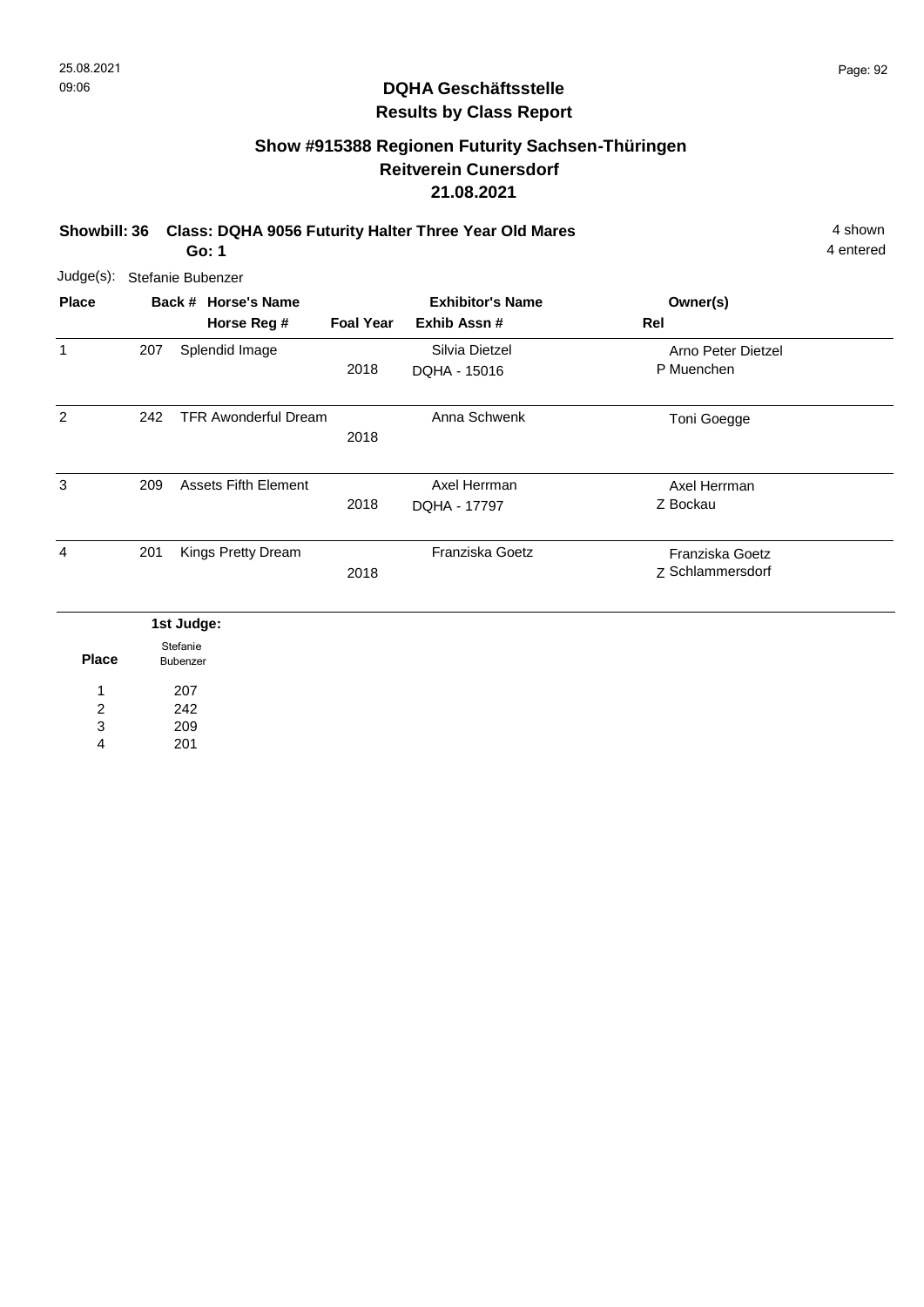## DQHA Geschäftsstelle
## Results by Class Report

### Show #915388 Regionen Futurity Sachsen-Thüringen
### Reitverein Cunersdorf
### 21.08.2021

**Showbill: 36 Class: DQHA 9056 Futurity Halter Three Year Old Mares** 4 shown

**Go: 1** 4 entered

Judge(s): Stefanie Bubenzer

| Place | Back # | Horse's Name / Horse Reg # | Foal Year | Exhibitor's Name / Exhib Assn # | Owner(s) / Rel |
|---|---|---|---|---|---|
| 1 | 207 | Splendid Image | 2018 | Silvia Dietzel<br>DQHA - 15016 | Arno Peter Dietzel<br>P Muenchen |
| 2 | 242 | TFR Awonderful Dream | 2018 | Anna Schwenk | Toni Goegge |
| 3 | 209 | Assets Fifth Element | 2018 | Axel Herrman<br>DQHA - 17797 | Axel Herrman<br>Z Bockau |
| 4 | 201 | Kings Pretty Dream | 2018 | Franziska Goetz | Franziska Goetz<br>Z Schlammersdorf |

| Place | 1st Judge: Stefanie Bubenzer |
|---|---|
| 1 | 207 |
| 2 | 242 |
| 3 | 209 |
| 4 | 201 |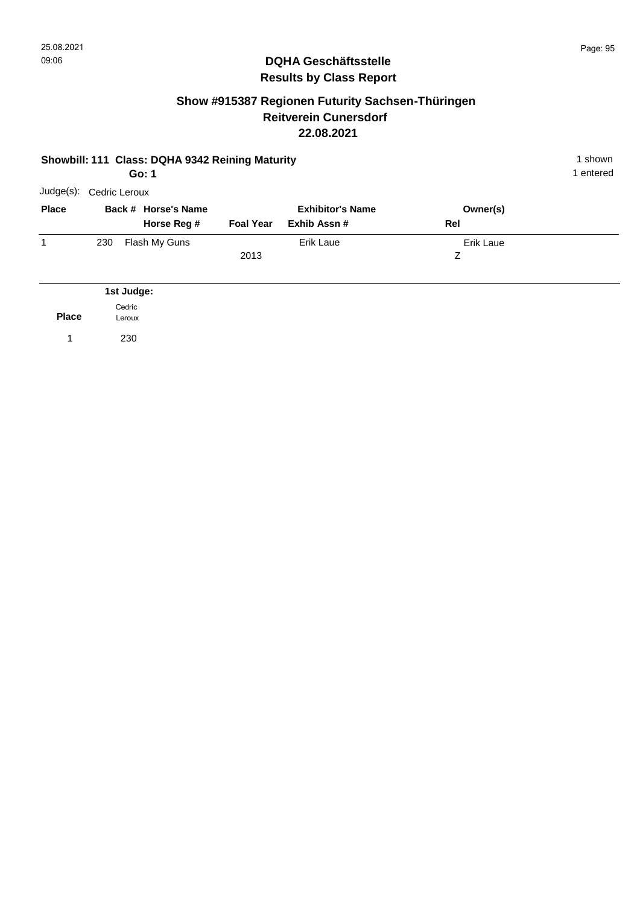# DQHA Geschäftsstelle

## Results by Class Report

### Show #915387 Regionen Futurity Sachsen-Thüringen
### Reitverein Cunersdorf
### 22.08.2021

**Showbill: 111 Class: DQHA 9342 Reining Maturity** — 1 shown, 1 entered

**Go: 1**

Judge(s): Cedric Leroux

| Place | Back # | Horse's Name / Horse Reg # | Foal Year | Exhibitor's Name / Exhib Assn # | Owner(s) / Rel |
|---|---|---|---|---|---|
| 1 | 230 | Flash My Guns | 2013 | Erik Laue | Erik Laue<br>Z |

| Place | 1st Judge: Cedric Leroux |
|---|---|
| 1 | 230 |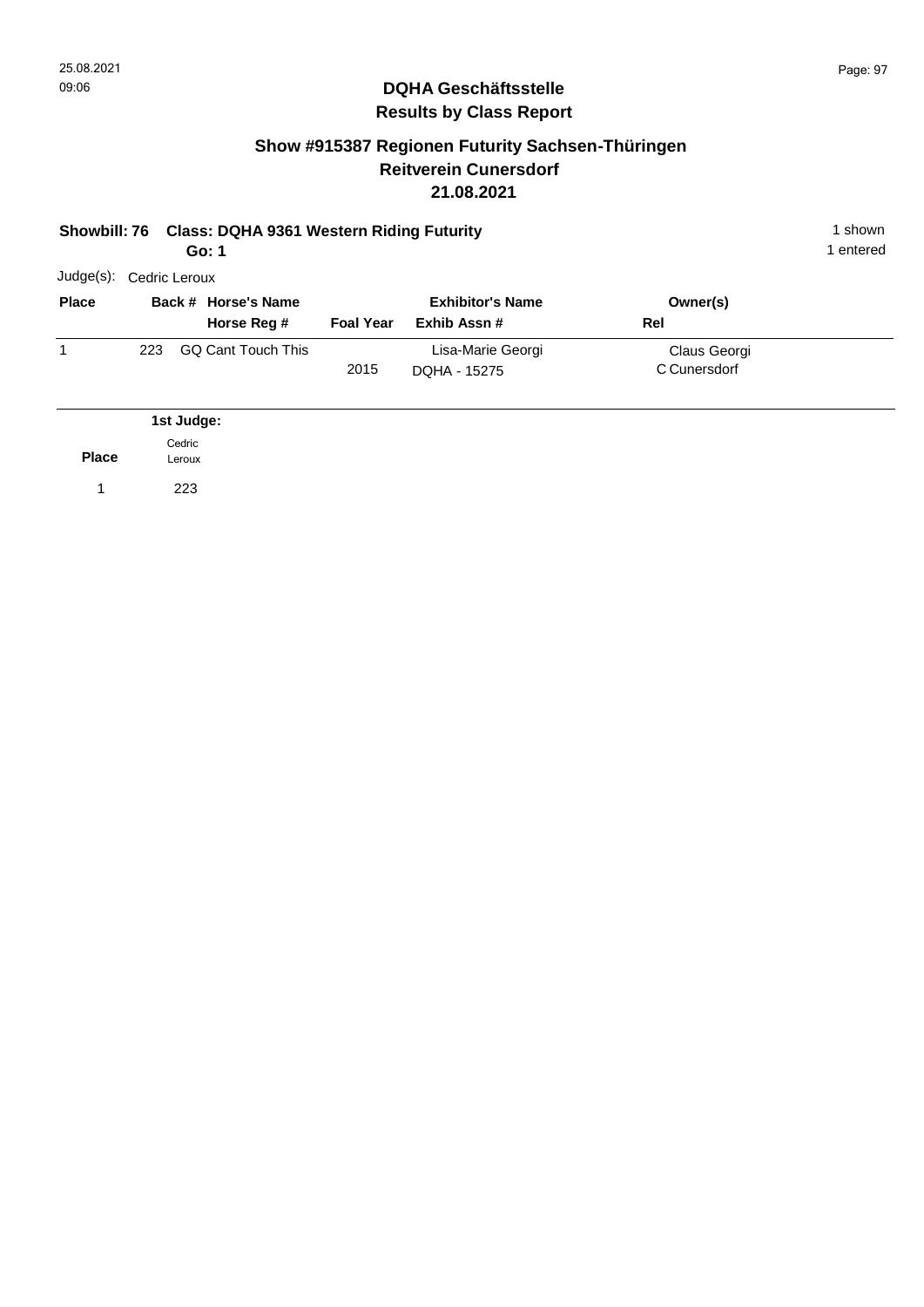## DQHA Geschäftsstelle
## Results by Class Report

### Show #915387 Regionen Futurity Sachsen-Thüringen
### Reitverein Cunersdorf
### 21.08.2021

**Showbill: 76 Class: DQHA 9361 Western Riding Futurity** 1 shown
**Go: 1** 1 entered

Judge(s): Cedric Leroux

| Place | Back # | Horse's Name / Horse Reg # | Foal Year | Exhibitor's Name / Exhib Assn # | Owner(s) / Rel |
|---|---|---|---|---|---|
| 1 | 223 | GQ Cant Touch This | 2015 | Lisa-Marie Georgi / DQHA - 15275 | Claus Georgi / C Cunersdorf |

| Place | 1st Judge: Cedric Leroux |
|---|---|
| 1 | 223 |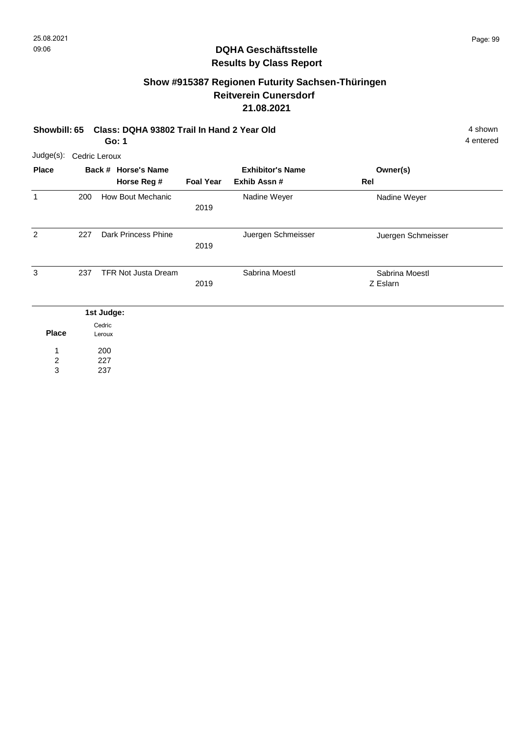## DQHA Geschäftsstelle
## Results by Class Report

### Show #915387 Regionen Futurity Sachsen-Thüringen
### Reitverein Cunersdorf
### 21.08.2021

**Showbill: 65** **Class: DQHA 93802 Trail In Hand 2 Year Old** 4 shown

**Go: 1** 4 entered

Judge(s): Cedric Leroux

| Place | Back # | Horse's Name / Horse Reg # | Foal Year | Exhibitor's Name / Exhib Assn # | Owner(s) / Rel |
|---|---|---|---|---|---|
| 1 | 200 | How Bout Mechanic | 2019 | Nadine Weyer | Nadine Weyer |
| 2 | 227 | Dark Princess Phine | 2019 | Juergen Schmeisser | Juergen Schmeisser |
| 3 | 237 | TFR Not Justa Dream | 2019 | Sabrina Moestl | Sabrina Moestl<br>Z Eslarn |

| Place | 1st Judge: Cedric Leroux |
|---|---|
| 1 | 200 |
| 2 | 227 |
| 3 | 237 |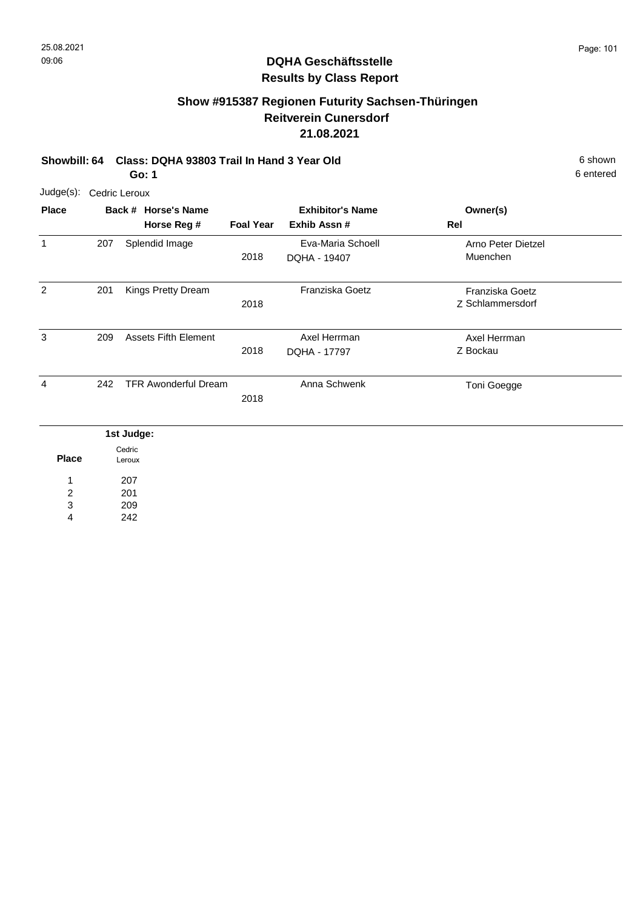## DQHA Geschäftsstelle
## Results by Class Report

### Show #915387 Regionen Futurity Sachsen-Thüringen
### Reitverein Cunersdorf
### 21.08.2021

**Showbill: 64 Class: DQHA 93803 Trail In Hand 3 Year Old** 6 shown
**Go: 1** 6 entered

Judge(s): Cedric Leroux

| Place | Back # | Horse's Name / Horse Reg # | Foal Year | Exhibitor's Name / Exhib Assn # | Rel | Owner(s) |
|---|---|---|---|---|---|---|
| 1 | 207 | Splendid Image | 2018 | Eva-Maria Schoell<br>DQHA - 19407 | | Arno Peter Dietzel<br>Muenchen |
| 2 | 201 | Kings Pretty Dream | 2018 | Franziska Goetz | Z | Franziska Goetz<br>Schlammersdorf |
| 3 | 209 | Assets Fifth Element | 2018 | Axel Herrman<br>DQHA - 17797 | Z | Axel Herrman<br>Bockau |
| 4 | 242 | TFR Awonderful Dream | 2018 | Anna Schwenk | | Toni Goegge |

| Place | 1st Judge: Cedric Leroux |
|---|---|
| 1 | 207 |
| 2 | 201 |
| 3 | 209 |
| 4 | 242 |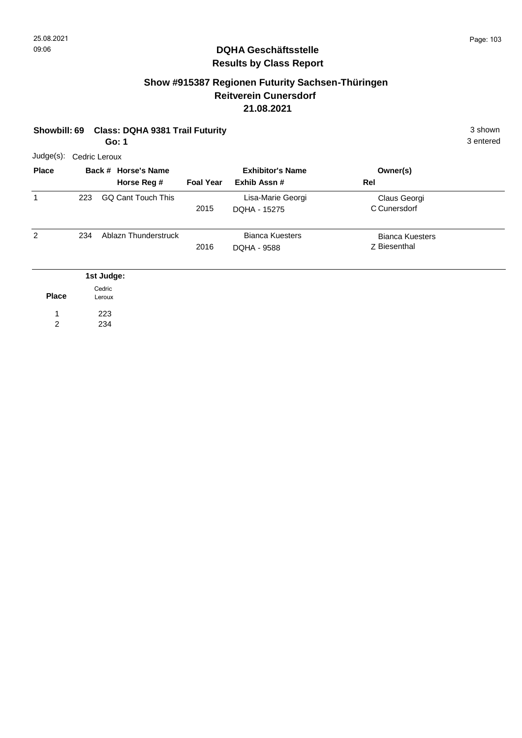## DQHA Geschäftsstelle
## Results by Class Report

### Show #915387 Regionen Futurity Sachsen-Thüringen
### Reitverein Cunersdorf
### 21.08.2021

**Showbill: 69 Class: DQHA 9381 Trail Futurity** 3 shown
**Go: 1** 3 entered

Judge(s): Cedric Leroux

| Place | Back # | Horse's Name / Horse Reg # | Foal Year | Exhibitor's Name / Exhib Assn # | Owner(s) / Rel |
|---|---|---|---|---|---|
| 1 | 223 | GQ Cant Touch This | 2015 | Lisa-Marie Georgi<br>DQHA - 15275 | Claus Georgi<br>C Cunersdorf |
| 2 | 234 | Ablazn Thunderstruck | 2016 | Bianca Kuesters<br>DQHA - 9588 | Bianca Kuesters<br>Z Biesenthal |

| Place | 1st Judge: Cedric Leroux |
|---|---|
| 1 | 223 |
| 2 | 234 |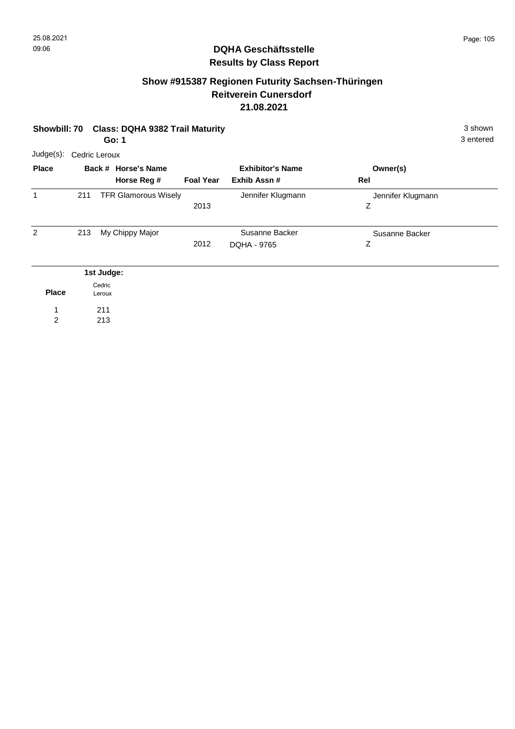## DQHA Geschäftsstelle
## Results by Class Report

### Show #915387 Regionen Futurity Sachsen-Thüringen
### Reitverein Cunersdorf
### 21.08.2021

**Showbill: 70 Class: DQHA 9382 Trail Maturity** 3 shown

**Go: 1** 3 entered

Judge(s): Cedric Leroux

| Place | Back # | Horse's Name / Horse Reg # | Foal Year | Exhibitor's Name / Exhib Assn # | Owner(s) / Rel |
|---|---|---|---|---|---|
| 1 | 211 | TFR Glamorous Wisely | 2013 | Jennifer Klugmann | Jennifer Klugmann<br>Z |
| 2 | 213 | My Chippy Major | 2012 | Susanne Backer<br>DQHA - 9765 | Susanne Backer<br>Z |

**1st Judge:**

| Place | Cedric Leroux |
|---|---|
| 1 | 211 |
| 2 | 213 |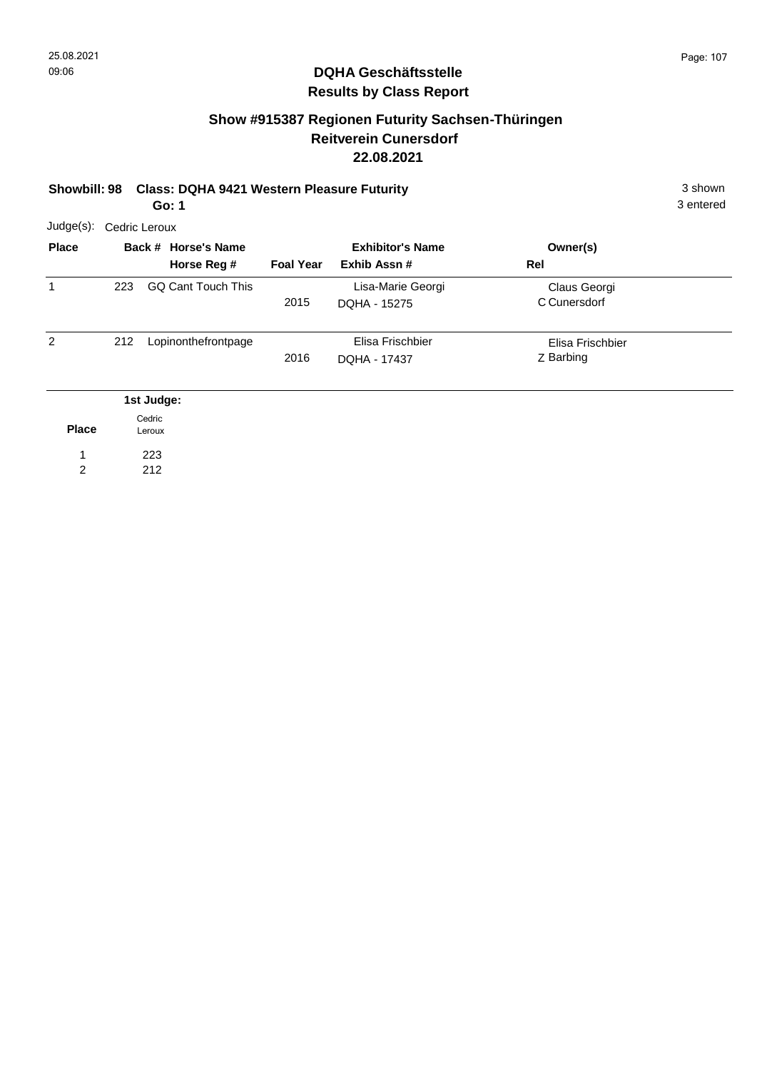## DQHA Geschäftsstelle
## Results by Class Report

### Show #915387 Regionen Futurity Sachsen-Thüringen
### Reitverein Cunersdorf
### 22.08.2021

**Showbill: 98 Class: DQHA 9421 Western Pleasure Futurity** 3 shown

**Go: 1** 3 entered

Judge(s): Cedric Leroux

| Place | Back # | Horse's Name / Horse Reg # | Foal Year | Exhibitor's Name / Exhib Assn # | Owner(s) / Rel |
|---|---|---|---|---|---|
| 1 | 223 | GQ Cant Touch This | 2015 | Lisa-Marie Georgi / DQHA - 15275 | Claus Georgi / C Cunersdorf |
| 2 | 212 | Lopinonthefrontpage | 2016 | Elisa Frischbier / DQHA - 17437 | Elisa Frischbier / Z Barbing |

| Place | 1st Judge: Cedric Leroux |
|---|---|
| 1 | 223 |
| 2 | 212 |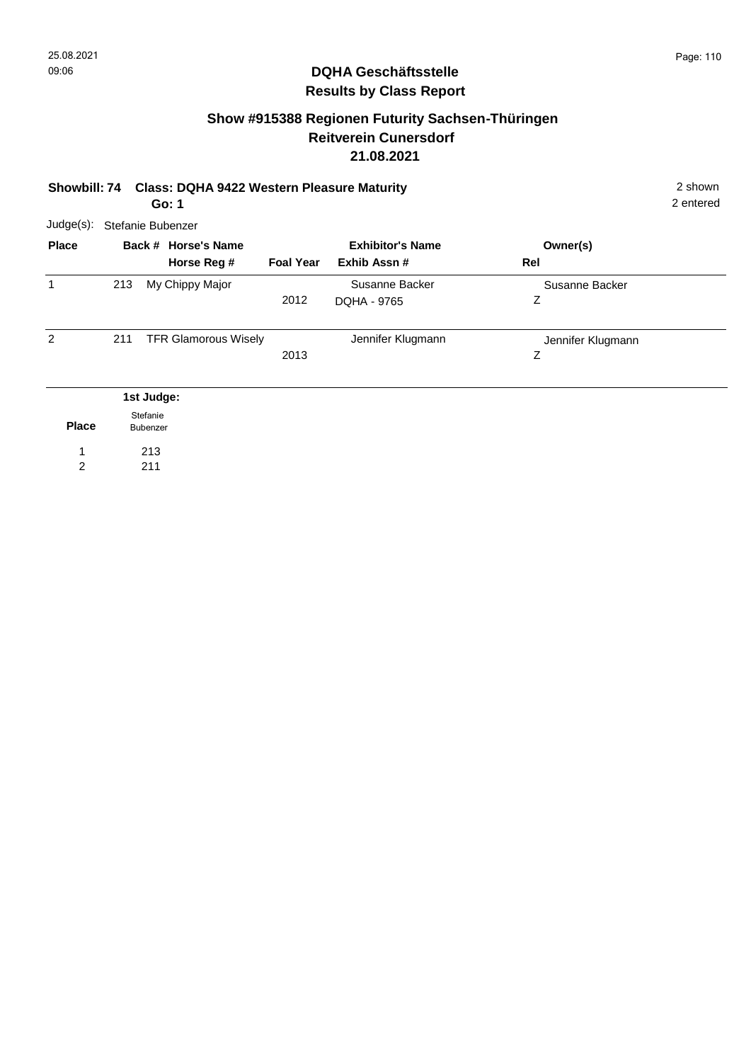## DQHA Geschäftsstelle
## Results by Class Report

### Show #915388 Regionen Futurity Sachsen-Thüringen
### Reitverein Cunersdorf
### 21.08.2021

**Showbill: 74 Class: DQHA 9422 Western Pleasure Maturity** 2 shown

**Go: 1** 2 entered

Judge(s): Stefanie Bubenzer

| Place | Back # | Horse's Name / Horse Reg # | Foal Year | Exhibitor's Name / Exhib Assn # | Owner(s) / Rel |
|---|---|---|---|---|---|
| 1 | 213 | My Chippy Major | 2012 | Susanne Backer<br>DQHA - 9765 | Susanne Backer<br>Z |
| 2 | 211 | TFR Glamorous Wisely | 2013 | Jennifer Klugmann | Jennifer Klugmann<br>Z |

| Place | 1st Judge: Stefanie Bubenzer |
|---|---|
| 1 | 213 |
| 2 | 211 |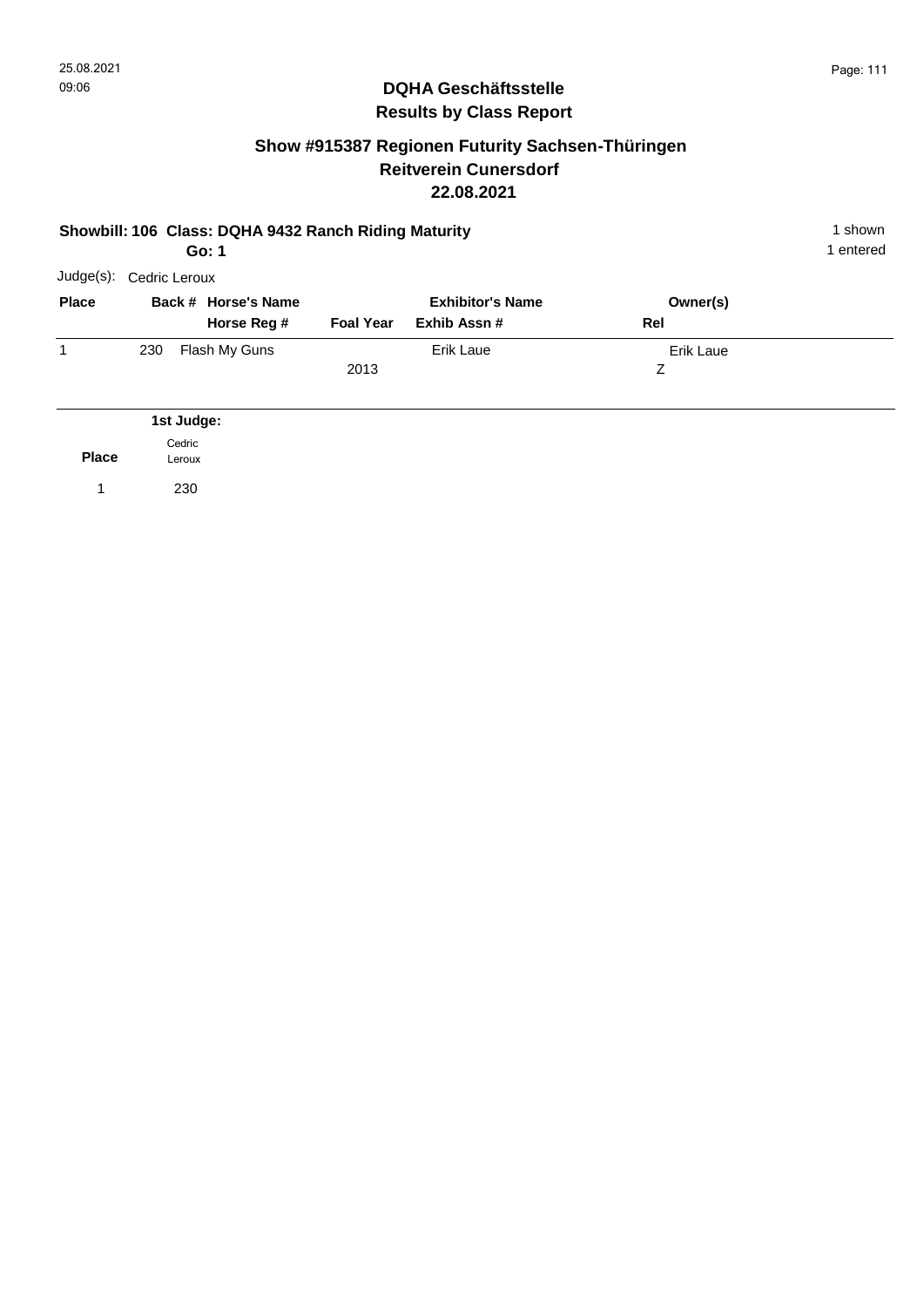## DQHA Geschäftsstelle
## Results by Class Report

### Show #915387 Regionen Futurity Sachsen-Thüringen
### Reitverein Cunersdorf
### 22.08.2021

**Showbill: 106 Class: DQHA 9432 Ranch Riding Maturity** 1 shown
**Go: 1** 1 entered

Judge(s): Cedric Leroux

| Place | Back # | Horse's Name / Horse Reg # | Foal Year | Exhibitor's Name / Exhib Assn # | Owner(s) / Rel |
|---|---|---|---|---|---|
| 1 | 230 | Flash My Guns | 2013 | Erik Laue | Erik Laue / Z |

| Place | 1st Judge: Cedric Leroux |
|---|---|
| 1 | 230 |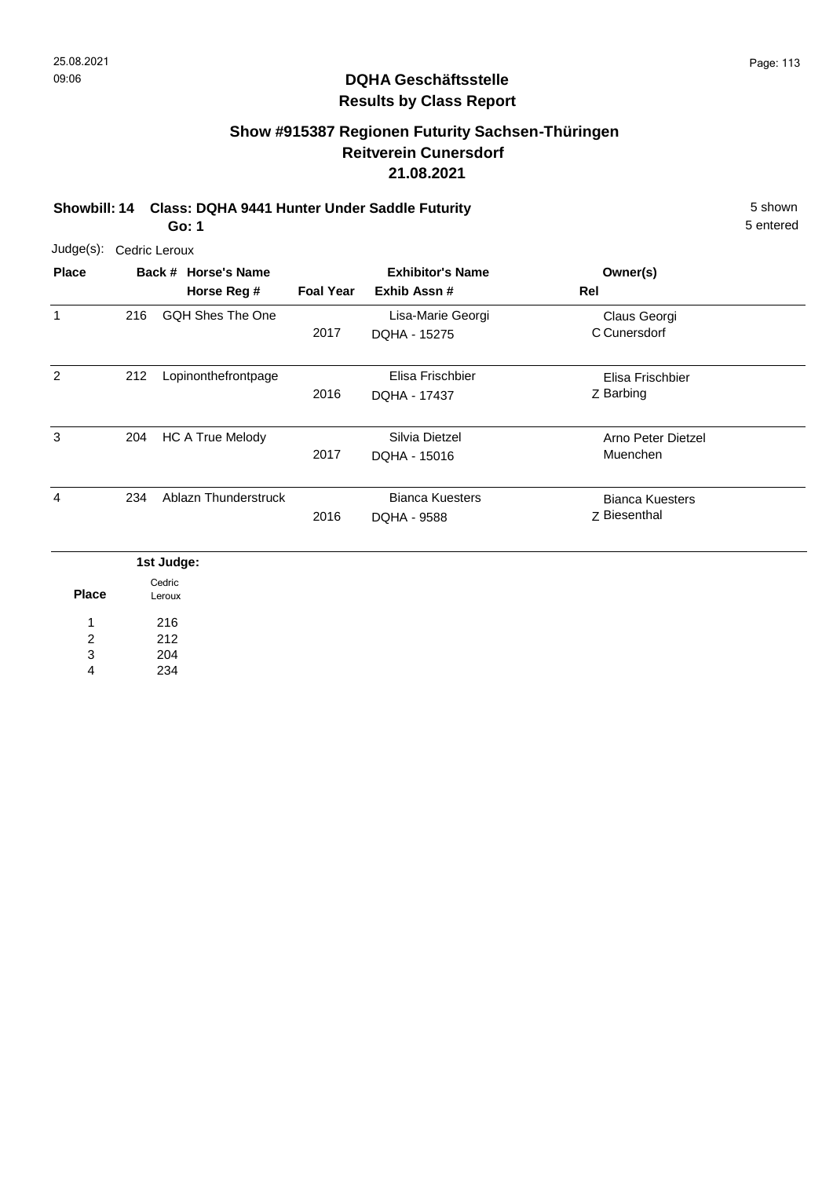## DQHA Geschäftsstelle
## Results by Class Report

### Show #915387 Regionen Futurity Sachsen-Thüringen
### Reitverein Cunersdorf
### 21.08.2021

**Showbill: 14 Class: DQHA 9441 Hunter Under Saddle Futurity** 5 shown

**Go: 1** 5 entered

Judge(s): Cedric Leroux

| Place | Back # | Horse's Name / Horse Reg # | Foal Year | Exhibitor's Name / Exhib Assn # | Owner(s) / Rel |
|---|---|---|---|---|---|
| 1 | 216 | GQH Shes The One | 2017 | Lisa-Marie Georgi / DQHA - 15275 | Claus Georgi / C Cunersdorf |
| 2 | 212 | Lopinonthefrontpage | 2016 | Elisa Frischbier / DQHA - 17437 | Elisa Frischbier / Z Barbing |
| 3 | 204 | HC A True Melody | 2017 | Silvia Dietzel / DQHA - 15016 | Arno Peter Dietzel / Muenchen |
| 4 | 234 | Ablazn Thunderstruck | 2016 | Bianca Kuesters / DQHA - 9588 | Bianca Kuesters / Z Biesenthal |

| Place | 1st Judge: Cedric Leroux |
|---|---|
| 1 | 216 |
| 2 | 212 |
| 3 | 204 |
| 4 | 234 |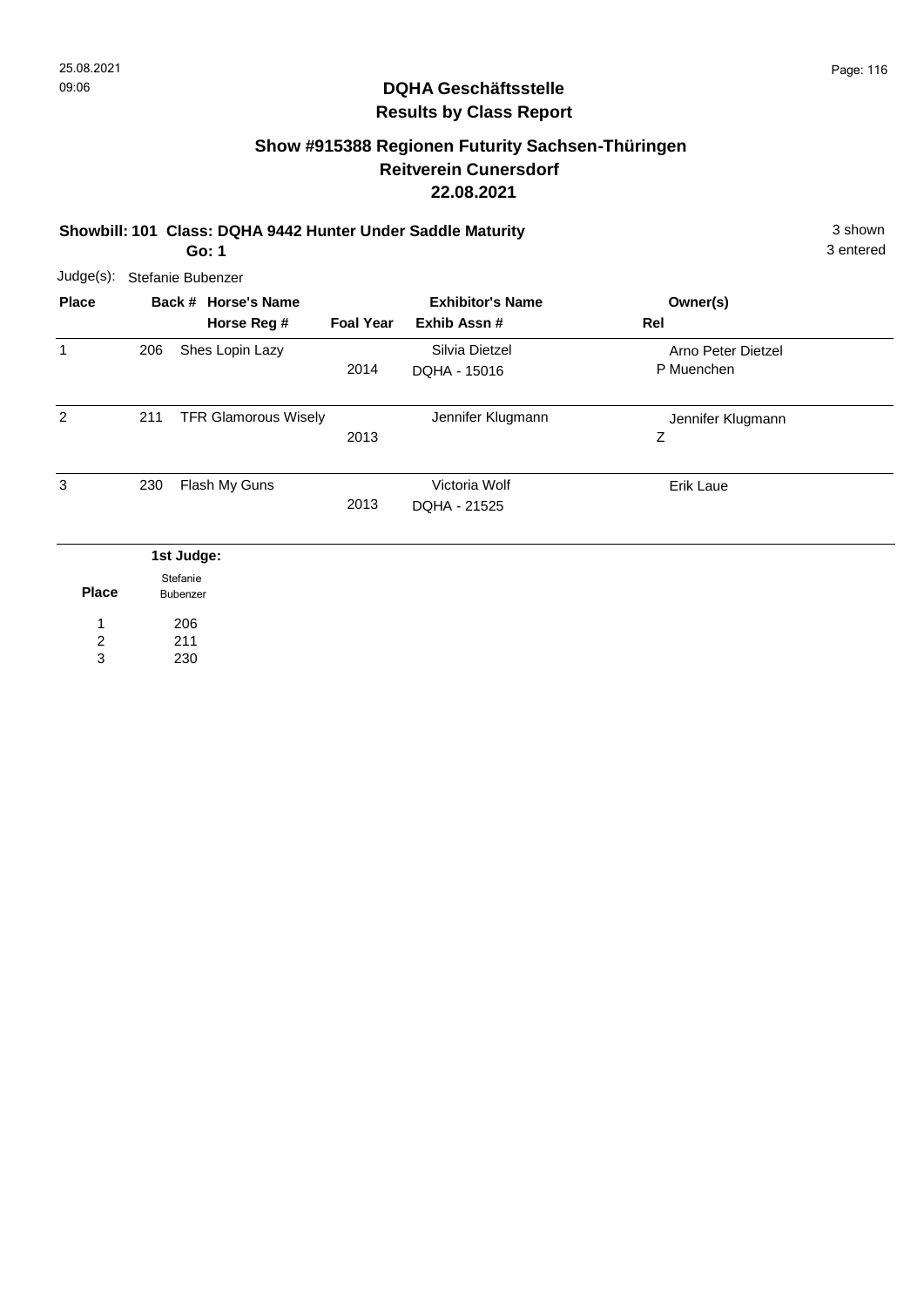## DQHA Geschäftsstelle
## Results by Class Report

### Show #915388 Regionen Futurity Sachsen-Thüringen
### Reitverein Cunersdorf
### 22.08.2021

**Showbill: 101 Class: DQHA 9442 Hunter Under Saddle Maturity** 3 shown

**Go: 1** 3 entered

Judge(s): Stefanie Bubenzer

| Place | Back # | Horse's Name / Horse Reg # | Foal Year | Exhibitor's Name / Exhib Assn # | Owner(s) / Rel |
|---|---|---|---|---|---|
| 1 | 206 | Shes Lopin Lazy | 2014 | Silvia Dietzel / DQHA - 15016 | Arno Peter Dietzel / P Muenchen |
| 2 | 211 | TFR Glamorous Wisely | 2013 | Jennifer Klugmann | Jennifer Klugmann / Z |
| 3 | 230 | Flash My Guns | 2013 | Victoria Wolf / DQHA - 21525 | Erik Laue |

| Place | 1st Judge: Stefanie Bubenzer |
|---|---|
| 1 | 206 |
| 2 | 211 |
| 3 | 230 |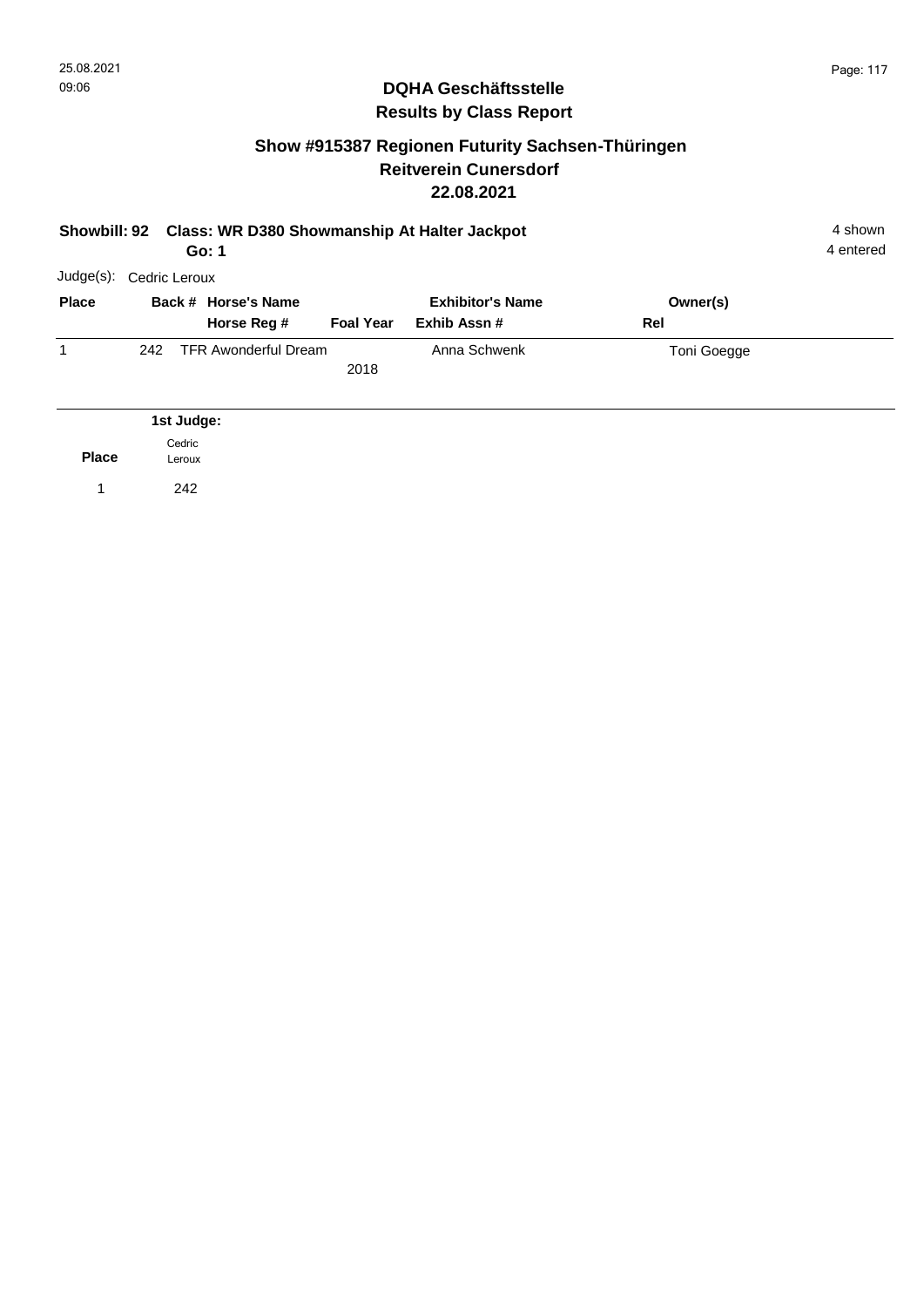# DQHA Geschäftsstelle
## Results by Class Report

### Show #915387 Regionen Futurity Sachsen-Thüringen
### Reitverein Cunersdorf
### 22.08.2021

**Showbill: 92 Class: WR D380 Showmanship At Halter Jackpot** 4 shown
**Go: 1** 4 entered

Judge(s): Cedric Leroux

| Place | Back # | Horse's Name / Horse Reg # | Foal Year | Exhibitor's Name / Exhib Assn # | Owner(s) / Rel |
|---|---|---|---|---|---|
| 1 | 242 | TFR Awonderful Dream | 2018 | Anna Schwenk | Toni Goegge |

| Place | 1st Judge: Cedric Leroux |
|---|---|
| 1 | 242 |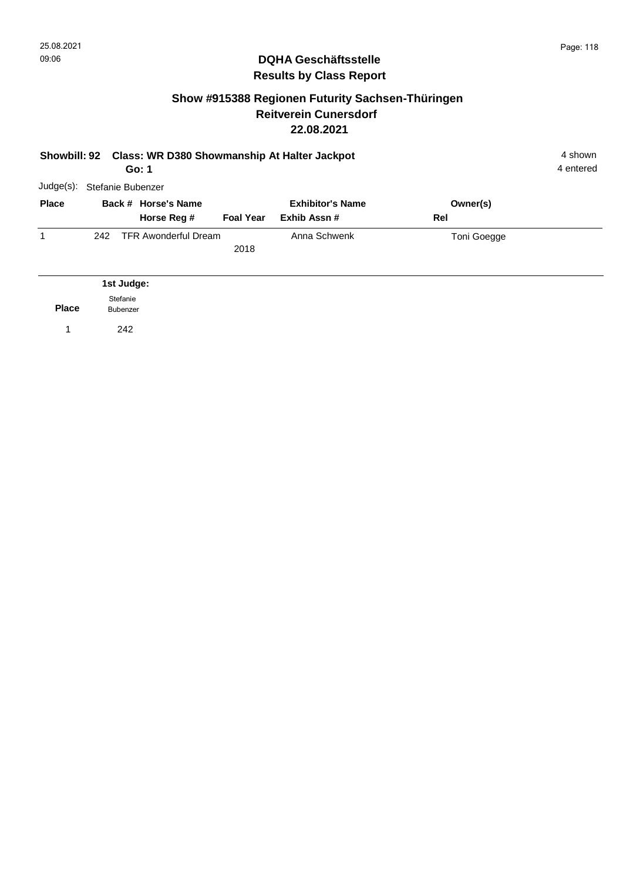## DQHA Geschäftsstelle
## Results by Class Report

### Show #915388 Regionen Futurity Sachsen-Thüringen
### Reitverein Cunersdorf
### 22.08.2021

**Showbill: 92 Class: WR D380 Showmanship At Halter Jackpot** 4 shown
**Go: 1** 4 entered

Judge(s): Stefanie Bubenzer

| Place | Back # | Horse's Name / Horse Reg # | Foal Year | Exhibitor's Name / Exhib Assn # | Owner(s) / Rel |
|---|---|---|---|---|---|
| 1 | 242 | TFR Awonderful Dream | 2018 | Anna Schwenk | Toni Goegge |

| Place | 1st Judge: Stefanie Bubenzer |
|---|---|
| 1 | 242 |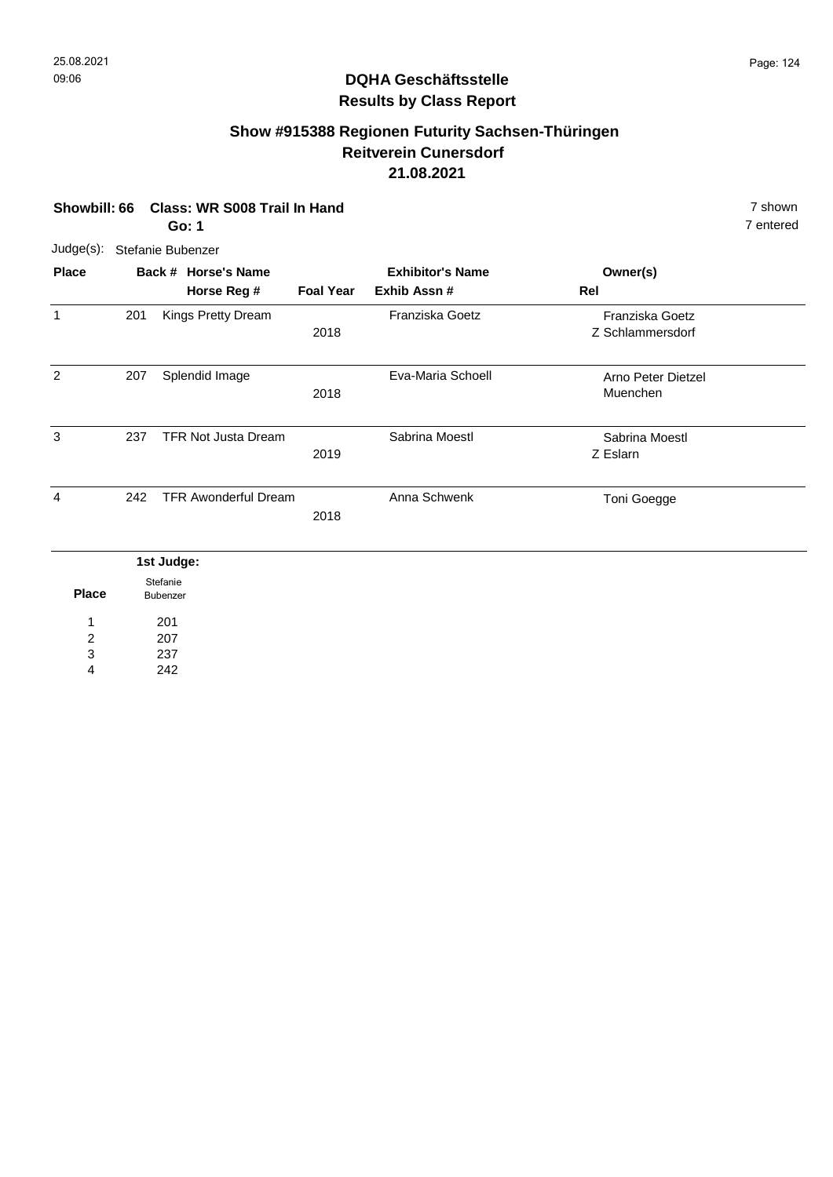# DQHA Geschäftsstelle
## Results by Class Report

### Show #915388 Regionen Futurity Sachsen-Thüringen
### Reitverein Cunersdorf
### 21.08.2021

**Showbill: 66 Class: WR S008 Trail In Hand** 7 shown
**Go: 1** 7 entered

Judge(s): Stefanie Bubenzer

| Place | Back # | Horse's Name / Horse Reg # | Foal Year | Exhibitor's Name / Exhib Assn # | Owner(s) / Rel |
|---|---|---|---|---|---|
| 1 | 201 | Kings Pretty Dream | 2018 | Franziska Goetz | Franziska Goetz Z Schlammersdorf |
| 2 | 207 | Splendid Image | 2018 | Eva-Maria Schoell | Arno Peter Dietzel Muenchen |
| 3 | 237 | TFR Not Justa Dream | 2019 | Sabrina Moestl | Sabrina Moestl Z Eslarn |
| 4 | 242 | TFR Awonderful Dream | 2018 | Anna Schwenk | Toni Goegge |

| Place | 1st Judge: Stefanie Bubenzer |
|---|---|
| 1 | 201 |
| 2 | 207 |
| 3 | 237 |
| 4 | 242 |